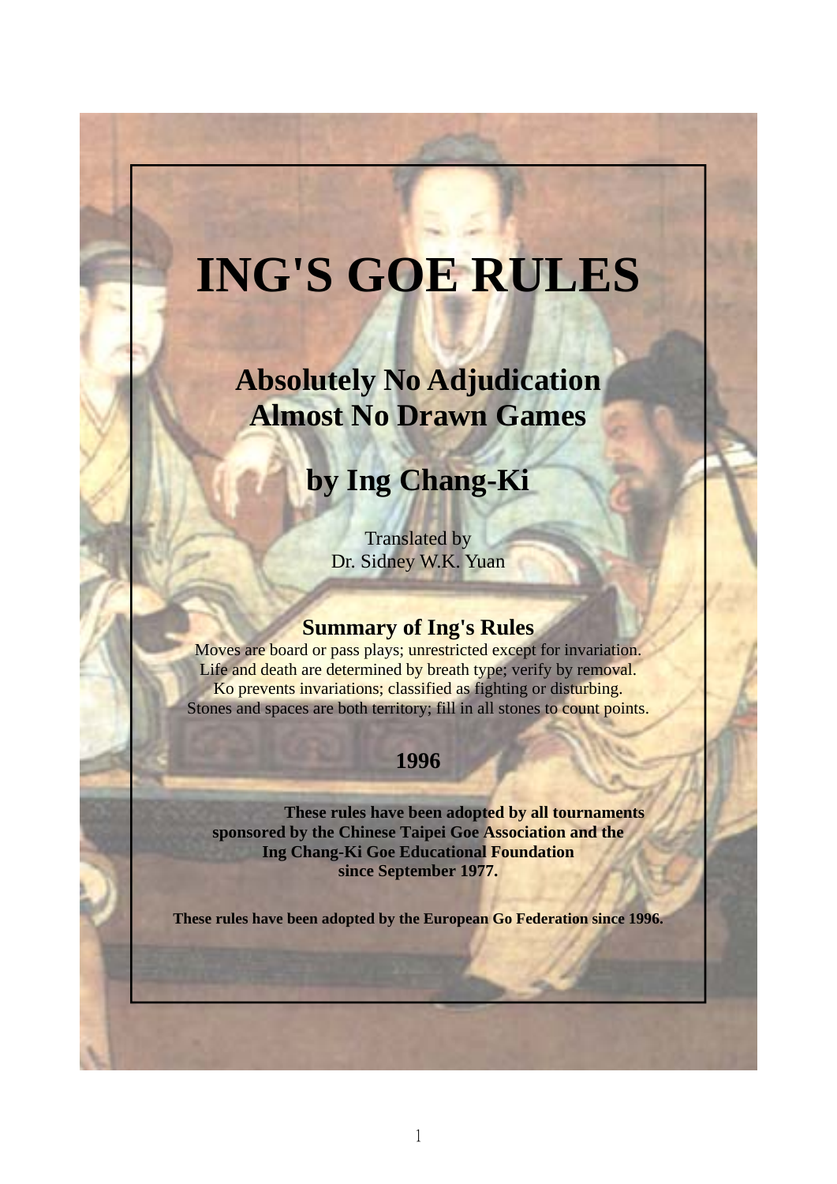# ING'S GOE RULES

## Absolutely No Adjudication
## Almost No Drawn Games

## by Ing Chang-Ki

Translated by
Dr. Sidney W.K. Yuan

### Summary of Ing's Rules

Moves are board or pass plays; unrestricted except for invariation.
Life and death are determined by breath type; verify by removal.
Ko prevents invariations; classified as fighting or disturbing.
Stones and spaces are both territory; fill in all stones to count points.

**1996**

**These rules have been adopted by all tournaments sponsored by the Chinese Taipei Goe Association and the Ing Chang-Ki Goe Educational Foundation since September 1977.**

**These rules have been adopted by the European Go Federation since 1996.**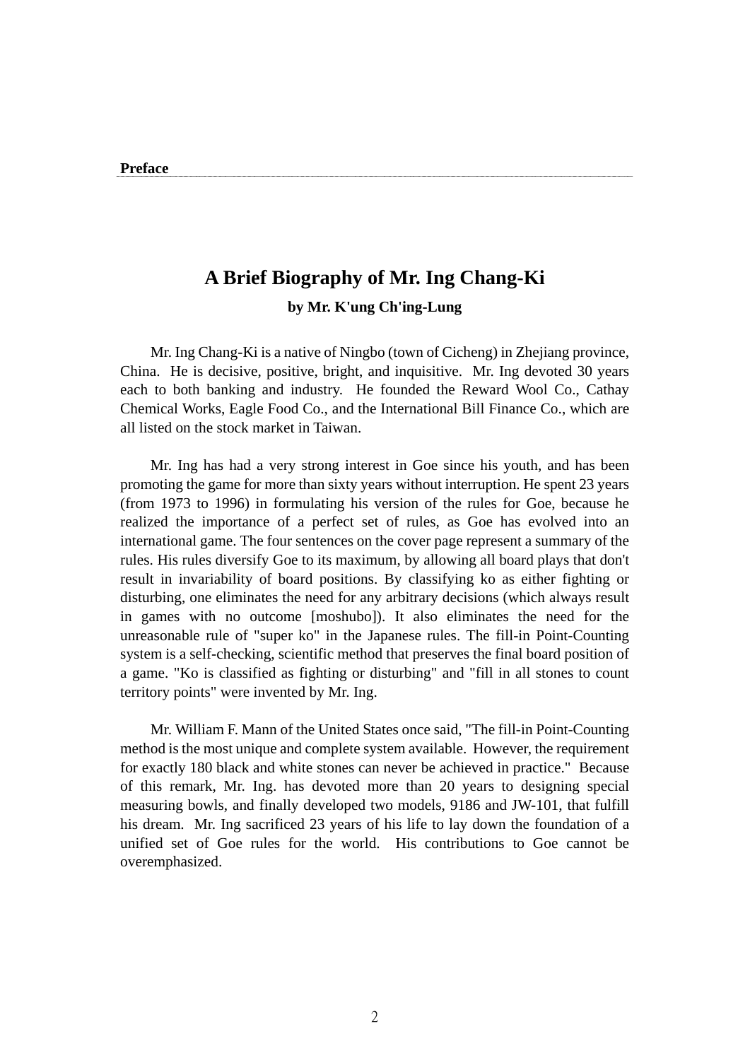**Preface**

# A Brief Biography of Mr. Ing Chang-Ki

**by Mr. K'ung Ch'ing-Lung**

Mr. Ing Chang-Ki is a native of Ningbo (town of Cicheng) in Zhejiang province, China. He is decisive, positive, bright, and inquisitive. Mr. Ing devoted 30 years each to both banking and industry. He founded the Reward Wool Co., Cathay Chemical Works, Eagle Food Co., and the International Bill Finance Co., which are all listed on the stock market in Taiwan.

Mr. Ing has had a very strong interest in Goe since his youth, and has been promoting the game for more than sixty years without interruption. He spent 23 years (from 1973 to 1996) in formulating his version of the rules for Goe, because he realized the importance of a perfect set of rules, as Goe has evolved into an international game. The four sentences on the cover page represent a summary of the rules. His rules diversify Goe to its maximum, by allowing all board plays that don't result in invariability of board positions. By classifying ko as either fighting or disturbing, one eliminates the need for any arbitrary decisions (which always result in games with no outcome [moshubo]). It also eliminates the need for the unreasonable rule of "super ko" in the Japanese rules. The fill-in Point-Counting system is a self-checking, scientific method that preserves the final board position of a game. "Ko is classified as fighting or disturbing" and "fill in all stones to count territory points" were invented by Mr. Ing.

Mr. William F. Mann of the United States once said, "The fill-in Point-Counting method is the most unique and complete system available. However, the requirement for exactly 180 black and white stones can never be achieved in practice." Because of this remark, Mr. Ing. has devoted more than 20 years to designing special measuring bowls, and finally developed two models, 9186 and JW-101, that fulfill his dream. Mr. Ing sacrificed 23 years of his life to lay down the foundation of a unified set of Goe rules for the world. His contributions to Goe cannot be overemphasized.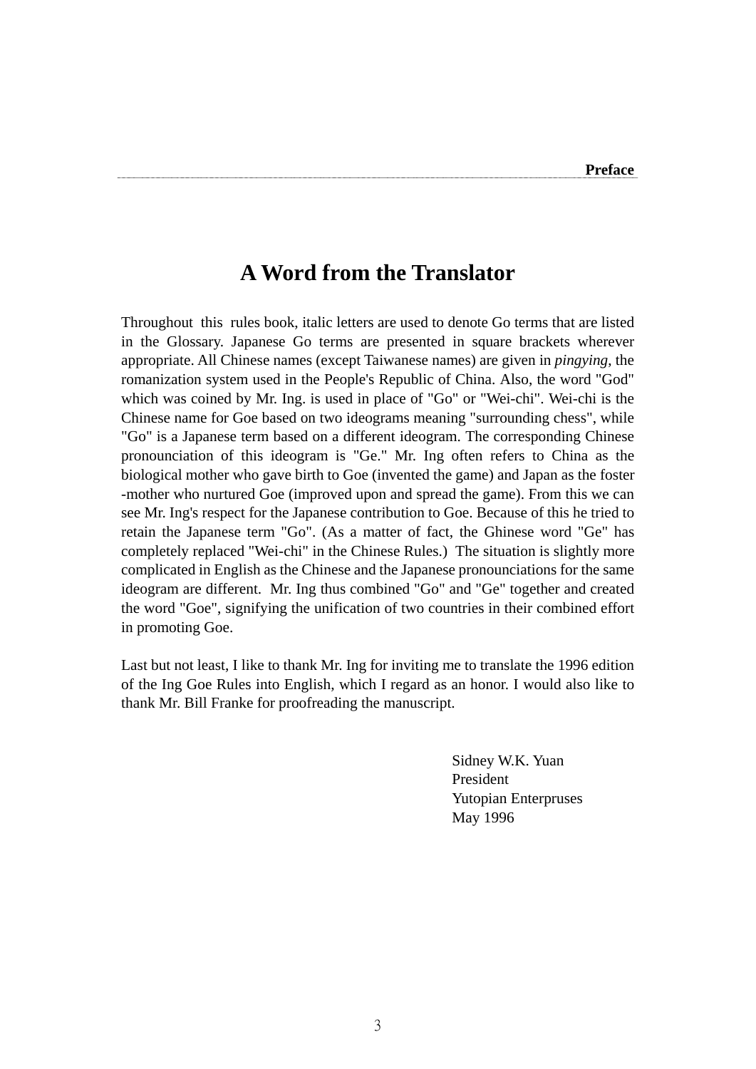# A Word from the Translator

Throughout this rules book, italic letters are used to denote Go terms that are listed in the Glossary. Japanese Go terms are presented in square brackets wherever appropriate. All Chinese names (except Taiwanese names) are given in *pingying*, the romanization system used in the People's Republic of China. Also, the word "God" which was coined by Mr. Ing. is used in place of "Go" or "Wei-chi". Wei-chi is the Chinese name for Goe based on two ideograms meaning "surrounding chess", while "Go" is a Japanese term based on a different ideogram. The corresponding Chinese pronounciation of this ideogram is "Ge." Mr. Ing often refers to China as the biological mother who gave birth to Goe (invented the game) and Japan as the foster -mother who nurtured Goe (improved upon and spread the game). From this we can see Mr. Ing's respect for the Japanese contribution to Goe. Because of this he tried to retain the Japanese term "Go". (As a matter of fact, the Ghinese word "Ge" has completely replaced "Wei-chi" in the Chinese Rules.) The situation is slightly more complicated in English as the Chinese and the Japanese pronounciations for the same ideogram are different. Mr. Ing thus combined "Go" and "Ge" together and created the word "Goe", signifying the unification of two countries in their combined effort in promoting Goe.

Last but not least, I like to thank Mr. Ing for inviting me to translate the 1996 edition of the Ing Goe Rules into English, which I regard as an honor. I would also like to thank Mr. Bill Franke for proofreading the manuscript.

Sidney W.K. Yuan
President
Yutopian Enterpruses
May 1996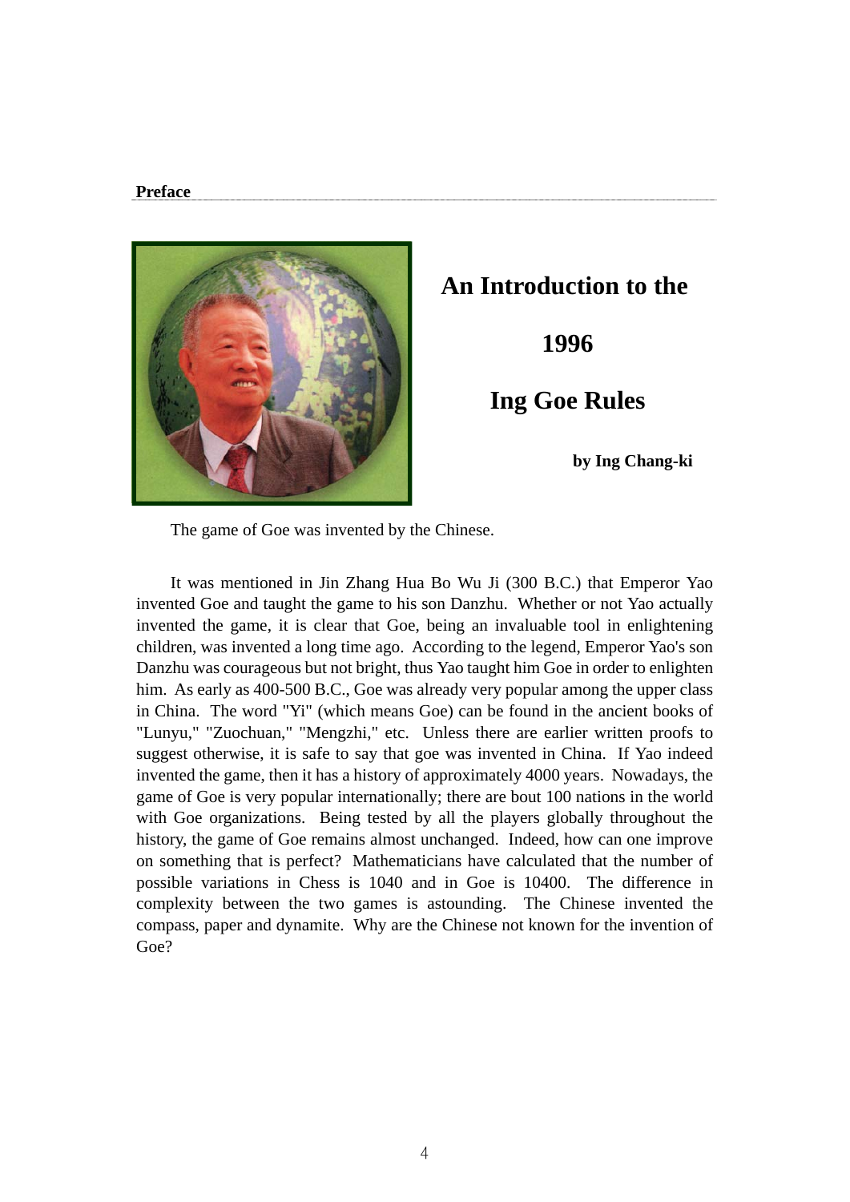**Preface**

# An Introduction to the 1996 Ing Goe Rules

**by Ing Chang-ki**

The game of Goe was invented by the Chinese.

It was mentioned in Jin Zhang Hua Bo Wu Ji (300 B.C.) that Emperor Yao invented Goe and taught the game to his son Danzhu. Whether or not Yao actually invented the game, it is clear that Goe, being an invaluable tool in enlightening children, was invented a long time ago. According to the legend, Emperor Yao's son Danzhu was courageous but not bright, thus Yao taught him Goe in order to enlighten him. As early as 400-500 B.C., Goe was already very popular among the upper class in China. The word "Yi" (which means Goe) can be found in the ancient books of "Lunyu," "Zuochuan," "Mengzhi," etc. Unless there are earlier written proofs to suggest otherwise, it is safe to say that goe was invented in China. If Yao indeed invented the game, then it has a history of approximately 4000 years. Nowadays, the game of Goe is very popular internationally; there are bout 100 nations in the world with Goe organizations. Being tested by all the players globally throughout the history, the game of Goe remains almost unchanged. Indeed, how can one improve on something that is perfect? Mathematicians have calculated that the number of possible variations in Chess is 1040 and in Goe is 10400. The difference in complexity between the two games is astounding. The Chinese invented the compass, paper and dynamite. Why are the Chinese not known for the invention of Goe?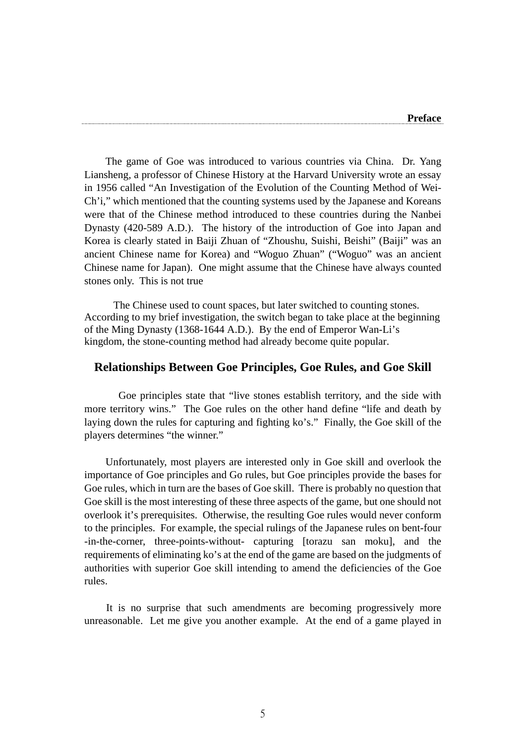## Preface

The game of Goe was introduced to various countries via China. Dr. Yang Liansheng, a professor of Chinese History at the Harvard University wrote an essay in 1956 called "An Investigation of the Evolution of the Counting Method of Wei-Ch'i," which mentioned that the counting systems used by the Japanese and Koreans were that of the Chinese method introduced to these countries during the Nanbei Dynasty (420-589 A.D.). The history of the introduction of Goe into Japan and Korea is clearly stated in Baiji Zhuan of "Zhoushu, Suishi, Beishi" (Baiji" was an ancient Chinese name for Korea) and "Woguo Zhuan" ("Woguo" was an ancient Chinese name for Japan). One might assume that the Chinese have always counted stones only. This is not true

The Chinese used to count spaces, but later switched to counting stones. According to my brief investigation, the switch began to take place at the beginning of the Ming Dynasty (1368-1644 A.D.). By the end of Emperor Wan-Li's kingdom, the stone-counting method had already become quite popular.

### Relationships Between Goe Principles, Goe Rules, and Goe Skill

Goe principles state that "live stones establish territory, and the side with more territory wins." The Goe rules on the other hand define "life and death by laying down the rules for capturing and fighting ko's." Finally, the Goe skill of the players determines "the winner."

Unfortunately, most players are interested only in Goe skill and overlook the importance of Goe principles and Go rules, but Goe principles provide the bases for Goe rules, which in turn are the bases of Goe skill. There is probably no question that Goe skill is the most interesting of these three aspects of the game, but one should not overlook it's prerequisites. Otherwise, the resulting Goe rules would never conform to the principles. For example, the special rulings of the Japanese rules on bent-four -in-the-corner, three-points-without- capturing [torazu san moku], and the requirements of eliminating ko's at the end of the game are based on the judgments of authorities with superior Goe skill intending to amend the deficiencies of the Goe rules.

It is no surprise that such amendments are becoming progressively more unreasonable. Let me give you another example. At the end of a game played in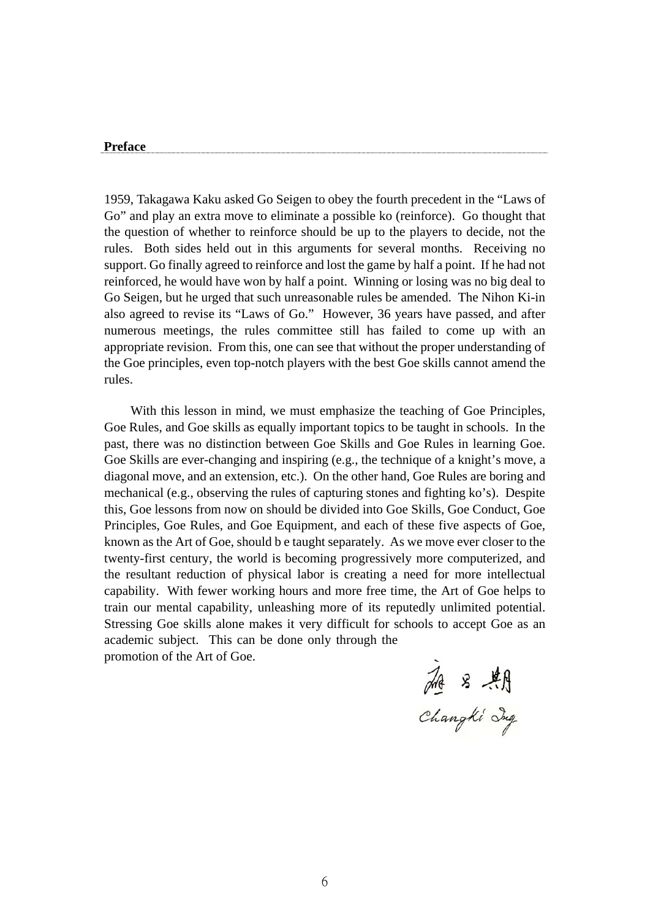**Preface**

1959, Takagawa Kaku asked Go Seigen to obey the fourth precedent in the "Laws of Go" and play an extra move to eliminate a possible ko (reinforce). Go thought that the question of whether to reinforce should be up to the players to decide, not the rules. Both sides held out in this arguments for several months. Receiving no support. Go finally agreed to reinforce and lost the game by half a point. If he had not reinforced, he would have won by half a point. Winning or losing was no big deal to Go Seigen, but he urged that such unreasonable rules be amended. The Nihon Ki-in also agreed to revise its "Laws of Go." However, 36 years have passed, and after numerous meetings, the rules committee still has failed to come up with an appropriate revision. From this, one can see that without the proper understanding of the Goe principles, even top-notch players with the best Goe skills cannot amend the rules.

With this lesson in mind, we must emphasize the teaching of Goe Principles, Goe Rules, and Goe skills as equally important topics to be taught in schools. In the past, there was no distinction between Goe Skills and Goe Rules in learning Goe. Goe Skills are ever-changing and inspiring (e.g., the technique of a knight's move, a diagonal move, and an extension, etc.). On the other hand, Goe Rules are boring and mechanical (e.g., observing the rules of capturing stones and fighting ko's). Despite this, Goe lessons from now on should be divided into Goe Skills, Goe Conduct, Goe Principles, Goe Rules, and Goe Equipment, and each of these five aspects of Goe, known as the Art of Goe, should b e taught separately. As we move ever closer to the twenty-first century, the world is becoming progressively more computerized, and the resultant reduction of physical labor is creating a need for more intellectual capability. With fewer working hours and more free time, the Art of Goe helps to train our mental capability, unleashing more of its reputedly unlimited potential. Stressing Goe skills alone makes it very difficult for schools to accept Goe as an academic subject. This can be done only through the promotion of the Art of Goe.

應昌期
Changki Ing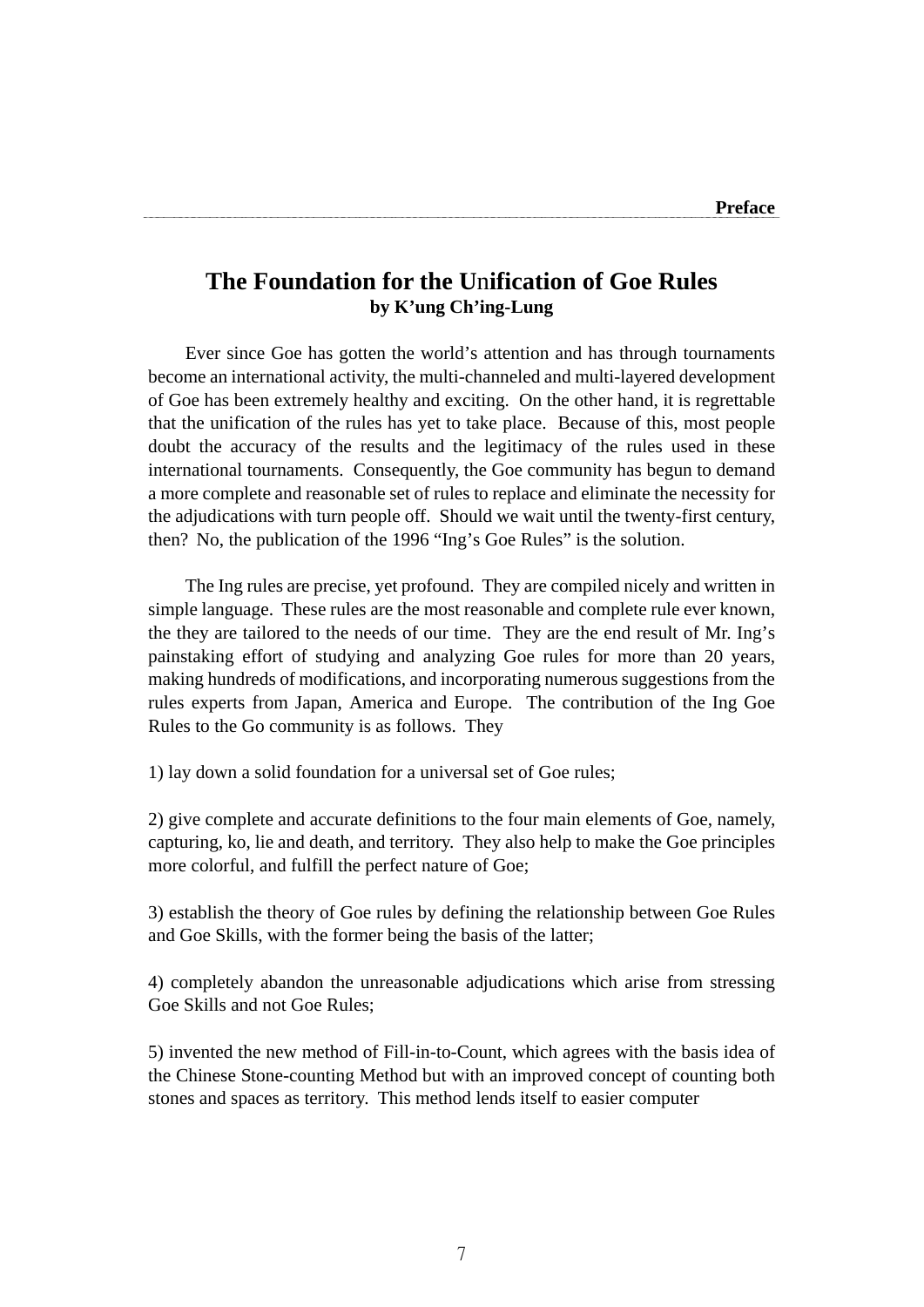## The Foundation for the Unification of Goe Rules

**by K'ung Ch'ing-Lung**

Ever since Goe has gotten the world's attention and has through tournaments become an international activity, the multi-channeled and multi-layered development of Goe has been extremely healthy and exciting. On the other hand, it is regrettable that the unification of the rules has yet to take place. Because of this, most people doubt the accuracy of the results and the legitimacy of the rules used in these international tournaments. Consequently, the Goe community has begun to demand a more complete and reasonable set of rules to replace and eliminate the necessity for the adjudications with turn people off. Should we wait until the twenty-first century, then? No, the publication of the 1996 "Ing's Goe Rules" is the solution.

The Ing rules are precise, yet profound. They are compiled nicely and written in simple language. These rules are the most reasonable and complete rule ever known, the they are tailored to the needs of our time. They are the end result of Mr. Ing's painstaking effort of studying and analyzing Goe rules for more than 20 years, making hundreds of modifications, and incorporating numerous suggestions from the rules experts from Japan, America and Europe. The contribution of the Ing Goe Rules to the Go community is as follows. They

1) lay down a solid foundation for a universal set of Goe rules;

2) give complete and accurate definitions to the four main elements of Goe, namely, capturing, ko, lie and death, and territory. They also help to make the Goe principles more colorful, and fulfill the perfect nature of Goe;

3) establish the theory of Goe rules by defining the relationship between Goe Rules and Goe Skills, with the former being the basis of the latter;

4) completely abandon the unreasonable adjudications which arise from stressing Goe Skills and not Goe Rules;

5) invented the new method of Fill-in-to-Count, which agrees with the basis idea of the Chinese Stone-counting Method but with an improved concept of counting both stones and spaces as territory. This method lends itself to easier computer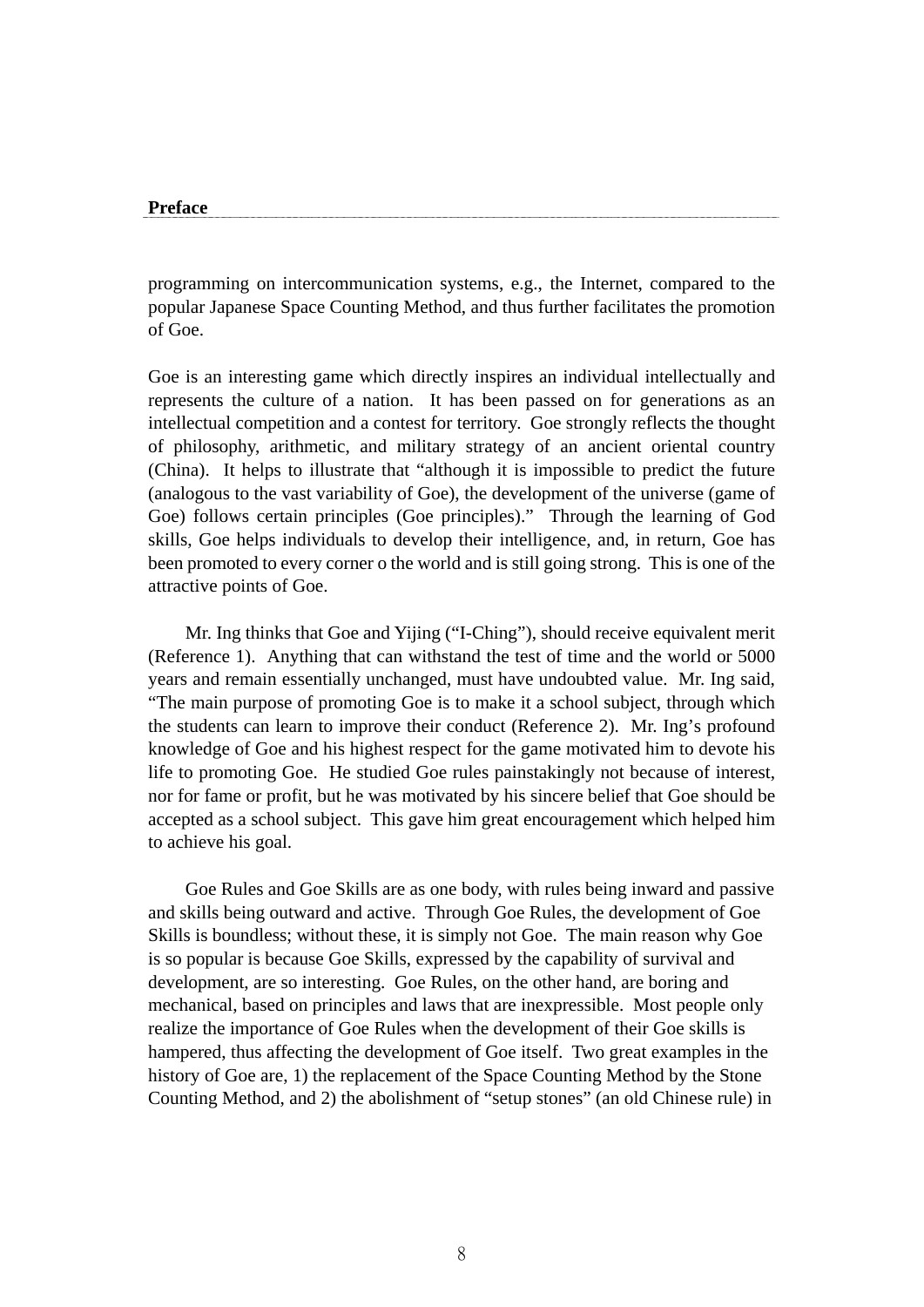programming on intercommunication systems, e.g., the Internet, compared to the popular Japanese Space Counting Method, and thus further facilitates the promotion of Goe.

Goe is an interesting game which directly inspires an individual intellectually and represents the culture of a nation. It has been passed on for generations as an intellectual competition and a contest for territory. Goe strongly reflects the thought of philosophy, arithmetic, and military strategy of an ancient oriental country (China). It helps to illustrate that "although it is impossible to predict the future (analogous to the vast variability of Goe), the development of the universe (game of Goe) follows certain principles (Goe principles)." Through the learning of God skills, Goe helps individuals to develop their intelligence, and, in return, Goe has been promoted to every corner o the world and is still going strong. This is one of the attractive points of Goe.

Mr. Ing thinks that Goe and Yijing ("I-Ching"), should receive equivalent merit (Reference 1). Anything that can withstand the test of time and the world or 5000 years and remain essentially unchanged, must have undoubted value. Mr. Ing said, "The main purpose of promoting Goe is to make it a school subject, through which the students can learn to improve their conduct (Reference 2). Mr. Ing's profound knowledge of Goe and his highest respect for the game motivated him to devote his life to promoting Goe. He studied Goe rules painstakingly not because of interest, nor for fame or profit, but he was motivated by his sincere belief that Goe should be accepted as a school subject. This gave him great encouragement which helped him to achieve his goal.

Goe Rules and Goe Skills are as one body, with rules being inward and passive and skills being outward and active. Through Goe Rules, the development of Goe Skills is boundless; without these, it is simply not Goe. The main reason why Goe is so popular is because Goe Skills, expressed by the capability of survival and development, are so interesting. Goe Rules, on the other hand, are boring and mechanical, based on principles and laws that are inexpressible. Most people only realize the importance of Goe Rules when the development of their Goe skills is hampered, thus affecting the development of Goe itself. Two great examples in the history of Goe are, 1) the replacement of the Space Counting Method by the Stone Counting Method, and 2) the abolishment of "setup stones" (an old Chinese rule) in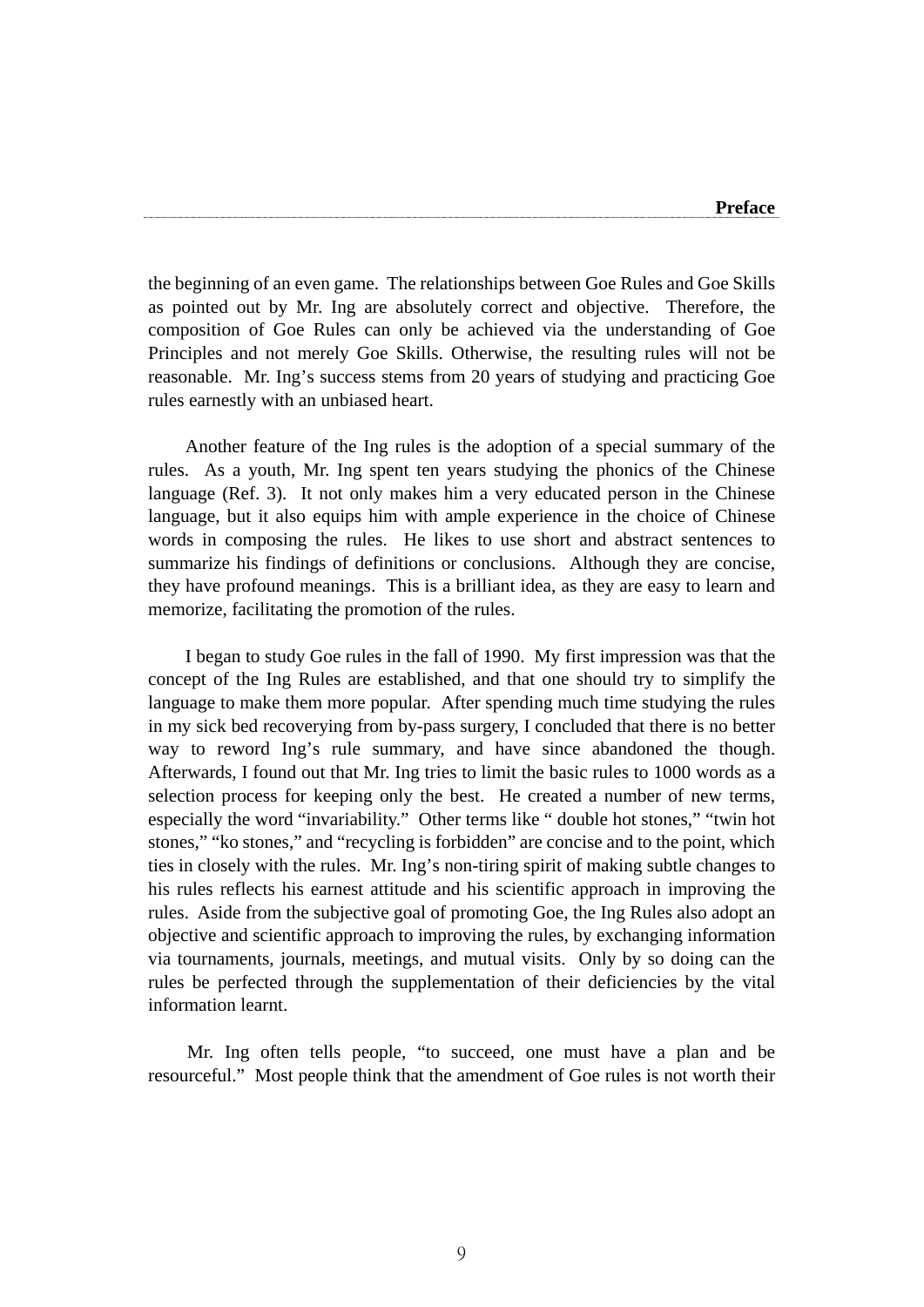the beginning of an even game. The relationships between Goe Rules and Goe Skills as pointed out by Mr. Ing are absolutely correct and objective. Therefore, the composition of Goe Rules can only be achieved via the understanding of Goe Principles and not merely Goe Skills. Otherwise, the resulting rules will not be reasonable. Mr. Ing's success stems from 20 years of studying and practicing Goe rules earnestly with an unbiased heart.

Another feature of the Ing rules is the adoption of a special summary of the rules. As a youth, Mr. Ing spent ten years studying the phonics of the Chinese language (Ref. 3). It not only makes him a very educated person in the Chinese language, but it also equips him with ample experience in the choice of Chinese words in composing the rules. He likes to use short and abstract sentences to summarize his findings of definitions or conclusions. Although they are concise, they have profound meanings. This is a brilliant idea, as they are easy to learn and memorize, facilitating the promotion of the rules.

I began to study Goe rules in the fall of 1990. My first impression was that the concept of the Ing Rules are established, and that one should try to simplify the language to make them more popular. After spending much time studying the rules in my sick bed recoverying from by-pass surgery, I concluded that there is no better way to reword Ing's rule summary, and have since abandoned the though. Afterwards, I found out that Mr. Ing tries to limit the basic rules to 1000 words as a selection process for keeping only the best. He created a number of new terms, especially the word "invariability." Other terms like " double hot stones," "twin hot stones," "ko stones," and "recycling is forbidden" are concise and to the point, which ties in closely with the rules. Mr. Ing's non-tiring spirit of making subtle changes to his rules reflects his earnest attitude and his scientific approach in improving the rules. Aside from the subjective goal of promoting Goe, the Ing Rules also adopt an objective and scientific approach to improving the rules, by exchanging information via tournaments, journals, meetings, and mutual visits. Only by so doing can the rules be perfected through the supplementation of their deficiencies by the vital information learnt.

Mr. Ing often tells people, "to succeed, one must have a plan and be resourceful." Most people think that the amendment of Goe rules is not worth their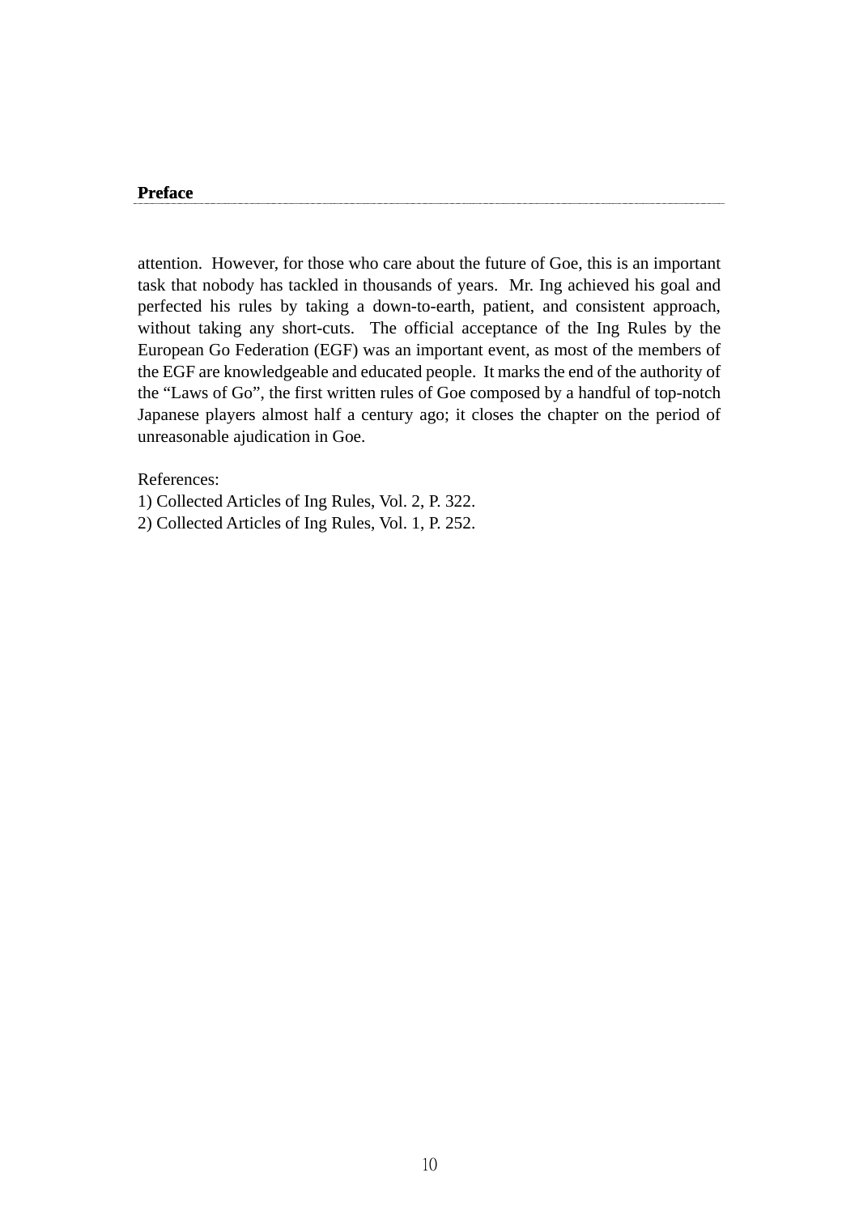attention. However, for those who care about the future of Goe, this is an important task that nobody has tackled in thousands of years. Mr. Ing achieved his goal and perfected his rules by taking a down-to-earth, patient, and consistent approach, without taking any short-cuts. The official acceptance of the Ing Rules by the European Go Federation (EGF) was an important event, as most of the members of the EGF are knowledgeable and educated people. It marks the end of the authority of the "Laws of Go", the first written rules of Goe composed by a handful of top-notch Japanese players almost half a century ago; it closes the chapter on the period of unreasonable ajudication in Goe.

References:

1) Collected Articles of Ing Rules, Vol. 2, P. 322.
2) Collected Articles of Ing Rules, Vol. 1, P. 252.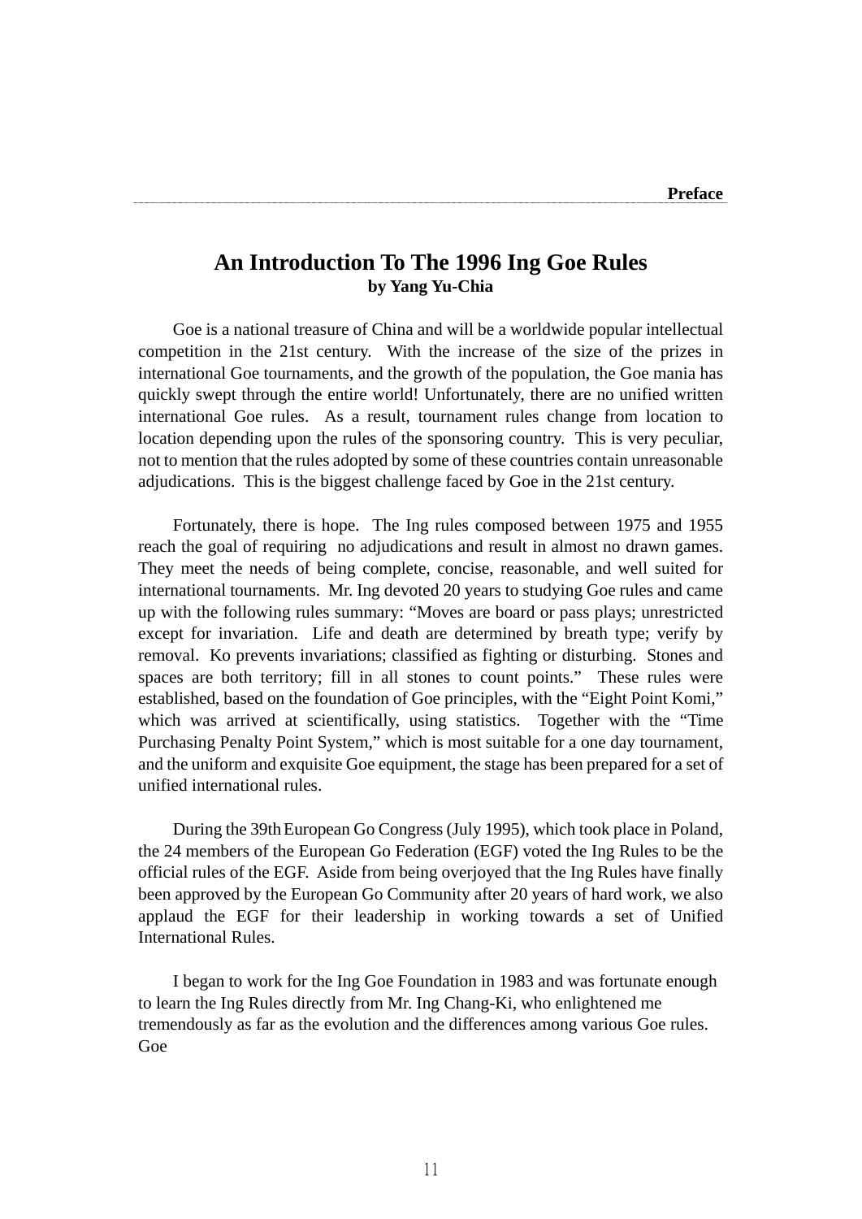# An Introduction To The 1996 Ing Goe Rules

**by Yang Yu-Chia**

Goe is a national treasure of China and will be a worldwide popular intellectual competition in the 21st century. With the increase of the size of the prizes in international Goe tournaments, and the growth of the population, the Goe mania has quickly swept through the entire world! Unfortunately, there are no unified written international Goe rules. As a result, tournament rules change from location to location depending upon the rules of the sponsoring country. This is very peculiar, not to mention that the rules adopted by some of these countries contain unreasonable adjudications. This is the biggest challenge faced by Goe in the 21st century.

Fortunately, there is hope. The Ing rules composed between 1975 and 1955 reach the goal of requiring no adjudications and result in almost no drawn games. They meet the needs of being complete, concise, reasonable, and well suited for international tournaments. Mr. Ing devoted 20 years to studying Goe rules and came up with the following rules summary: “Moves are board or pass plays; unrestricted except for invariation. Life and death are determined by breath type; verify by removal. Ko prevents invariations; classified as fighting or disturbing. Stones and spaces are both territory; fill in all stones to count points.” These rules were established, based on the foundation of Goe principles, with the “Eight Point Komi,” which was arrived at scientifically, using statistics. Together with the “Time Purchasing Penalty Point System,” which is most suitable for a one day tournament, and the uniform and exquisite Goe equipment, the stage has been prepared for a set of unified international rules.

During the 39th European Go Congress (July 1995), which took place in Poland, the 24 members of the European Go Federation (EGF) voted the Ing Rules to be the official rules of the EGF. Aside from being overjoyed that the Ing Rules have finally been approved by the European Go Community after 20 years of hard work, we also applaud the EGF for their leadership in working towards a set of Unified International Rules.

I began to work for the Ing Goe Foundation in 1983 and was fortunate enough to learn the Ing Rules directly from Mr. Ing Chang-Ki, who enlightened me tremendously as far as the evolution and the differences among various Goe rules. Goe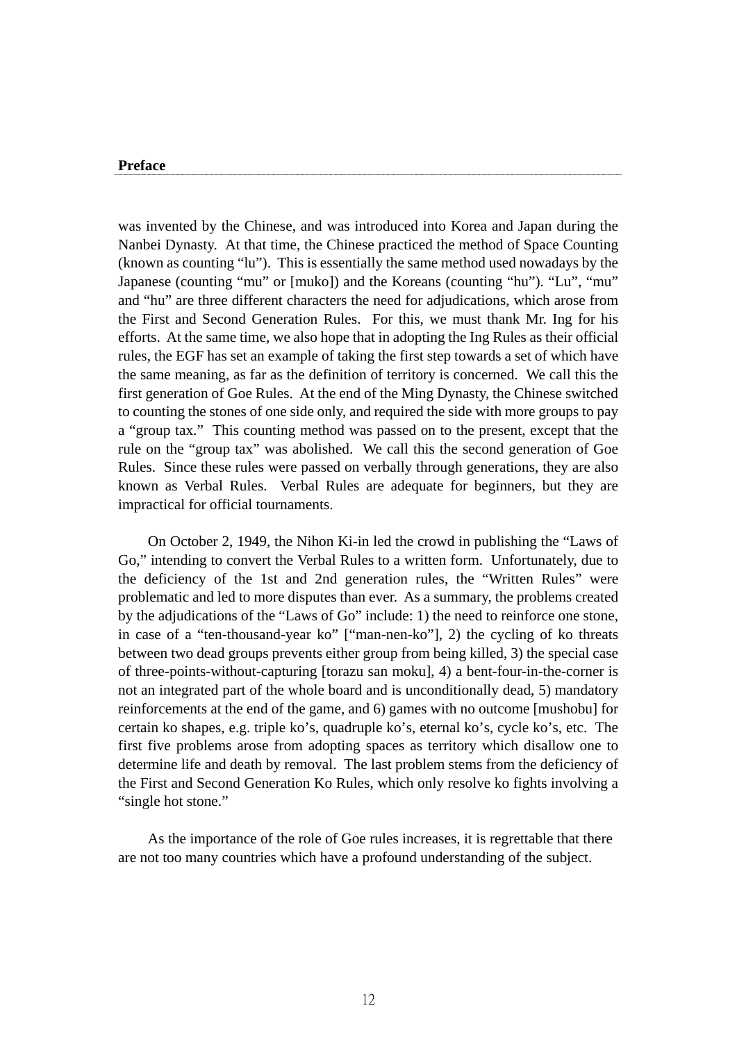**Preface**

was invented by the Chinese, and was introduced into Korea and Japan during the Nanbei Dynasty. At that time, the Chinese practiced the method of Space Counting (known as counting "lu"). This is essentially the same method used nowadays by the Japanese (counting "mu" or [muko]) and the Koreans (counting "hu"). "Lu", "mu" and "hu" are three different characters the need for adjudications, which arose from the First and Second Generation Rules. For this, we must thank Mr. Ing for his efforts. At the same time, we also hope that in adopting the Ing Rules as their official rules, the EGF has set an example of taking the first step towards a set of which have the same meaning, as far as the definition of territory is concerned. We call this the first generation of Goe Rules. At the end of the Ming Dynasty, the Chinese switched to counting the stones of one side only, and required the side with more groups to pay a "group tax." This counting method was passed on to the present, except that the rule on the "group tax" was abolished. We call this the second generation of Goe Rules. Since these rules were passed on verbally through generations, they are also known as Verbal Rules. Verbal Rules are adequate for beginners, but they are impractical for official tournaments.

On October 2, 1949, the Nihon Ki-in led the crowd in publishing the "Laws of Go," intending to convert the Verbal Rules to a written form. Unfortunately, due to the deficiency of the 1st and 2nd generation rules, the "Written Rules" were problematic and led to more disputes than ever. As a summary, the problems created by the adjudications of the "Laws of Go" include: 1) the need to reinforce one stone, in case of a "ten-thousand-year ko" ["man-nen-ko"], 2) the cycling of ko threats between two dead groups prevents either group from being killed, 3) the special case of three-points-without-capturing [torazu san moku], 4) a bent-four-in-the-corner is not an integrated part of the whole board and is unconditionally dead, 5) mandatory reinforcements at the end of the game, and 6) games with no outcome [mushobu] for certain ko shapes, e.g. triple ko's, quadruple ko's, eternal ko's, cycle ko's, etc. The first five problems arose from adopting spaces as territory which disallow one to determine life and death by removal. The last problem stems from the deficiency of the First and Second Generation Ko Rules, which only resolve ko fights involving a "single hot stone."

As the importance of the role of Goe rules increases, it is regrettable that there are not too many countries which have a profound understanding of the subject.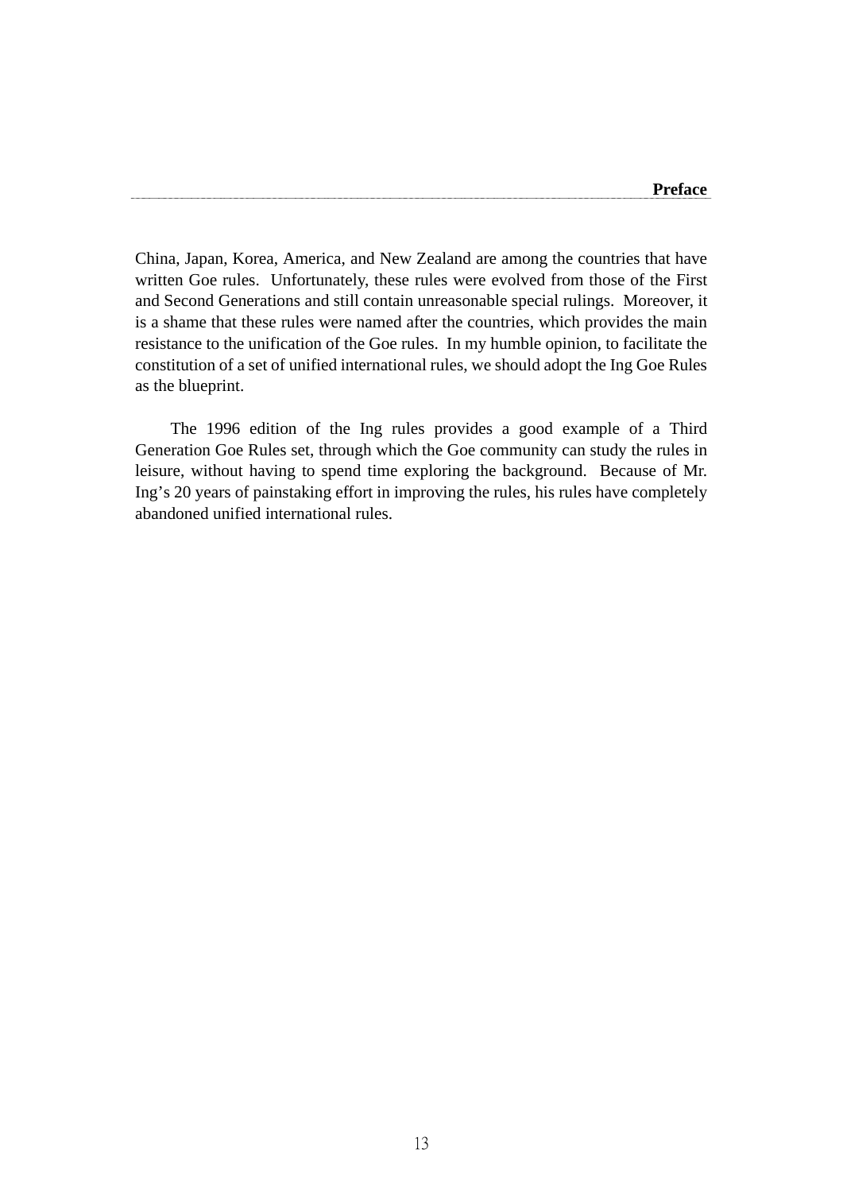China, Japan, Korea, America, and New Zealand are among the countries that have written Goe rules. Unfortunately, these rules were evolved from those of the First and Second Generations and still contain unreasonable special rulings. Moreover, it is a shame that these rules were named after the countries, which provides the main resistance to the unification of the Goe rules. In my humble opinion, to facilitate the constitution of a set of unified international rules, we should adopt the Ing Goe Rules as the blueprint.

The 1996 edition of the Ing rules provides a good example of a Third Generation Goe Rules set, through which the Goe community can study the rules in leisure, without having to spend time exploring the background. Because of Mr. Ing's 20 years of painstaking effort in improving the rules, his rules have completely abandoned unified international rules.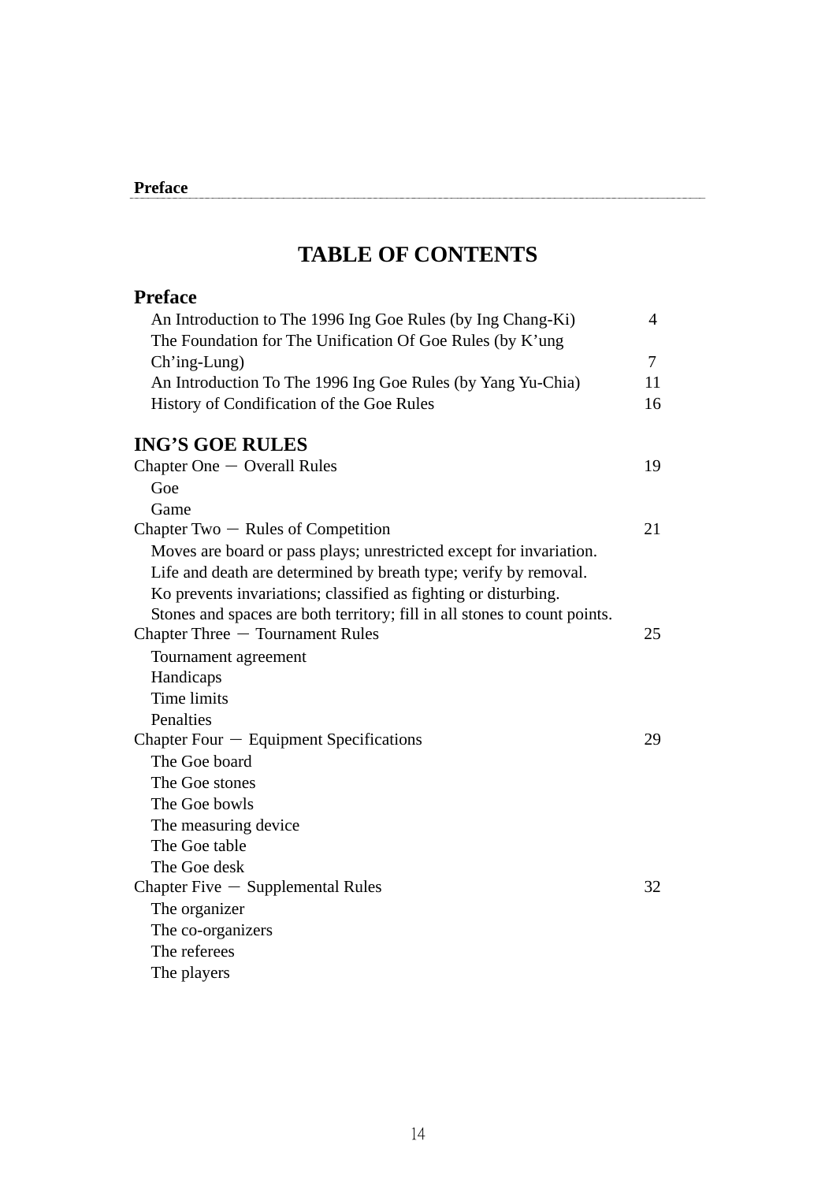# TABLE OF CONTENTS

## Preface

- An Introduction to The 1996 Ing Goe Rules (by Ing Chang-Ki) 4
- The Foundation for The Unification Of Goe Rules (by K'ung Ch'ing-Lung) 7
- An Introduction To The 1996 Ing Goe Rules (by Yang Yu-Chia) 11
- History of Condification of the Goe Rules 16

## ING'S GOE RULES

Chapter One — Overall Rules 19

- Goe
- Game

Chapter Two — Rules of Competition 21

- Moves are board or pass plays; unrestricted except for invariation.
- Life and death are determined by breath type; verify by removal.
- Ko prevents invariations; classified as fighting or disturbing.
- Stones and spaces are both territory; fill in all stones to count points.

Chapter Three — Tournament Rules 25

- Tournament agreement
- Handicaps
- Time limits
- Penalties

Chapter Four — Equipment Specifications 29

- The Goe board
- The Goe stones
- The Goe bowls
- The measuring device
- The Goe table
- The Goe desk

Chapter Five — Supplemental Rules 32

- The organizer
- The co-organizers
- The referees
- The players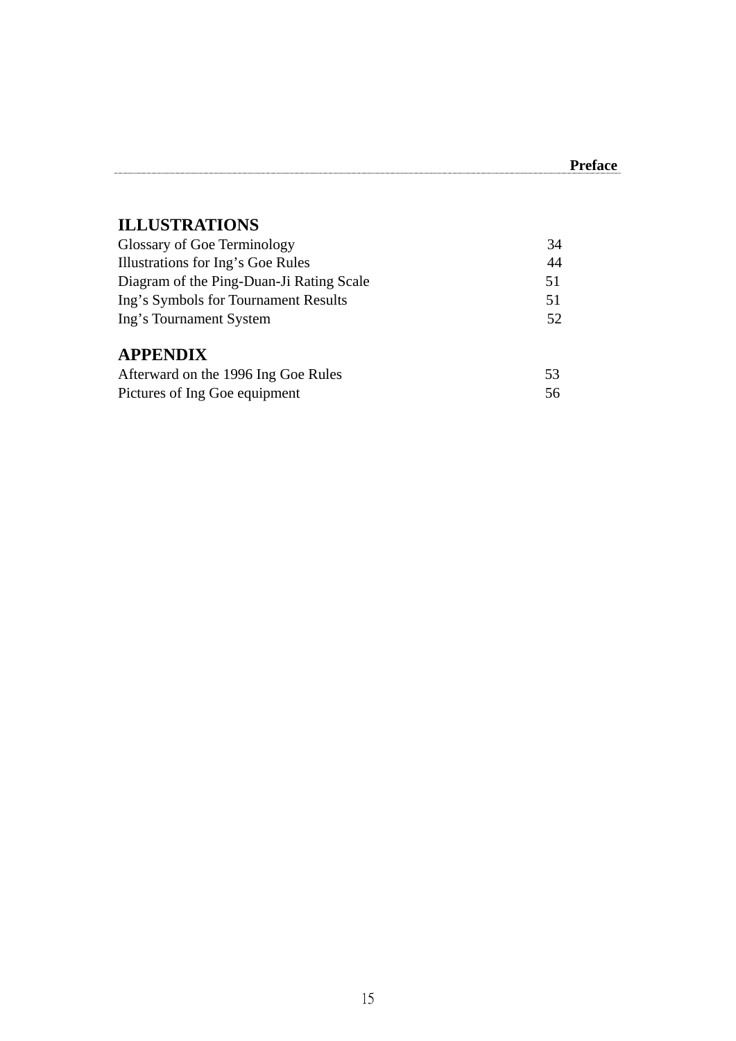## ILLUSTRATIONS

| | |
|---|---|
| Glossary of Goe Terminology | 34 |
| Illustrations for Ing's Goe Rules | 44 |
| Diagram of the Ping-Duan-Ji Rating Scale | 51 |
| Ing's Symbols for Tournament Results | 51 |
| Ing's Tournament System | 52 |

## APPENDIX

| | |
|---|---|
| Afterward on the 1996 Ing Goe Rules | 53 |
| Pictures of Ing Goe equipment | 56 |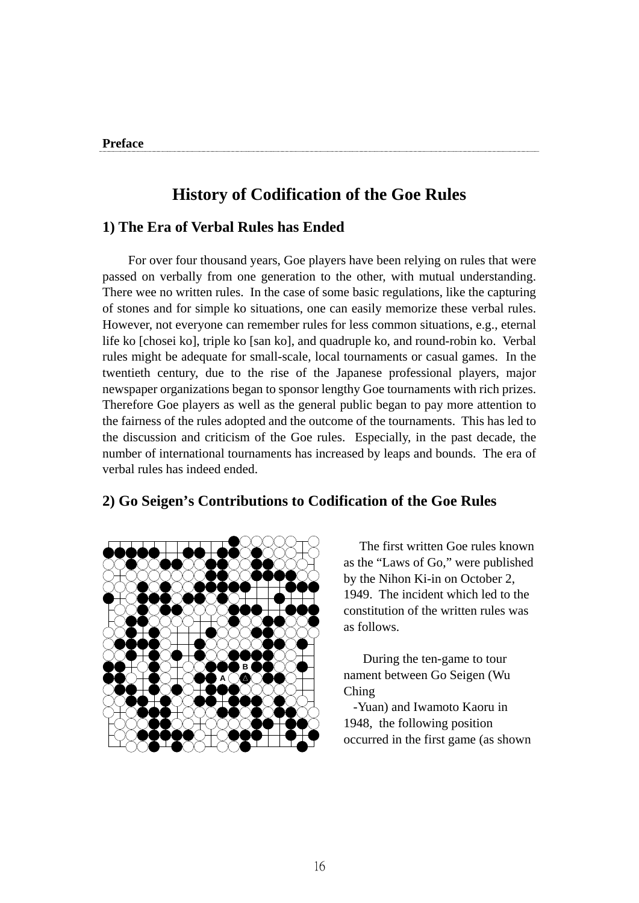Preface

## History of Codification of the Goe Rules

### 1) The Era of Verbal Rules has Ended

For over four thousand years, Goe players have been relying on rules that were passed on verbally from one generation to the other, with mutual understanding. There wee no written rules. In the case of some basic regulations, like the capturing of stones and for simple ko situations, one can easily memorize these verbal rules. However, not everyone can remember rules for less common situations, e.g., eternal life ko [chosei ko], triple ko [san ko], and quadruple ko, and round-robin ko. Verbal rules might be adequate for small-scale, local tournaments or casual games. In the twentieth century, due to the rise of the Japanese professional players, major newspaper organizations began to sponsor lengthy Goe tournaments with rich prizes. Therefore Goe players as well as the general public began to pay more attention to the fairness of the rules adopted and the outcome of the tournaments. This has led to the discussion and criticism of the Goe rules. Especially, in the past decade, the number of international tournaments has increased by leaps and bounds. The era of verbal rules has indeed ended.

### 2) Go Seigen's Contributions to Codification of the Goe Rules

The first written Goe rules known as the "Laws of Go," were published by the Nihon Ki-in on October 2, 1949. The incident which led to the constitution of the written rules was as follows.

During the ten-game to tour nament between Go Seigen (Wu Ching -Yuan) and Iwamoto Kaoru in 1948, the following position occurred in the first game (as shown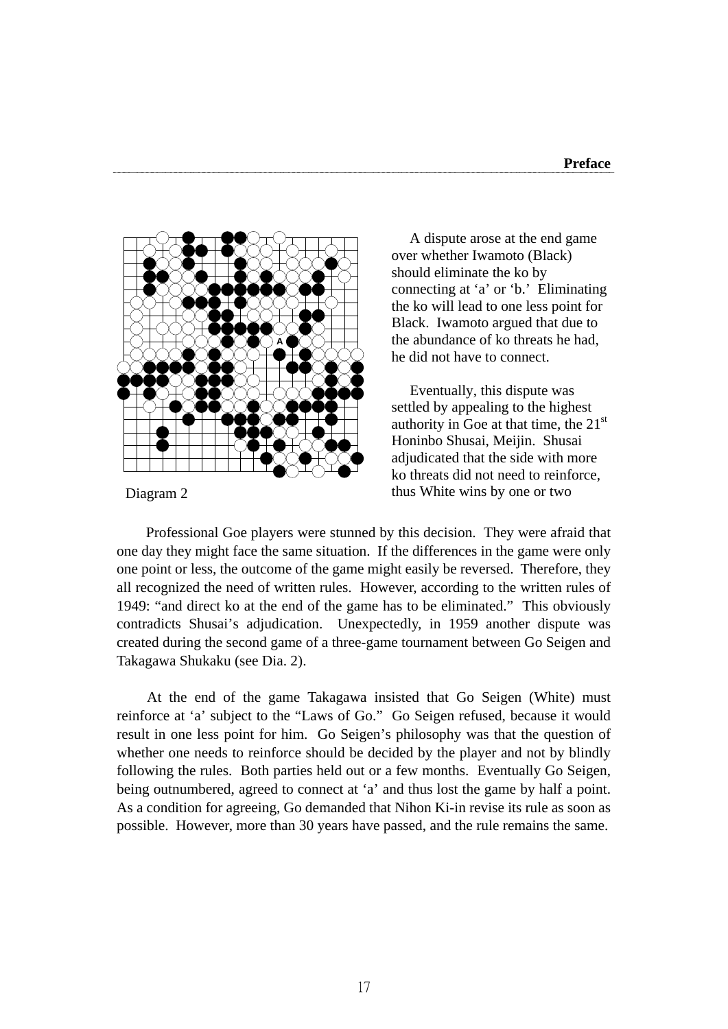Diagram 2

A dispute arose at the end game over whether Iwamoto (Black) should eliminate the ko by connecting at ‘a’ or ‘b.’ Eliminating the ko will lead to one less point for Black. Iwamoto argued that due to the abundance of ko threats he had, he did not have to connect.

Eventually, this dispute was settled by appealing to the highest authority in Goe at that time, the 21st Honinbo Shusai, Meijin. Shusai adjudicated that the side with more ko threats did not need to reinforce, thus White wins by one or two

Professional Goe players were stunned by this decision. They were afraid that one day they might face the same situation. If the differences in the game were only one point or less, the outcome of the game might easily be reversed. Therefore, they all recognized the need of written rules. However, according to the written rules of 1949: “and direct ko at the end of the game has to be eliminated.” This obviously contradicts Shusai’s adjudication. Unexpectedly, in 1959 another dispute was created during the second game of a three-game tournament between Go Seigen and Takagawa Shukaku (see Dia. 2).

At the end of the game Takagawa insisted that Go Seigen (White) must reinforce at ‘a’ subject to the “Laws of Go.” Go Seigen refused, because it would result in one less point for him. Go Seigen’s philosophy was that the question of whether one needs to reinforce should be decided by the player and not by blindly following the rules. Both parties held out or a few months. Eventually Go Seigen, being outnumbered, agreed to connect at ‘a’ and thus lost the game by half a point. As a condition for agreeing, Go demanded that Nihon Ki-in revise its rule as soon as possible. However, more than 30 years have passed, and the rule remains the same.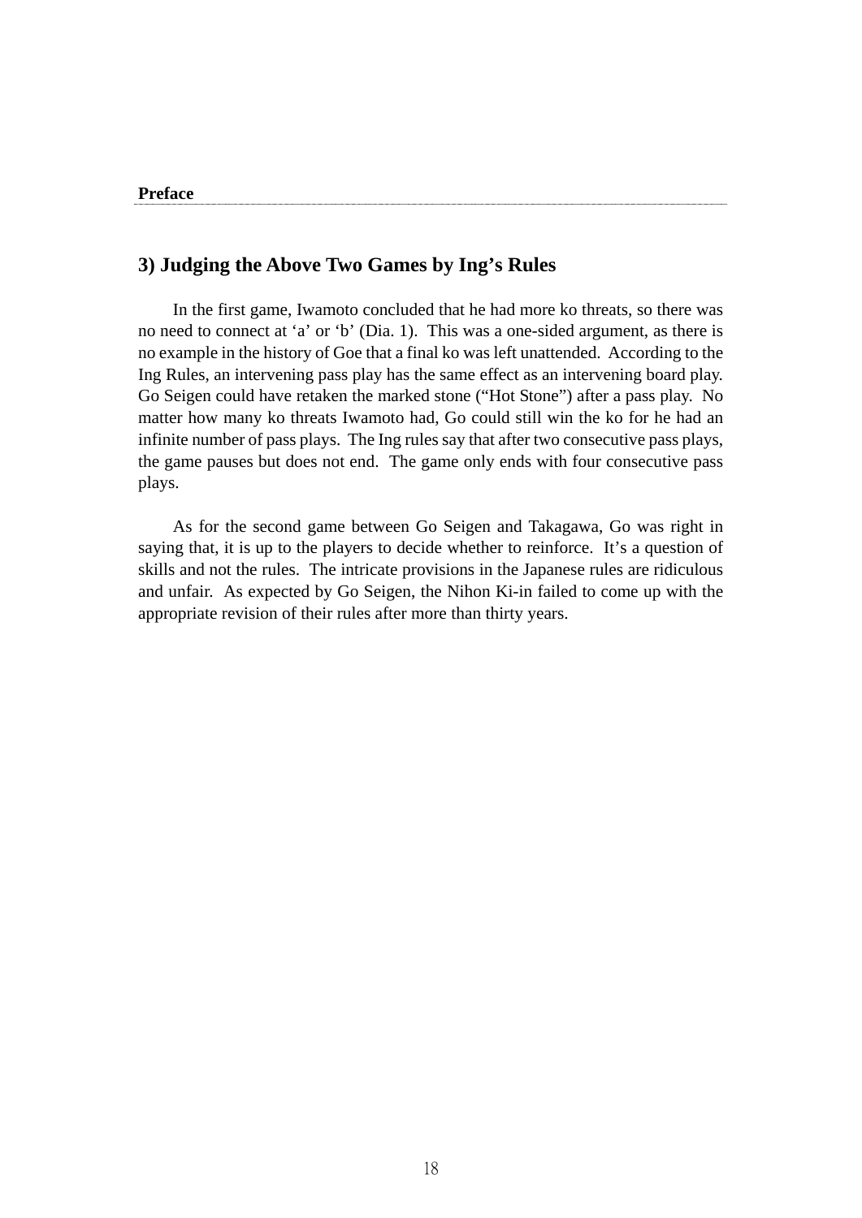## 3) Judging the Above Two Games by Ing's Rules

In the first game, Iwamoto concluded that he had more ko threats, so there was no need to connect at 'a' or 'b' (Dia. 1). This was a one-sided argument, as there is no example in the history of Goe that a final ko was left unattended. According to the Ing Rules, an intervening pass play has the same effect as an intervening board play. Go Seigen could have retaken the marked stone ("Hot Stone") after a pass play. No matter how many ko threats Iwamoto had, Go could still win the ko for he had an infinite number of pass plays. The Ing rules say that after two consecutive pass plays, the game pauses but does not end. The game only ends with four consecutive pass plays.

As for the second game between Go Seigen and Takagawa, Go was right in saying that, it is up to the players to decide whether to reinforce. It's a question of skills and not the rules. The intricate provisions in the Japanese rules are ridiculous and unfair. As expected by Go Seigen, the Nihon Ki-in failed to come up with the appropriate revision of their rules after more than thirty years.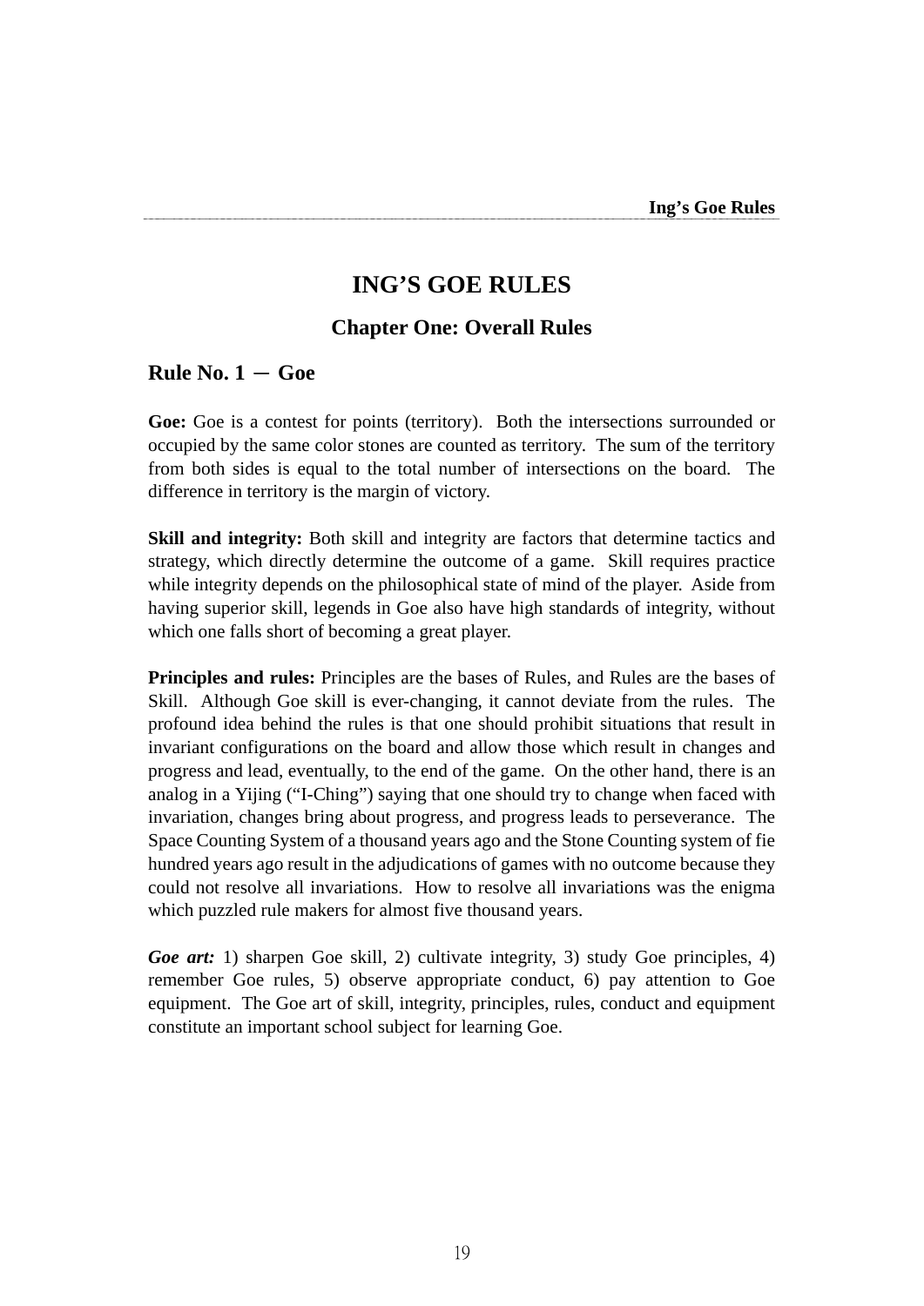# ING'S GOE RULES

## Chapter One: Overall Rules

### Rule No. 1 － Goe

**Goe:** Goe is a contest for points (territory). Both the intersections surrounded or occupied by the same color stones are counted as territory. The sum of the territory from both sides is equal to the total number of intersections on the board. The difference in territory is the margin of victory.

**Skill and integrity:** Both skill and integrity are factors that determine tactics and strategy, which directly determine the outcome of a game. Skill requires practice while integrity depends on the philosophical state of mind of the player. Aside from having superior skill, legends in Goe also have high standards of integrity, without which one falls short of becoming a great player.

**Principles and rules:** Principles are the bases of Rules, and Rules are the bases of Skill. Although Goe skill is ever-changing, it cannot deviate from the rules. The profound idea behind the rules is that one should prohibit situations that result in invariant configurations on the board and allow those which result in changes and progress and lead, eventually, to the end of the game. On the other hand, there is an analog in a Yijing ("I-Ching") saying that one should try to change when faced with invariation, changes bring about progress, and progress leads to perseverance. The Space Counting System of a thousand years ago and the Stone Counting system of fie hundred years ago result in the adjudications of games with no outcome because they could not resolve all invariations. How to resolve all invariations was the enigma which puzzled rule makers for almost five thousand years.

***Goe art:*** 1) sharpen Goe skill, 2) cultivate integrity, 3) study Goe principles, 4) remember Goe rules, 5) observe appropriate conduct, 6) pay attention to Goe equipment. The Goe art of skill, integrity, principles, rules, conduct and equipment constitute an important school subject for learning Goe.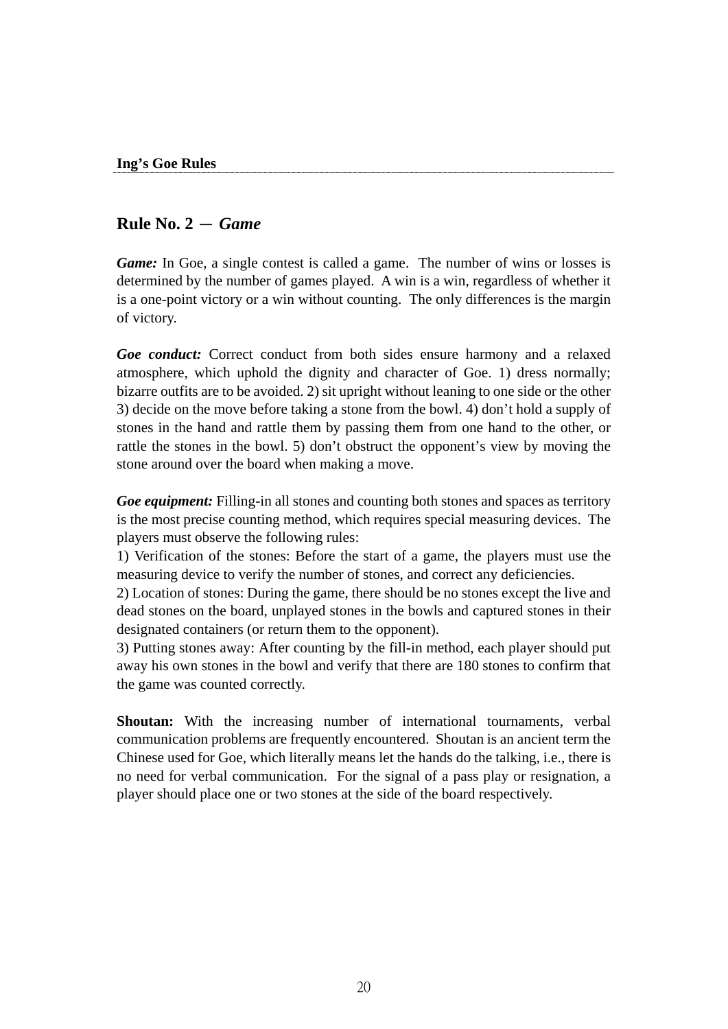## Rule No. 2 — *Game*

***Game:*** In Goe, a single contest is called a game. The number of wins or losses is determined by the number of games played. A win is a win, regardless of whether it is a one-point victory or a win without counting. The only differences is the margin of victory.

***Goe conduct:*** Correct conduct from both sides ensure harmony and a relaxed atmosphere, which uphold the dignity and character of Goe. 1) dress normally; bizarre outfits are to be avoided. 2) sit upright without leaning to one side or the other 3) decide on the move before taking a stone from the bowl. 4) don't hold a supply of stones in the hand and rattle them by passing them from one hand to the other, or rattle the stones in the bowl. 5) don't obstruct the opponent's view by moving the stone around over the board when making a move.

***Goe equipment:*** Filling-in all stones and counting both stones and spaces as territory is the most precise counting method, which requires special measuring devices. The players must observe the following rules:
1) Verification of the stones: Before the start of a game, the players must use the measuring device to verify the number of stones, and correct any deficiencies.
2) Location of stones: During the game, there should be no stones except the live and dead stones on the board, unplayed stones in the bowls and captured stones in their designated containers (or return them to the opponent).
3) Putting stones away: After counting by the fill-in method, each player should put away his own stones in the bowl and verify that there are 180 stones to confirm that the game was counted correctly.

**Shoutan:** With the increasing number of international tournaments, verbal communication problems are frequently encountered. Shoutan is an ancient term the Chinese used for Goe, which literally means let the hands do the talking, i.e., there is no need for verbal communication. For the signal of a pass play or resignation, a player should place one or two stones at the side of the board respectively.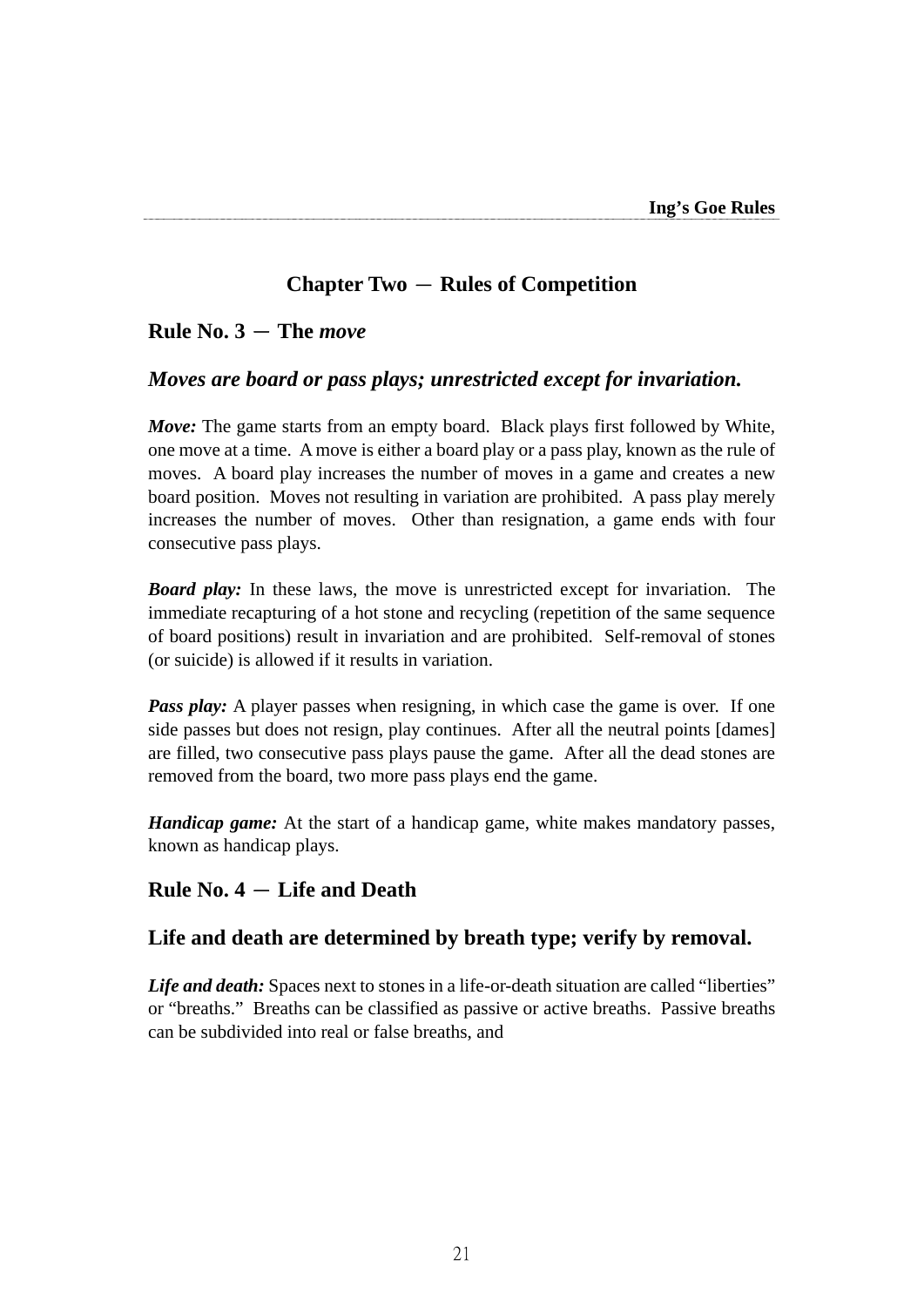## Chapter Two ─ Rules of Competition

### Rule No. 3 ─ The *move*

### *Moves are board or pass plays; unrestricted except for invariation.*

***Move:*** The game starts from an empty board. Black plays first followed by White, one move at a time. A move is either a board play or a pass play, known as the rule of moves. A board play increases the number of moves in a game and creates a new board position. Moves not resulting in variation are prohibited. A pass play merely increases the number of moves. Other than resignation, a game ends with four consecutive pass plays.

***Board play:*** In these laws, the move is unrestricted except for invariation. The immediate recapturing of a hot stone and recycling (repetition of the same sequence of board positions) result in invariation and are prohibited. Self-removal of stones (or suicide) is allowed if it results in variation.

***Pass play:*** A player passes when resigning, in which case the game is over. If one side passes but does not resign, play continues. After all the neutral points [dames] are filled, two consecutive pass plays pause the game. After all the dead stones are removed from the board, two more pass plays end the game.

***Handicap game:*** At the start of a handicap game, white makes mandatory passes, known as handicap plays.

### Rule No. 4 ─ Life and Death

### Life and death are determined by breath type; verify by removal.

***Life and death:*** Spaces next to stones in a life-or-death situation are called “liberties” or “breaths.” Breaths can be classified as passive or active breaths. Passive breaths can be subdivided into real or false breaths, and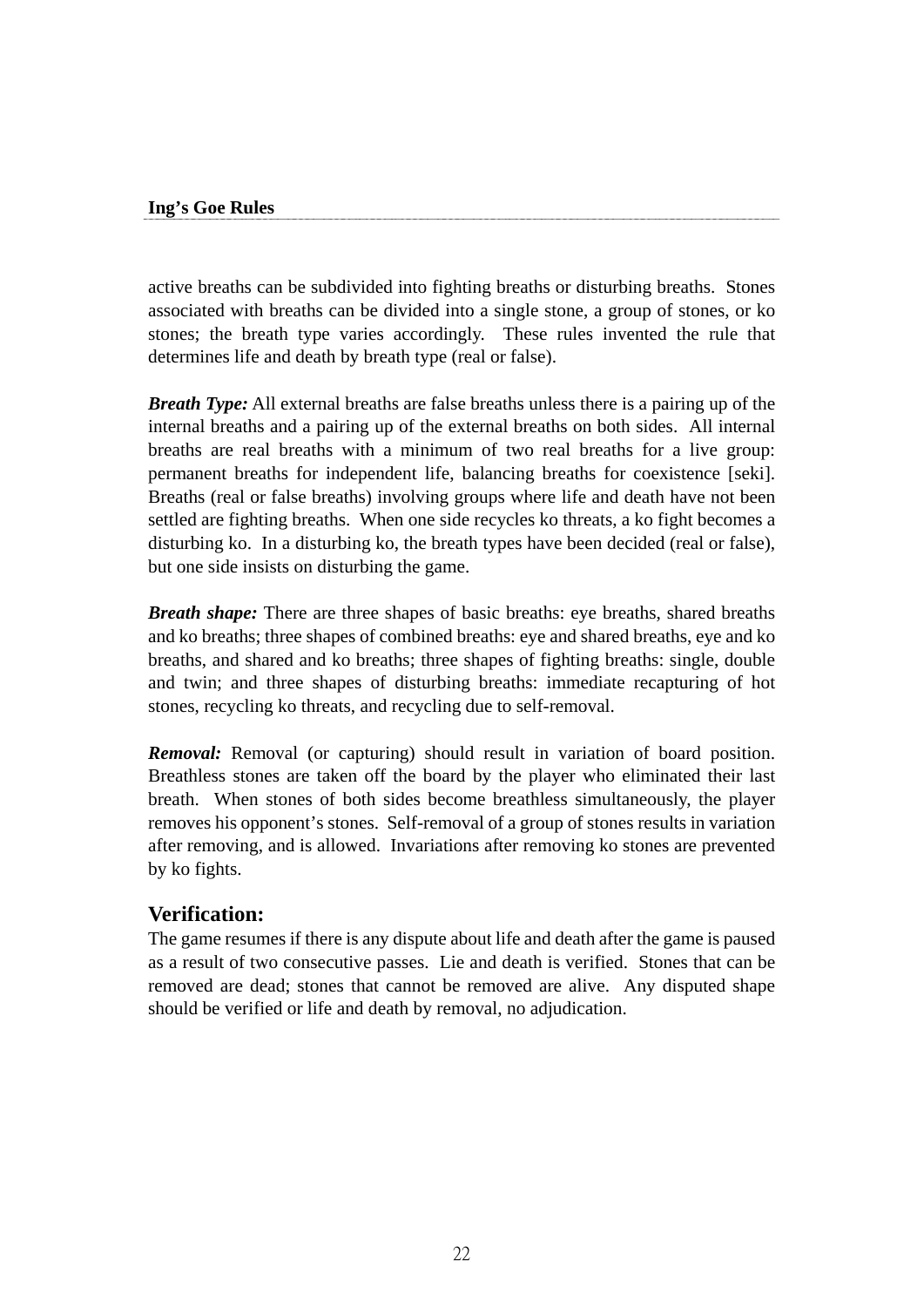active breaths can be subdivided into fighting breaths or disturbing breaths. Stones associated with breaths can be divided into a single stone, a group of stones, or ko stones; the breath type varies accordingly. These rules invented the rule that determines life and death by breath type (real or false).

***Breath Type:*** All external breaths are false breaths unless there is a pairing up of the internal breaths and a pairing up of the external breaths on both sides. All internal breaths are real breaths with a minimum of two real breaths for a live group: permanent breaths for independent life, balancing breaths for coexistence [seki]. Breaths (real or false breaths) involving groups where life and death have not been settled are fighting breaths. When one side recycles ko threats, a ko fight becomes a disturbing ko. In a disturbing ko, the breath types have been decided (real or false), but one side insists on disturbing the game.

***Breath shape:*** There are three shapes of basic breaths: eye breaths, shared breaths and ko breaths; three shapes of combined breaths: eye and shared breaths, eye and ko breaths, and shared and ko breaths; three shapes of fighting breaths: single, double and twin; and three shapes of disturbing breaths: immediate recapturing of hot stones, recycling ko threats, and recycling due to self-removal.

***Removal:*** Removal (or capturing) should result in variation of board position. Breathless stones are taken off the board by the player who eliminated their last breath. When stones of both sides become breathless simultaneously, the player removes his opponent's stones. Self-removal of a group of stones results in variation after removing, and is allowed. Invariations after removing ko stones are prevented by ko fights.

## Verification:

The game resumes if there is any dispute about life and death after the game is paused as a result of two consecutive passes. Lie and death is verified. Stones that can be removed are dead; stones that cannot be removed are alive. Any disputed shape should be verified or life and death by removal, no adjudication.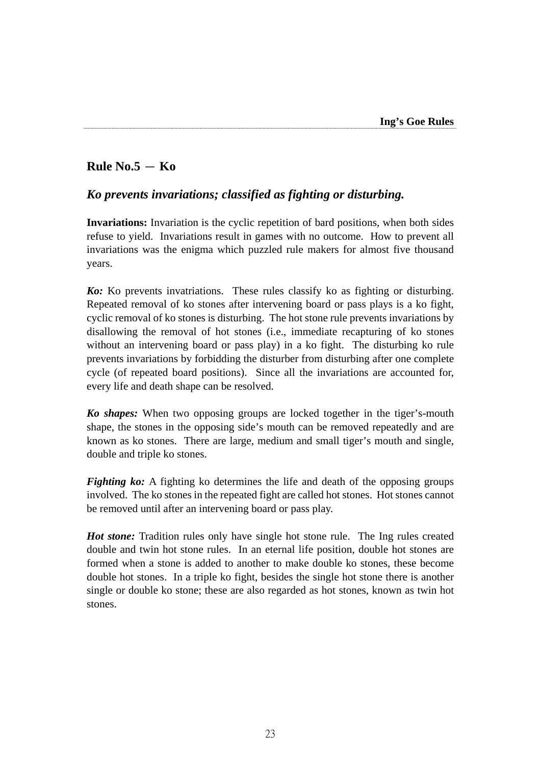## Rule No.5 — Ko

### *Ko prevents invariations; classified as fighting or disturbing.*

**Invariations:** Invariation is the cyclic repetition of bard positions, when both sides refuse to yield. Invariations result in games with no outcome. How to prevent all invariations was the enigma which puzzled rule makers for almost five thousand years.

***Ko:*** Ko prevents invatriations. These rules classify ko as fighting or disturbing. Repeated removal of ko stones after intervening board or pass plays is a ko fight, cyclic removal of ko stones is disturbing. The hot stone rule prevents invariations by disallowing the removal of hot stones (i.e., immediate recapturing of ko stones without an intervening board or pass play) in a ko fight. The disturbing ko rule prevents invariations by forbidding the disturber from disturbing after one complete cycle (of repeated board positions). Since all the invariations are accounted for, every life and death shape can be resolved.

***Ko shapes:*** When two opposing groups are locked together in the tiger's-mouth shape, the stones in the opposing side's mouth can be removed repeatedly and are known as ko stones. There are large, medium and small tiger's mouth and single, double and triple ko stones.

***Fighting ko:*** A fighting ko determines the life and death of the opposing groups involved. The ko stones in the repeated fight are called hot stones. Hot stones cannot be removed until after an intervening board or pass play.

***Hot stone:*** Tradition rules only have single hot stone rule. The Ing rules created double and twin hot stone rules. In an eternal life position, double hot stones are formed when a stone is added to another to make double ko stones, these become double hot stones. In a triple ko fight, besides the single hot stone there is another single or double ko stone; these are also regarded as hot stones, known as twin hot stones.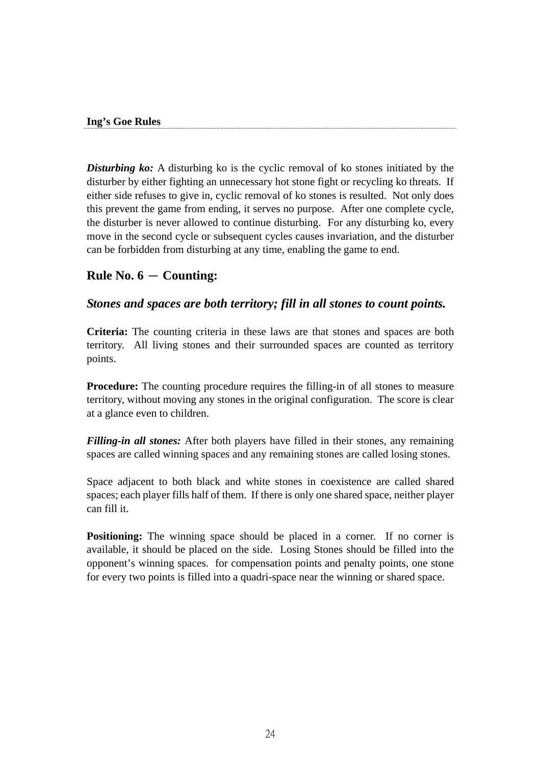***Disturbing ko:*** A disturbing ko is the cyclic removal of ko stones initiated by the disturber by either fighting an unnecessary hot stone fight or recycling ko threats. If either side refuses to give in, cyclic removal of ko stones is resulted. Not only does this prevent the game from ending, it serves no purpose. After one complete cycle, the disturber is never allowed to continue disturbing. For any disturbing ko, every move in the second cycle or subsequent cycles causes invariation, and the disturber can be forbidden from disturbing at any time, enabling the game to end.

## Rule No. 6 ─ Counting:

### *Stones and spaces are both territory; fill in all stones to count points.*

**Criteria:** The counting criteria in these laws are that stones and spaces are both territory. All living stones and their surrounded spaces are counted as territory points.

**Procedure:** The counting procedure requires the filling-in of all stones to measure territory, without moving any stones in the original configuration. The score is clear at a glance even to children.

***Filling-in all stones:*** After both players have filled in their stones, any remaining spaces are called winning spaces and any remaining stones are called losing stones.

Space adjacent to both black and white stones in coexistence are called shared spaces; each player fills half of them. If there is only one shared space, neither player can fill it.

**Positioning:** The winning space should be placed in a corner. If no corner is available, it should be placed on the side. Losing Stones should be filled into the opponent's winning spaces. for compensation points and penalty points, one stone for every two points is filled into a quadri-space near the winning or shared space.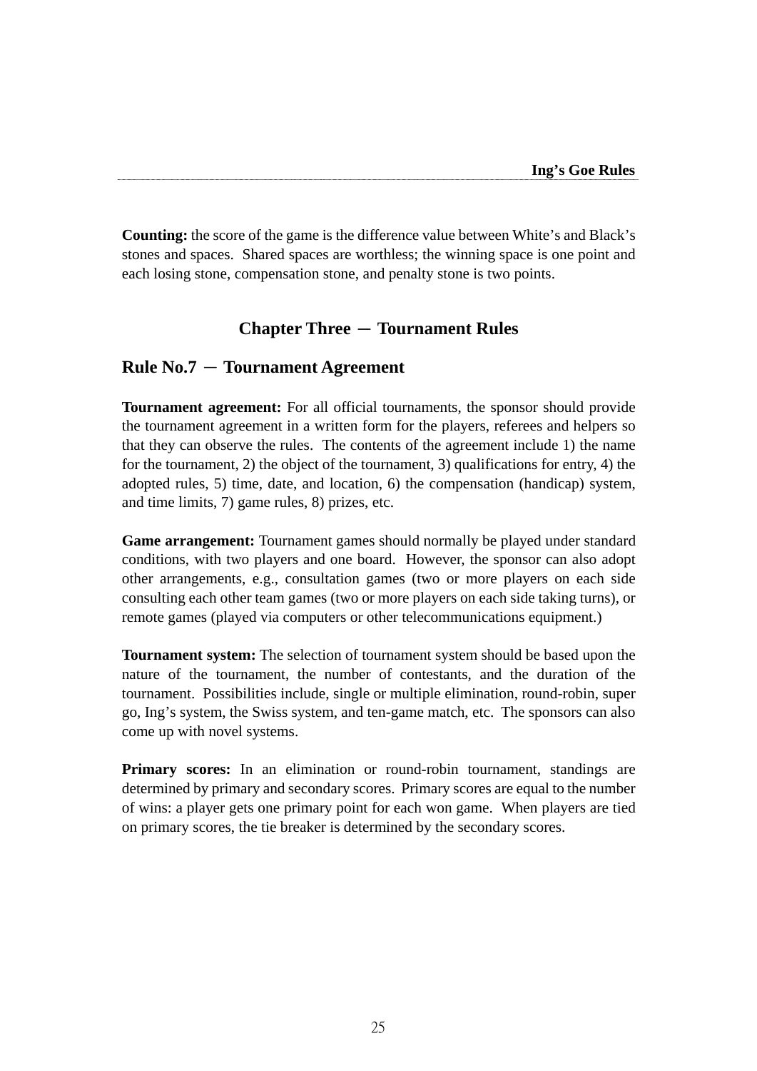**Counting:** the score of the game is the difference value between White's and Black's stones and spaces. Shared spaces are worthless; the winning space is one point and each losing stone, compensation stone, and penalty stone is two points.

## Chapter Three − Tournament Rules

### Rule No.7 − Tournament Agreement

**Tournament agreement:** For all official tournaments, the sponsor should provide the tournament agreement in a written form for the players, referees and helpers so that they can observe the rules. The contents of the agreement include 1) the name for the tournament, 2) the object of the tournament, 3) qualifications for entry, 4) the adopted rules, 5) time, date, and location, 6) the compensation (handicap) system, and time limits, 7) game rules, 8) prizes, etc.

**Game arrangement:** Tournament games should normally be played under standard conditions, with two players and one board. However, the sponsor can also adopt other arrangements, e.g., consultation games (two or more players on each side consulting each other team games (two or more players on each side taking turns), or remote games (played via computers or other telecommunications equipment.)

**Tournament system:** The selection of tournament system should be based upon the nature of the tournament, the number of contestants, and the duration of the tournament. Possibilities include, single or multiple elimination, round-robin, super go, Ing's system, the Swiss system, and ten-game match, etc. The sponsors can also come up with novel systems.

**Primary scores:** In an elimination or round-robin tournament, standings are determined by primary and secondary scores. Primary scores are equal to the number of wins: a player gets one primary point for each won game. When players are tied on primary scores, the tie breaker is determined by the secondary scores.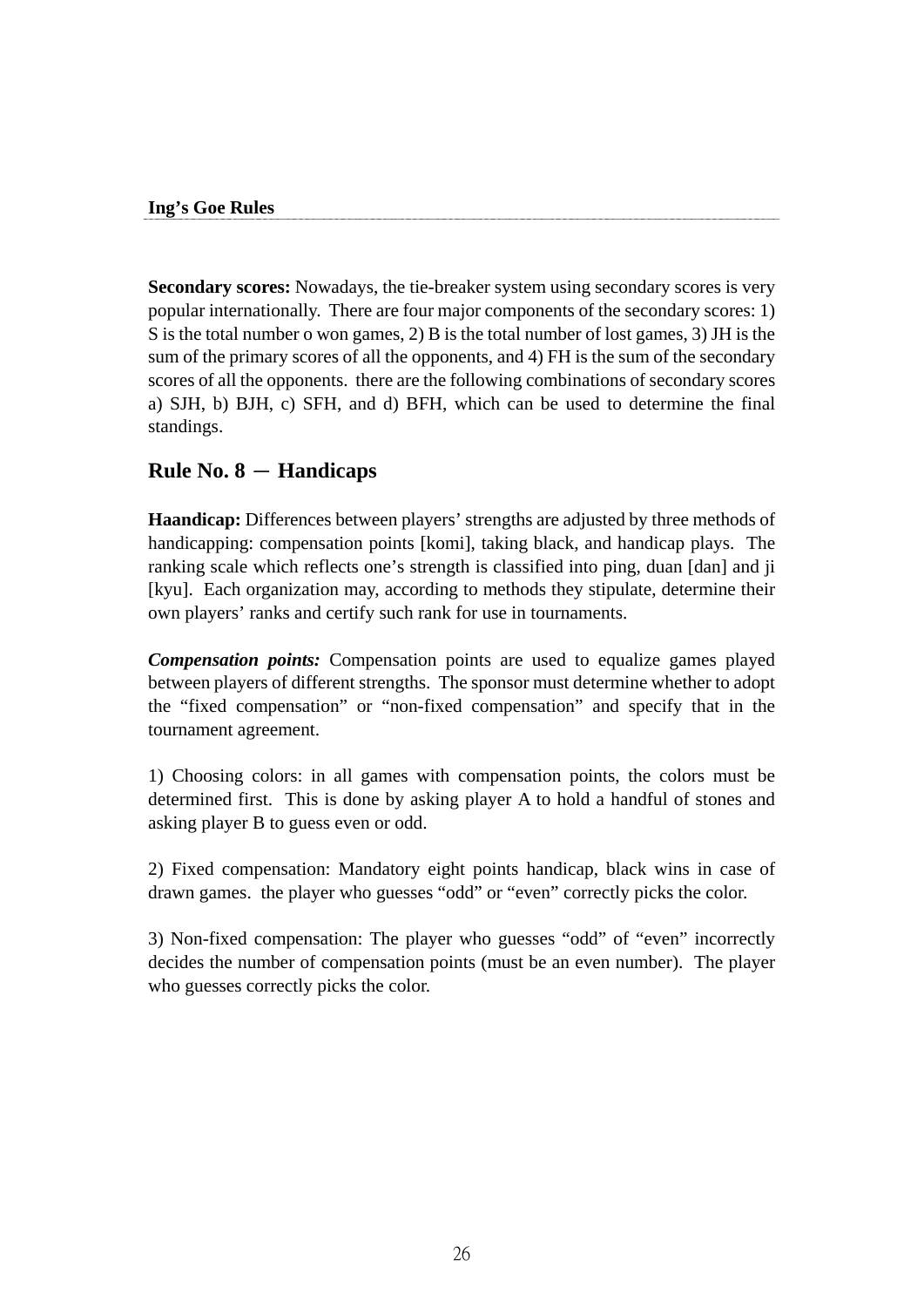**Secondary scores:** Nowadays, the tie-breaker system using secondary scores is very popular internationally. There are four major components of the secondary scores: 1) S is the total number o won games, 2) B is the total number of lost games, 3) JH is the sum of the primary scores of all the opponents, and 4) FH is the sum of the secondary scores of all the opponents. there are the following combinations of secondary scores a) SJH, b) BJH, c) SFH, and d) BFH, which can be used to determine the final standings.

## Rule No. 8 — Handicaps

**Haandicap:** Differences between players' strengths are adjusted by three methods of handicapping: compensation points [komi], taking black, and handicap plays. The ranking scale which reflects one's strength is classified into ping, duan [dan] and ji [kyu]. Each organization may, according to methods they stipulate, determine their own players' ranks and certify such rank for use in tournaments.

***Compensation points:*** Compensation points are used to equalize games played between players of different strengths. The sponsor must determine whether to adopt the "fixed compensation" or "non-fixed compensation" and specify that in the tournament agreement.

1) Choosing colors: in all games with compensation points, the colors must be determined first. This is done by asking player A to hold a handful of stones and asking player B to guess even or odd.

2) Fixed compensation: Mandatory eight points handicap, black wins in case of drawn games. the player who guesses "odd" or "even" correctly picks the color.

3) Non-fixed compensation: The player who guesses "odd" of "even" incorrectly decides the number of compensation points (must be an even number). The player who guesses correctly picks the color.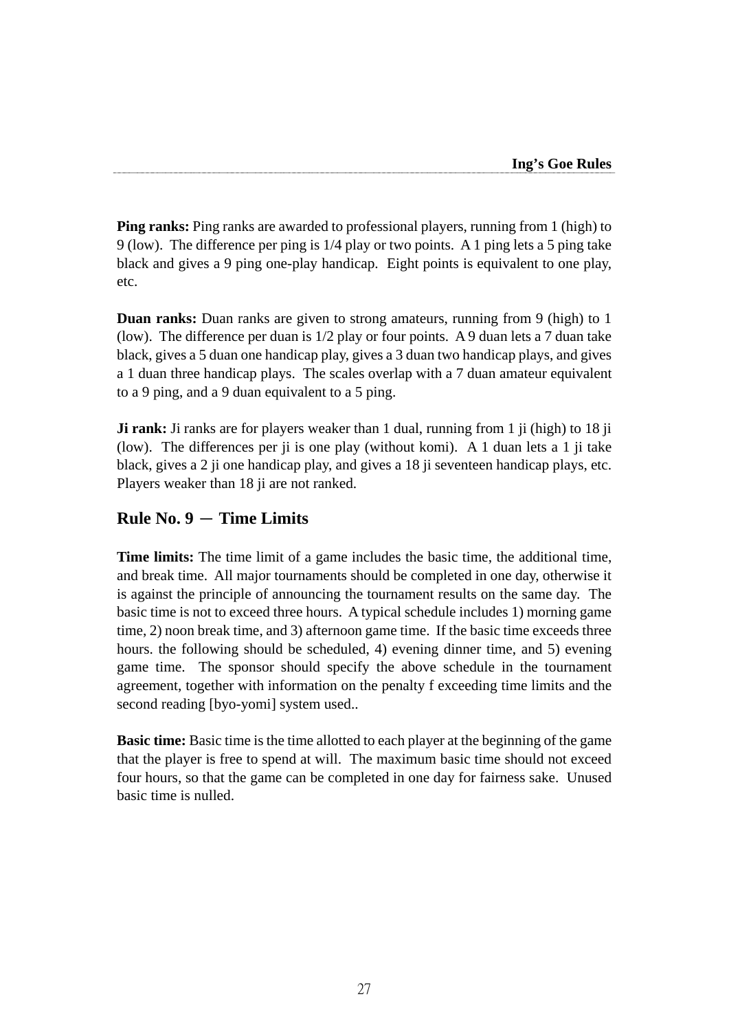**Ping ranks:** Ping ranks are awarded to professional players, running from 1 (high) to 9 (low). The difference per ping is 1/4 play or two points. A 1 ping lets a 5 ping take black and gives a 9 ping one-play handicap. Eight points is equivalent to one play, etc.

**Duan ranks:** Duan ranks are given to strong amateurs, running from 9 (high) to 1 (low). The difference per duan is 1/2 play or four points. A 9 duan lets a 7 duan take black, gives a 5 duan one handicap play, gives a 3 duan two handicap plays, and gives a 1 duan three handicap plays. The scales overlap with a 7 duan amateur equivalent to a 9 ping, and a 9 duan equivalent to a 5 ping.

**Ji rank:** Ji ranks are for players weaker than 1 dual, running from 1 ji (high) to 18 ji (low). The differences per ji is one play (without komi). A 1 duan lets a 1 ji take black, gives a 2 ji one handicap play, and gives a 18 ji seventeen handicap plays, etc. Players weaker than 18 ji are not ranked.

## Rule No. 9 － Time Limits

**Time limits:** The time limit of a game includes the basic time, the additional time, and break time. All major tournaments should be completed in one day, otherwise it is against the principle of announcing the tournament results on the same day. The basic time is not to exceed three hours. A typical schedule includes 1) morning game time, 2) noon break time, and 3) afternoon game time. If the basic time exceeds three hours. the following should be scheduled, 4) evening dinner time, and 5) evening game time. The sponsor should specify the above schedule in the tournament agreement, together with information on the penalty f exceeding time limits and the second reading [byo-yomi] system used..

**Basic time:** Basic time is the time allotted to each player at the beginning of the game that the player is free to spend at will. The maximum basic time should not exceed four hours, so that the game can be completed in one day for fairness sake. Unused basic time is nulled.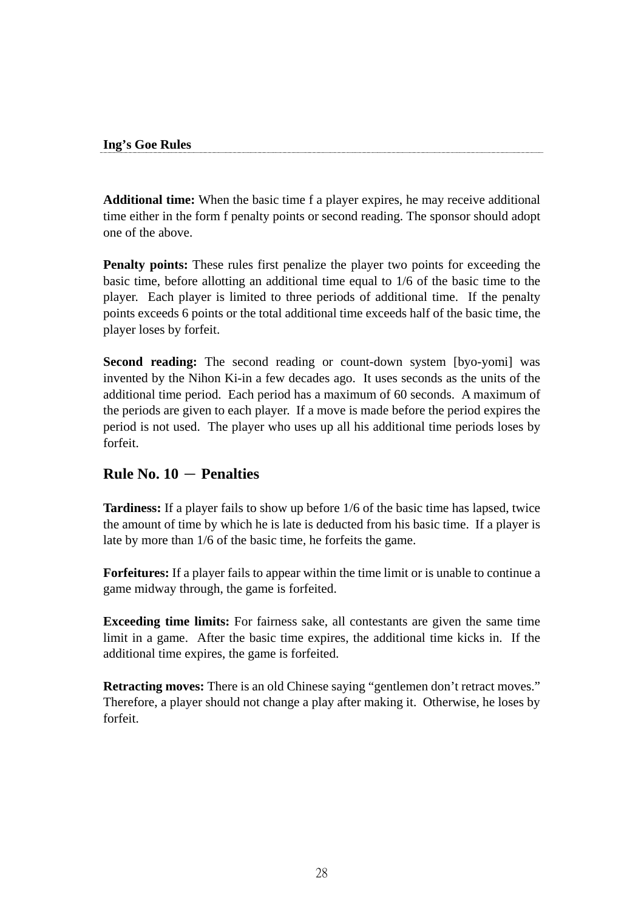**Additional time:** When the basic time f a player expires, he may receive additional time either in the form f penalty points or second reading. The sponsor should adopt one of the above.

**Penalty points:** These rules first penalize the player two points for exceeding the basic time, before allotting an additional time equal to 1/6 of the basic time to the player. Each player is limited to three periods of additional time. If the penalty points exceeds 6 points or the total additional time exceeds half of the basic time, the player loses by forfeit.

**Second reading:** The second reading or count-down system [byo-yomi] was invented by the Nihon Ki-in a few decades ago. It uses seconds as the units of the additional time period. Each period has a maximum of 60 seconds. A maximum of the periods are given to each player. If a move is made before the period expires the period is not used. The player who uses up all his additional time periods loses by forfeit.

## Rule No. 10 － Penalties

**Tardiness:** If a player fails to show up before 1/6 of the basic time has lapsed, twice the amount of time by which he is late is deducted from his basic time. If a player is late by more than 1/6 of the basic time, he forfeits the game.

**Forfeitures:** If a player fails to appear within the time limit or is unable to continue a game midway through, the game is forfeited.

**Exceeding time limits:** For fairness sake, all contestants are given the same time limit in a game. After the basic time expires, the additional time kicks in. If the additional time expires, the game is forfeited.

**Retracting moves:** There is an old Chinese saying "gentlemen don't retract moves." Therefore, a player should not change a play after making it. Otherwise, he loses by forfeit.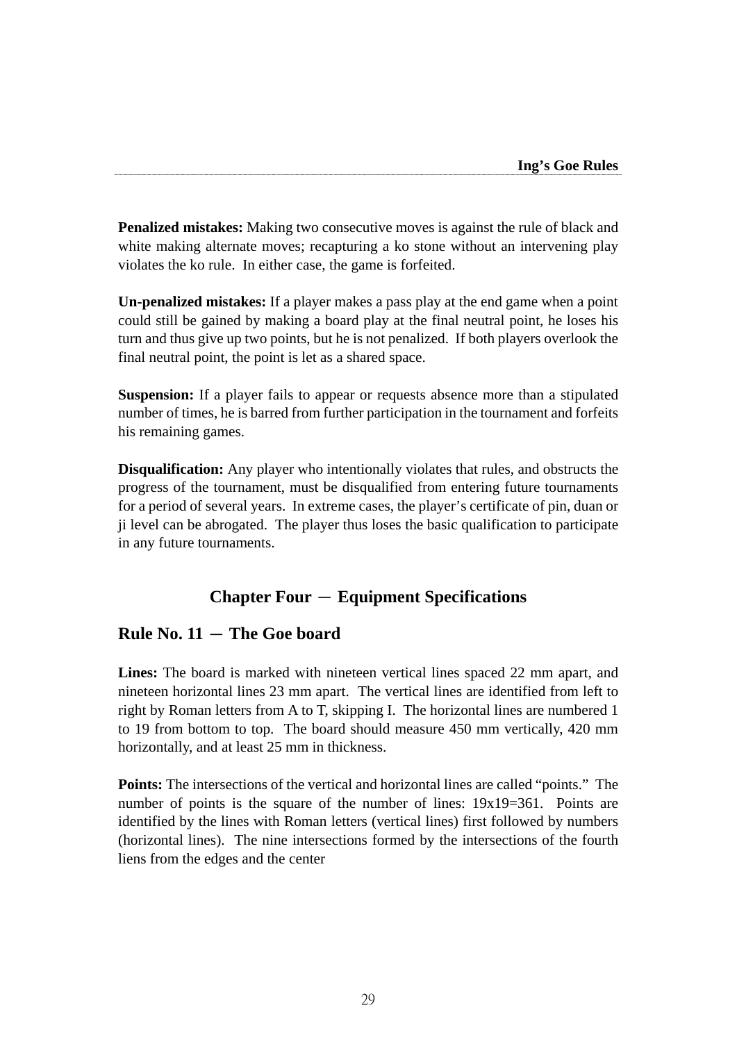**Penalized mistakes:** Making two consecutive moves is against the rule of black and white making alternate moves; recapturing a ko stone without an intervening play violates the ko rule. In either case, the game is forfeited.

**Un-penalized mistakes:** If a player makes a pass play at the end game when a point could still be gained by making a board play at the final neutral point, he loses his turn and thus give up two points, but he is not penalized. If both players overlook the final neutral point, the point is let as a shared space.

**Suspension:** If a player fails to appear or requests absence more than a stipulated number of times, he is barred from further participation in the tournament and forfeits his remaining games.

**Disqualification:** Any player who intentionally violates that rules, and obstructs the progress of the tournament, must be disqualified from entering future tournaments for a period of several years. In extreme cases, the player's certificate of pin, duan or ji level can be abrogated. The player thus loses the basic qualification to participate in any future tournaments.

## Chapter Four — Equipment Specifications

### Rule No. 11 — The Goe board

**Lines:** The board is marked with nineteen vertical lines spaced 22 mm apart, and nineteen horizontal lines 23 mm apart. The vertical lines are identified from left to right by Roman letters from A to T, skipping I. The horizontal lines are numbered 1 to 19 from bottom to top. The board should measure 450 mm vertically, 420 mm horizontally, and at least 25 mm in thickness.

**Points:** The intersections of the vertical and horizontal lines are called "points." The number of points is the square of the number of lines: 19x19=361. Points are identified by the lines with Roman letters (vertical lines) first followed by numbers (horizontal lines). The nine intersections formed by the intersections of the fourth liens from the edges and the center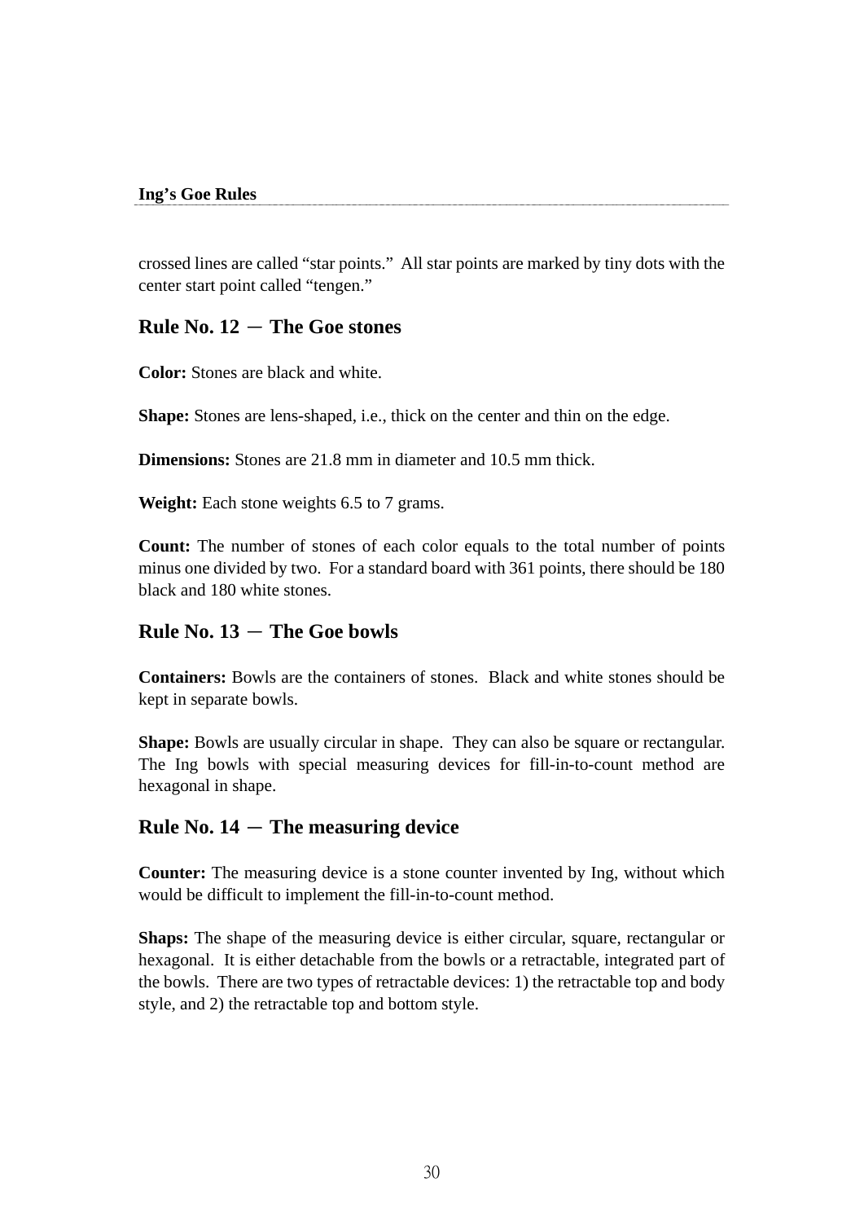crossed lines are called “star points.” All star points are marked by tiny dots with the center start point called “tengen.”

## Rule No. 12 － The Goe stones

**Color:** Stones are black and white.

**Shape:** Stones are lens-shaped, i.e., thick on the center and thin on the edge.

**Dimensions:** Stones are 21.8 mm in diameter and 10.5 mm thick.

**Weight:** Each stone weights 6.5 to 7 grams.

**Count:** The number of stones of each color equals to the total number of points minus one divided by two. For a standard board with 361 points, there should be 180 black and 180 white stones.

## Rule No. 13 － The Goe bowls

**Containers:** Bowls are the containers of stones. Black and white stones should be kept in separate bowls.

**Shape:** Bowls are usually circular in shape. They can also be square or rectangular. The Ing bowls with special measuring devices for fill-in-to-count method are hexagonal in shape.

## Rule No. 14 － The measuring device

**Counter:** The measuring device is a stone counter invented by Ing, without which would be difficult to implement the fill-in-to-count method.

**Shaps:** The shape of the measuring device is either circular, square, rectangular or hexagonal. It is either detachable from the bowls or a retractable, integrated part of the bowls. There are two types of retractable devices: 1) the retractable top and body style, and 2) the retractable top and bottom style.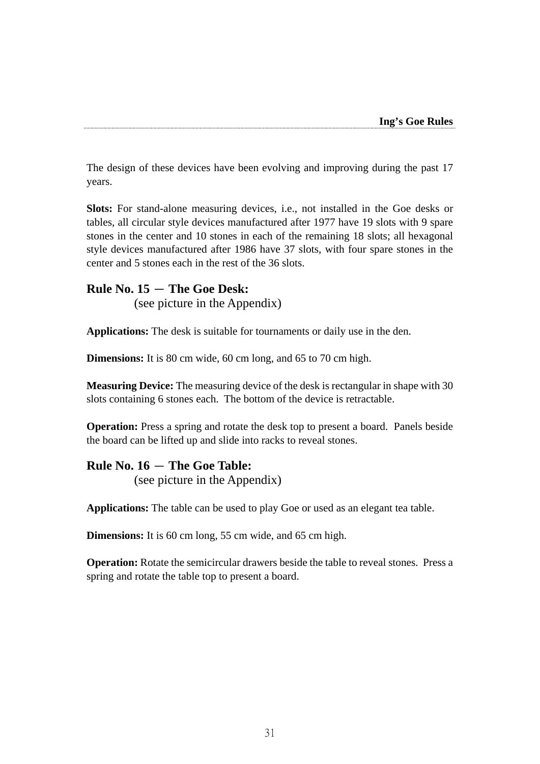The design of these devices have been evolving and improving during the past 17 years.

**Slots:** For stand-alone measuring devices, i.e., not installed in the Goe desks or tables, all circular style devices manufactured after 1977 have 19 slots with 9 spare stones in the center and 10 stones in each of the remaining 18 slots; all hexagonal style devices manufactured after 1986 have 37 slots, with four spare stones in the center and 5 stones each in the rest of the 36 slots.

## Rule No. 15 — The Goe Desk:

(see picture in the Appendix)

**Applications:** The desk is suitable for tournaments or daily use in the den.

**Dimensions:** It is 80 cm wide, 60 cm long, and 65 to 70 cm high.

**Measuring Device:** The measuring device of the desk is rectangular in shape with 30 slots containing 6 stones each. The bottom of the device is retractable.

**Operation:** Press a spring and rotate the desk top to present a board. Panels beside the board can be lifted up and slide into racks to reveal stones.

## Rule No. 16 — The Goe Table:

(see picture in the Appendix)

**Applications:** The table can be used to play Goe or used as an elegant tea table.

**Dimensions:** It is 60 cm long, 55 cm wide, and 65 cm high.

**Operation:** Rotate the semicircular drawers beside the table to reveal stones. Press a spring and rotate the table top to present a board.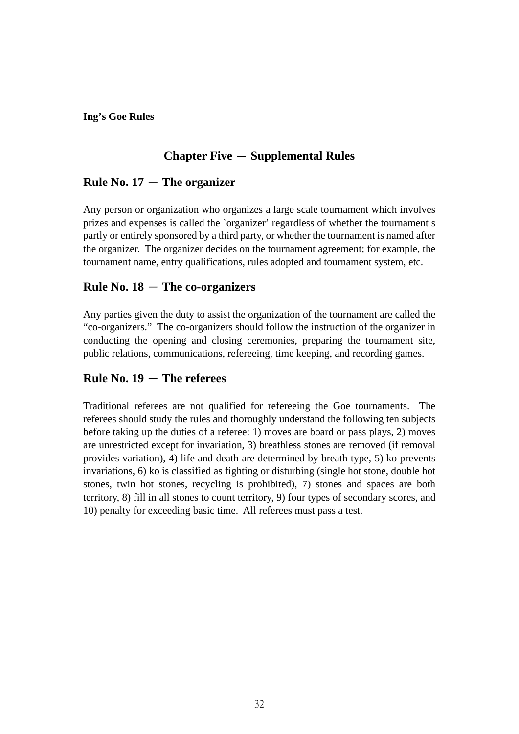## Chapter Five — Supplemental Rules

### Rule No. 17 — The organizer

Any person or organization who organizes a large scale tournament which involves prizes and expenses is called the `organizer' regardless of whether the tournament s partly or entirely sponsored by a third party, or whether the tournament is named after the organizer. The organizer decides on the tournament agreement; for example, the tournament name, entry qualifications, rules adopted and tournament system, etc.

### Rule No. 18 — The co-organizers

Any parties given the duty to assist the organization of the tournament are called the "co-organizers." The co-organizers should follow the instruction of the organizer in conducting the opening and closing ceremonies, preparing the tournament site, public relations, communications, refereeing, time keeping, and recording games.

### Rule No. 19 — The referees

Traditional referees are not qualified for refereeing the Goe tournaments. The referees should study the rules and thoroughly understand the following ten subjects before taking up the duties of a referee: 1) moves are board or pass plays, 2) moves are unrestricted except for invariation, 3) breathless stones are removed (if removal provides variation), 4) life and death are determined by breath type, 5) ko prevents invariations, 6) ko is classified as fighting or disturbing (single hot stone, double hot stones, twin hot stones, recycling is prohibited), 7) stones and spaces are both territory, 8) fill in all stones to count territory, 9) four types of secondary scores, and 10) penalty for exceeding basic time. All referees must pass a test.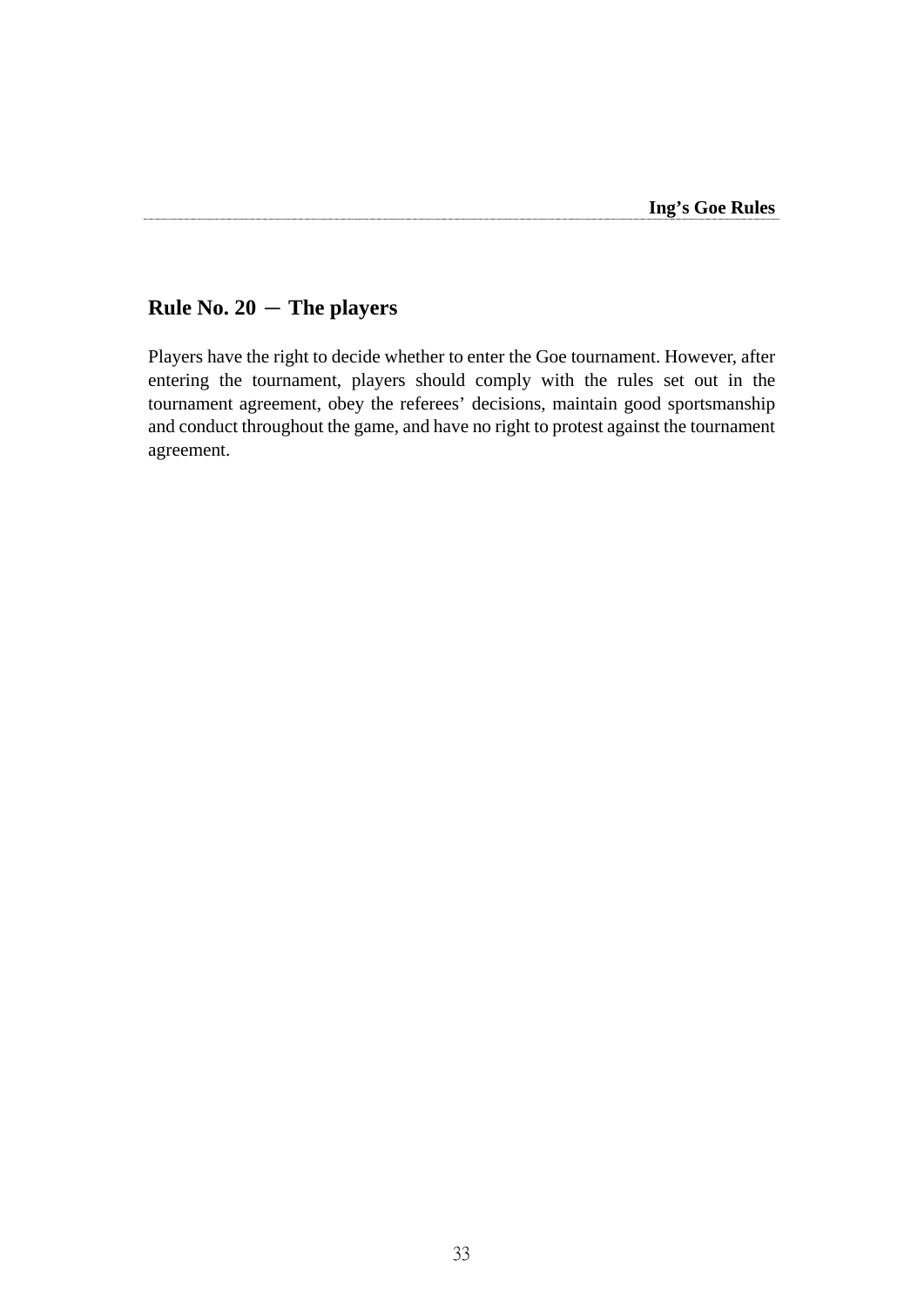## Rule No. 20 － The players

Players have the right to decide whether to enter the Goe tournament. However, after entering the tournament, players should comply with the rules set out in the tournament agreement, obey the referees' decisions, maintain good sportsmanship and conduct throughout the game, and have no right to protest against the tournament agreement.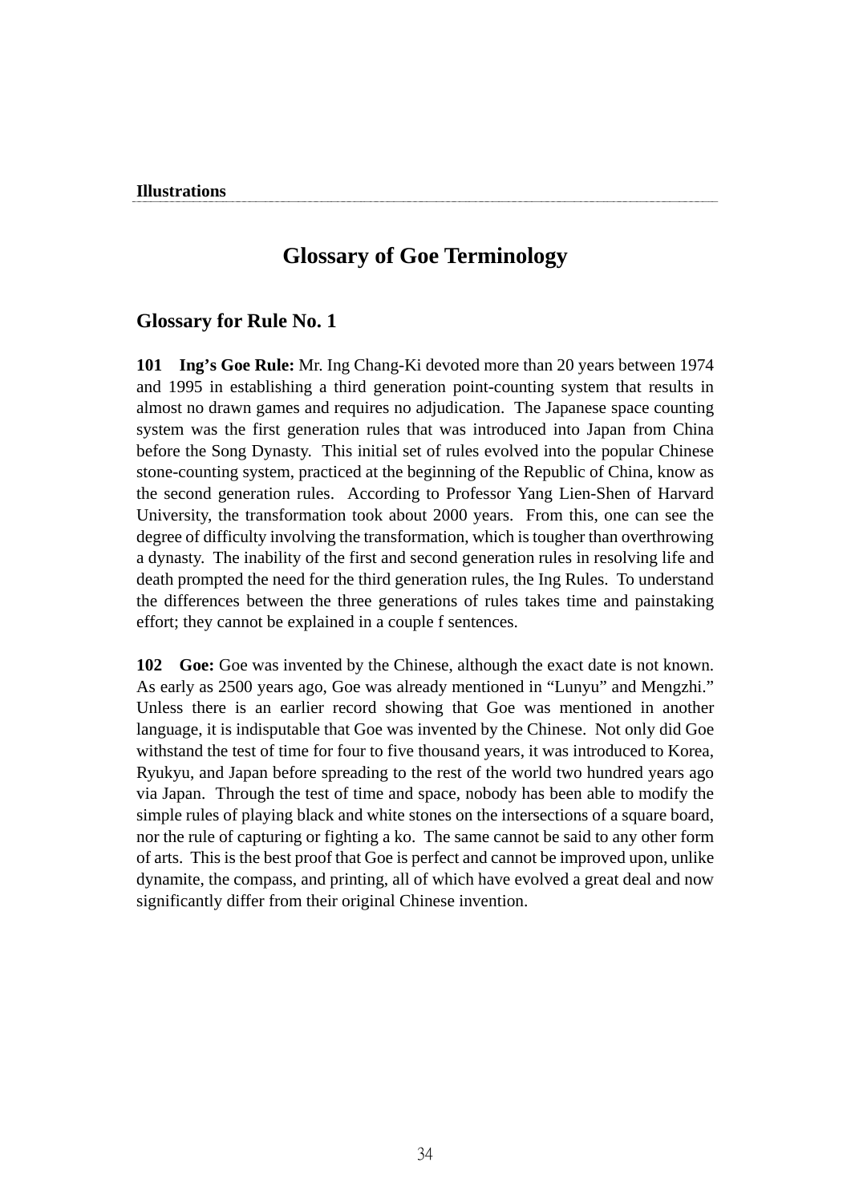# Glossary of Goe Terminology

## Glossary for Rule No. 1

**101 Ing's Goe Rule:** Mr. Ing Chang-Ki devoted more than 20 years between 1974 and 1995 in establishing a third generation point-counting system that results in almost no drawn games and requires no adjudication. The Japanese space counting system was the first generation rules that was introduced into Japan from China before the Song Dynasty. This initial set of rules evolved into the popular Chinese stone-counting system, practiced at the beginning of the Republic of China, know as the second generation rules. According to Professor Yang Lien-Shen of Harvard University, the transformation took about 2000 years. From this, one can see the degree of difficulty involving the transformation, which is tougher than overthrowing a dynasty. The inability of the first and second generation rules in resolving life and death prompted the need for the third generation rules, the Ing Rules. To understand the differences between the three generations of rules takes time and painstaking effort; they cannot be explained in a couple f sentences.

**102 Goe:** Goe was invented by the Chinese, although the exact date is not known. As early as 2500 years ago, Goe was already mentioned in "Lunyu" and Mengzhi." Unless there is an earlier record showing that Goe was mentioned in another language, it is indisputable that Goe was invented by the Chinese. Not only did Goe withstand the test of time for four to five thousand years, it was introduced to Korea, Ryukyu, and Japan before spreading to the rest of the world two hundred years ago via Japan. Through the test of time and space, nobody has been able to modify the simple rules of playing black and white stones on the intersections of a square board, nor the rule of capturing or fighting a ko. The same cannot be said to any other form of arts. This is the best proof that Goe is perfect and cannot be improved upon, unlike dynamite, the compass, and printing, all of which have evolved a great deal and now significantly differ from their original Chinese invention.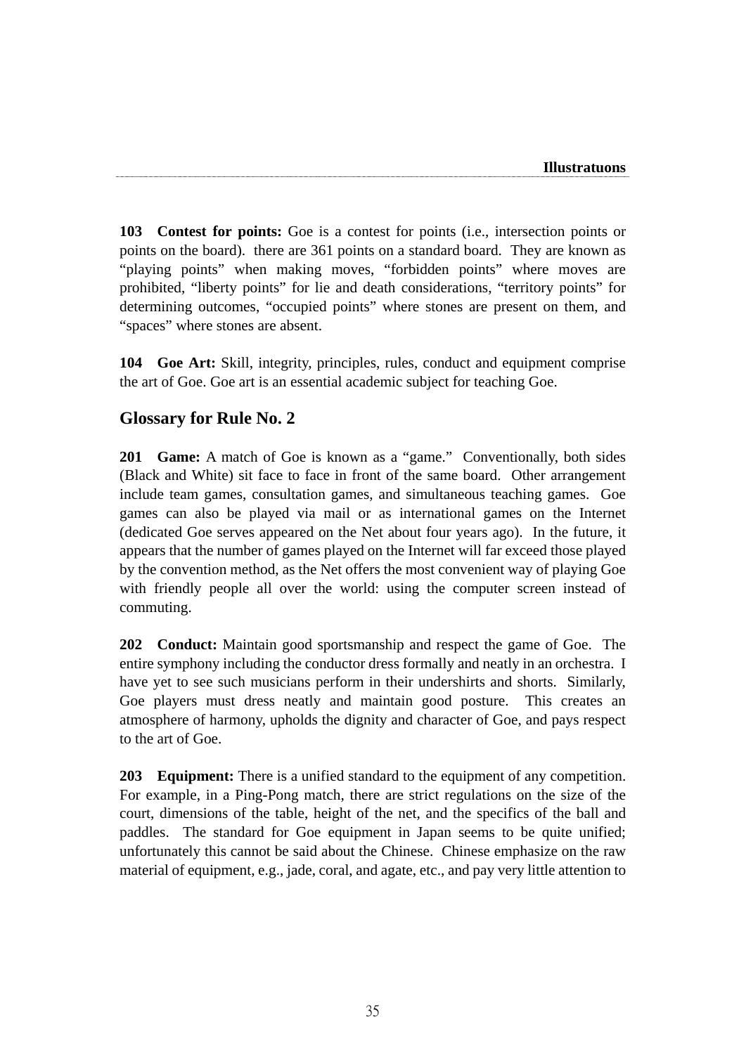**103 Contest for points:** Goe is a contest for points (i.e., intersection points or points on the board). there are 361 points on a standard board. They are known as "playing points" when making moves, "forbidden points" where moves are prohibited, "liberty points" for lie and death considerations, "territory points" for determining outcomes, "occupied points" where stones are present on them, and "spaces" where stones are absent.

**104 Goe Art:** Skill, integrity, principles, rules, conduct and equipment comprise the art of Goe. Goe art is an essential academic subject for teaching Goe.

## Glossary for Rule No. 2

**201 Game:** A match of Goe is known as a "game." Conventionally, both sides (Black and White) sit face to face in front of the same board. Other arrangement include team games, consultation games, and simultaneous teaching games. Goe games can also be played via mail or as international games on the Internet (dedicated Goe serves appeared on the Net about four years ago). In the future, it appears that the number of games played on the Internet will far exceed those played by the convention method, as the Net offers the most convenient way of playing Goe with friendly people all over the world: using the computer screen instead of commuting.

**202 Conduct:** Maintain good sportsmanship and respect the game of Goe. The entire symphony including the conductor dress formally and neatly in an orchestra. I have yet to see such musicians perform in their undershirts and shorts. Similarly, Goe players must dress neatly and maintain good posture. This creates an atmosphere of harmony, upholds the dignity and character of Goe, and pays respect to the art of Goe.

**203 Equipment:** There is a unified standard to the equipment of any competition. For example, in a Ping-Pong match, there are strict regulations on the size of the court, dimensions of the table, height of the net, and the specifics of the ball and paddles. The standard for Goe equipment in Japan seems to be quite unified; unfortunately this cannot be said about the Chinese. Chinese emphasize on the raw material of equipment, e.g., jade, coral, and agate, etc., and pay very little attention to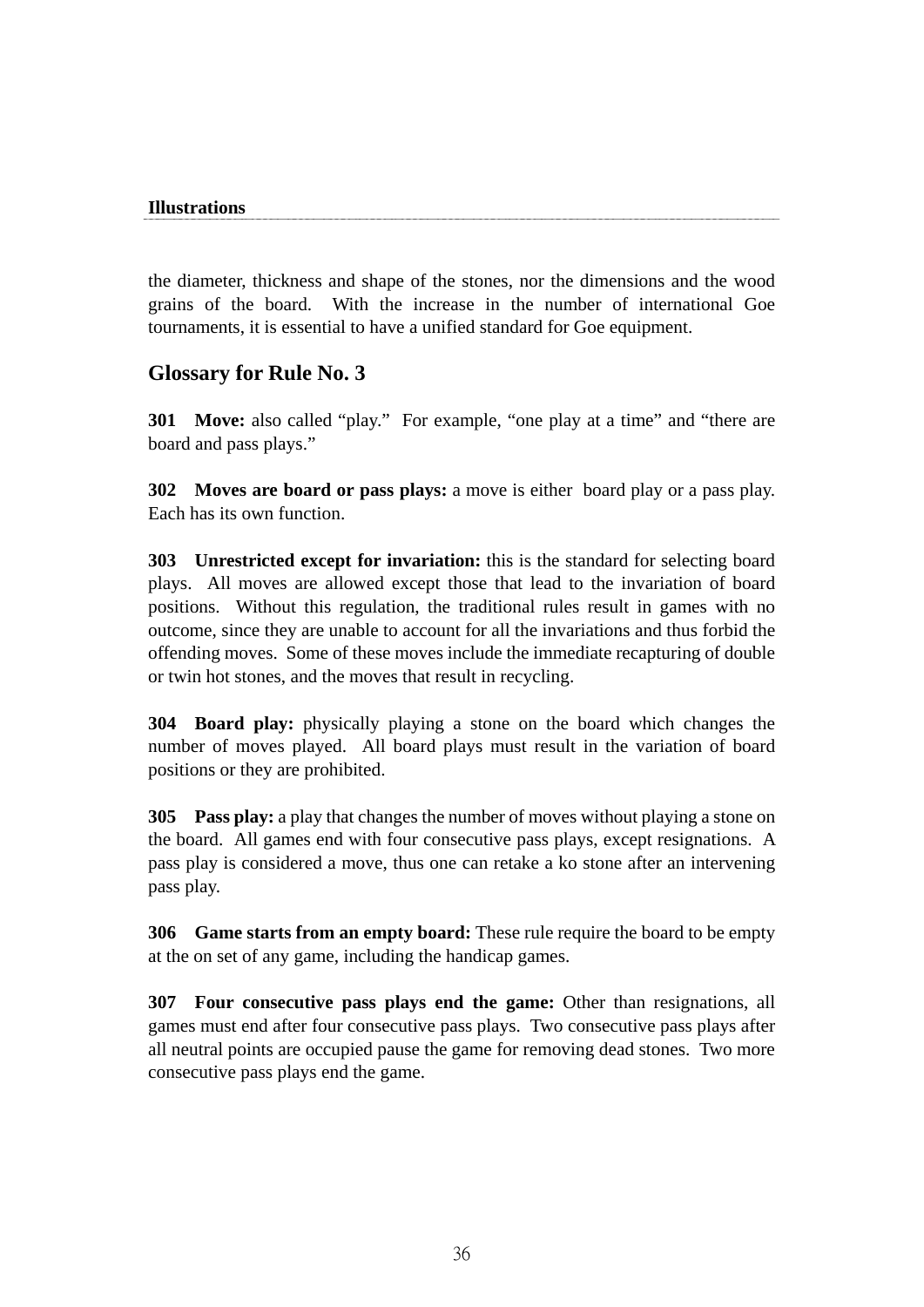the diameter, thickness and shape of the stones, nor the dimensions and the wood grains of the board. With the increase in the number of international Goe tournaments, it is essential to have a unified standard for Goe equipment.

## Glossary for Rule No. 3

**301 Move:** also called "play." For example, "one play at a time" and "there are board and pass plays."

**302 Moves are board or pass plays:** a move is either board play or a pass play. Each has its own function.

**303 Unrestricted except for invariation:** this is the standard for selecting board plays. All moves are allowed except those that lead to the invariation of board positions. Without this regulation, the traditional rules result in games with no outcome, since they are unable to account for all the invariations and thus forbid the offending moves. Some of these moves include the immediate recapturing of double or twin hot stones, and the moves that result in recycling.

**304 Board play:** physically playing a stone on the board which changes the number of moves played. All board plays must result in the variation of board positions or they are prohibited.

**305 Pass play:** a play that changes the number of moves without playing a stone on the board. All games end with four consecutive pass plays, except resignations. A pass play is considered a move, thus one can retake a ko stone after an intervening pass play.

**306 Game starts from an empty board:** These rule require the board to be empty at the on set of any game, including the handicap games.

**307 Four consecutive pass plays end the game:** Other than resignations, all games must end after four consecutive pass plays. Two consecutive pass plays after all neutral points are occupied pause the game for removing dead stones. Two more consecutive pass plays end the game.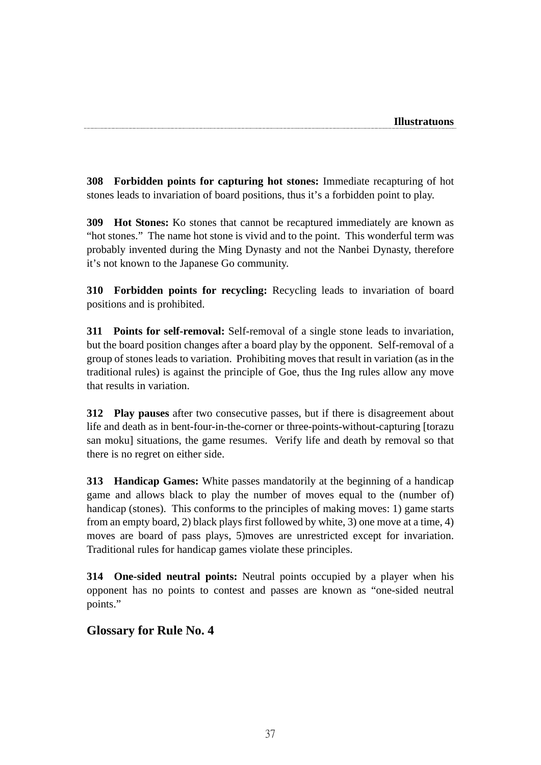**308 Forbidden points for capturing hot stones:** Immediate recapturing of hot stones leads to invariation of board positions, thus it's a forbidden point to play.

**309 Hot Stones:** Ko stones that cannot be recaptured immediately are known as "hot stones." The name hot stone is vivid and to the point. This wonderful term was probably invented during the Ming Dynasty and not the Nanbei Dynasty, therefore it's not known to the Japanese Go community.

**310 Forbidden points for recycling:** Recycling leads to invariation of board positions and is prohibited.

**311 Points for self-removal:** Self-removal of a single stone leads to invariation, but the board position changes after a board play by the opponent. Self-removal of a group of stones leads to variation. Prohibiting moves that result in variation (as in the traditional rules) is against the principle of Goe, thus the Ing rules allow any move that results in variation.

**312 Play pauses** after two consecutive passes, but if there is disagreement about life and death as in bent-four-in-the-corner or three-points-without-capturing [torazu san moku] situations, the game resumes. Verify life and death by removal so that there is no regret on either side.

**313 Handicap Games:** White passes mandatorily at the beginning of a handicap game and allows black to play the number of moves equal to the (number of) handicap (stones). This conforms to the principles of making moves: 1) game starts from an empty board, 2) black plays first followed by white, 3) one move at a time, 4) moves are board of pass plays, 5)moves are unrestricted except for invariation. Traditional rules for handicap games violate these principles.

**314 One-sided neutral points:** Neutral points occupied by a player when his opponent has no points to contest and passes are known as "one-sided neutral points."

## Glossary for Rule No. 4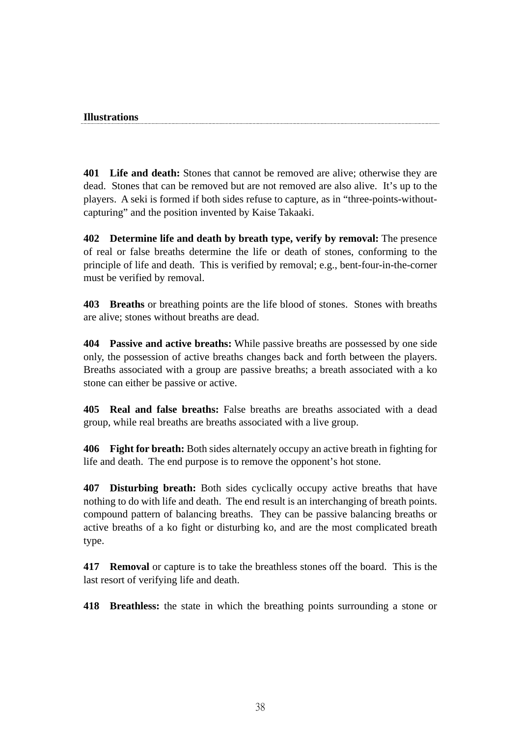**Illustrations**

**401 Life and death:** Stones that cannot be removed are alive; otherwise they are dead. Stones that can be removed but are not removed are also alive. It's up to the players. A seki is formed if both sides refuse to capture, as in "three-points-without-capturing" and the position invented by Kaise Takaaki.

**402 Determine life and death by breath type, verify by removal:** The presence of real or false breaths determine the life or death of stones, conforming to the principle of life and death. This is verified by removal; e.g., bent-four-in-the-corner must be verified by removal.

**403 Breaths** or breathing points are the life blood of stones. Stones with breaths are alive; stones without breaths are dead.

**404 Passive and active breaths:** While passive breaths are possessed by one side only, the possession of active breaths changes back and forth between the players. Breaths associated with a group are passive breaths; a breath associated with a ko stone can either be passive or active.

**405 Real and false breaths:** False breaths are breaths associated with a dead group, while real breaths are breaths associated with a live group.

**406 Fight for breath:** Both sides alternately occupy an active breath in fighting for life and death. The end purpose is to remove the opponent's hot stone.

**407 Disturbing breath:** Both sides cyclically occupy active breaths that have nothing to do with life and death. The end result is an interchanging of breath points. compound pattern of balancing breaths. They can be passive balancing breaths or active breaths of a ko fight or disturbing ko, and are the most complicated breath type.

**417 Removal** or capture is to take the breathless stones off the board. This is the last resort of verifying life and death.

**418 Breathless:** the state in which the breathing points surrounding a stone or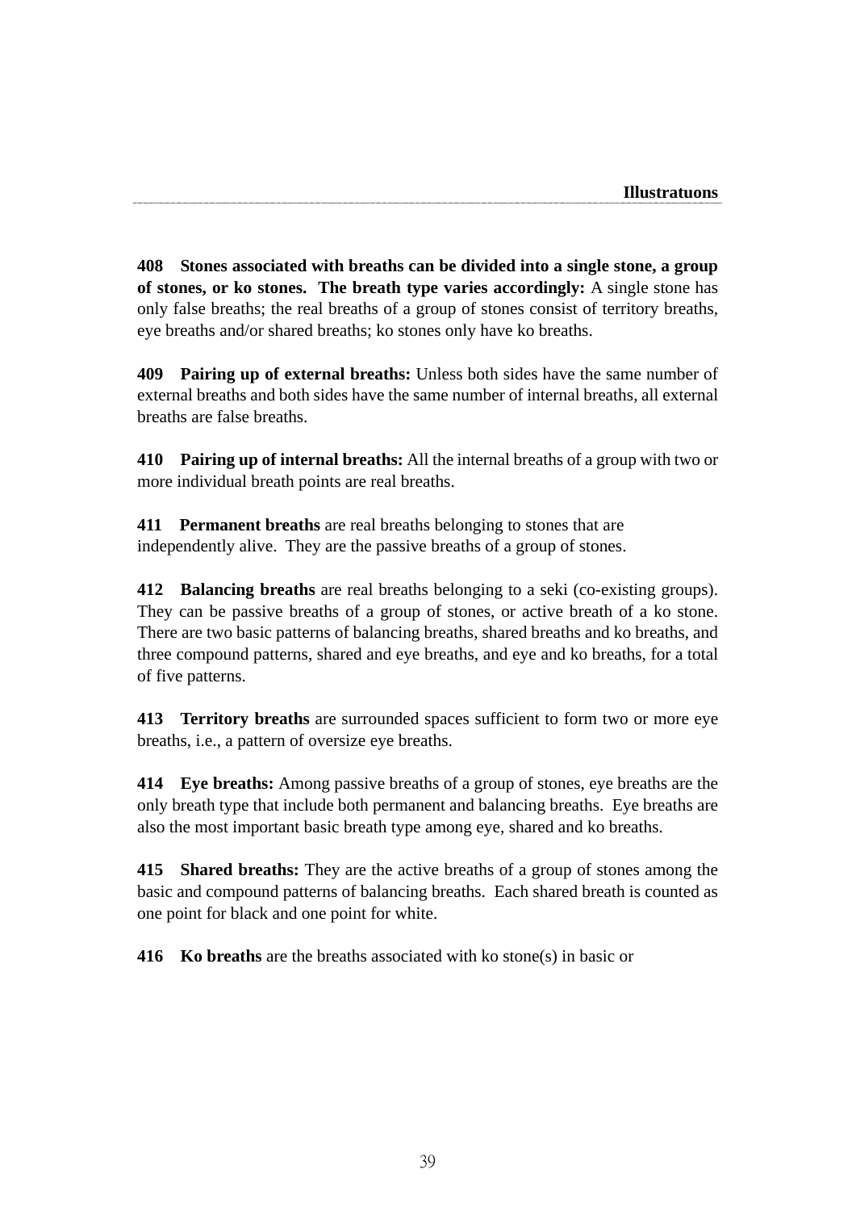**408 Stones associated with breaths can be divided into a single stone, a group of stones, or ko stones. The breath type varies accordingly:** A single stone has only false breaths; the real breaths of a group of stones consist of territory breaths, eye breaths and/or shared breaths; ko stones only have ko breaths.

**409 Pairing up of external breaths:** Unless both sides have the same number of external breaths and both sides have the same number of internal breaths, all external breaths are false breaths.

**410 Pairing up of internal breaths:** All the internal breaths of a group with two or more individual breath points are real breaths.

**411 Permanent breaths** are real breaths belonging to stones that are independently alive. They are the passive breaths of a group of stones.

**412 Balancing breaths** are real breaths belonging to a seki (co-existing groups). They can be passive breaths of a group of stones, or active breath of a ko stone. There are two basic patterns of balancing breaths, shared breaths and ko breaths, and three compound patterns, shared and eye breaths, and eye and ko breaths, for a total of five patterns.

**413 Territory breaths** are surrounded spaces sufficient to form two or more eye breaths, i.e., a pattern of oversize eye breaths.

**414 Eye breaths:** Among passive breaths of a group of stones, eye breaths are the only breath type that include both permanent and balancing breaths. Eye breaths are also the most important basic breath type among eye, shared and ko breaths.

**415 Shared breaths:** They are the active breaths of a group of stones among the basic and compound patterns of balancing breaths. Each shared breath is counted as one point for black and one point for white.

**416 Ko breaths** are the breaths associated with ko stone(s) in basic or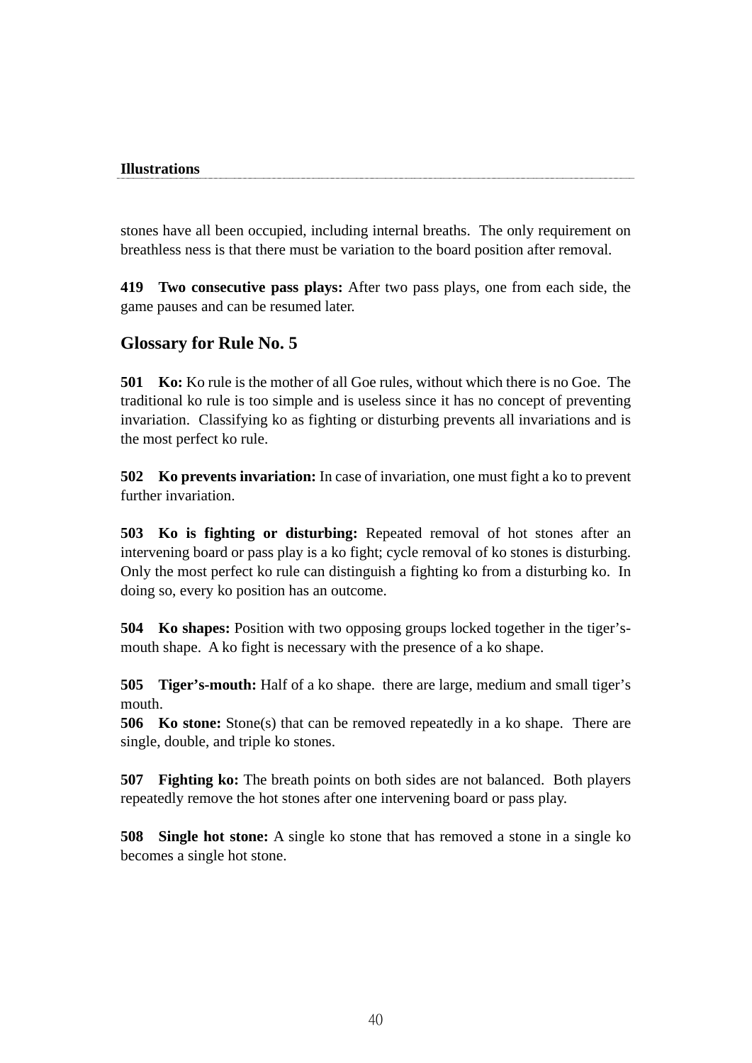stones have all been occupied, including internal breaths. The only requirement on breathless ness is that there must be variation to the board position after removal.

**419 Two consecutive pass plays:** After two pass plays, one from each side, the game pauses and can be resumed later.

## Glossary for Rule No. 5

**501 Ko:** Ko rule is the mother of all Goe rules, without which there is no Goe. The traditional ko rule is too simple and is useless since it has no concept of preventing invariation. Classifying ko as fighting or disturbing prevents all invariations and is the most perfect ko rule.

**502 Ko prevents invariation:** In case of invariation, one must fight a ko to prevent further invariation.

**503 Ko is fighting or disturbing:** Repeated removal of hot stones after an intervening board or pass play is a ko fight; cycle removal of ko stones is disturbing. Only the most perfect ko rule can distinguish a fighting ko from a disturbing ko. In doing so, every ko position has an outcome.

**504 Ko shapes:** Position with two opposing groups locked together in the tiger's-mouth shape. A ko fight is necessary with the presence of a ko shape.

**505 Tiger's-mouth:** Half of a ko shape. there are large, medium and small tiger's mouth.

**506 Ko stone:** Stone(s) that can be removed repeatedly in a ko shape. There are single, double, and triple ko stones.

**507 Fighting ko:** The breath points on both sides are not balanced. Both players repeatedly remove the hot stones after one intervening board or pass play.

**508 Single hot stone:** A single ko stone that has removed a stone in a single ko becomes a single hot stone.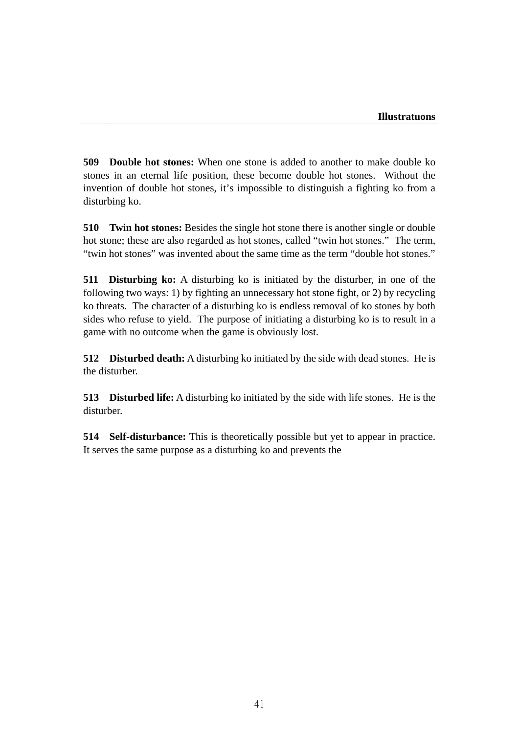**509 Double hot stones:** When one stone is added to another to make double ko stones in an eternal life position, these become double hot stones. Without the invention of double hot stones, it's impossible to distinguish a fighting ko from a disturbing ko.

**510 Twin hot stones:** Besides the single hot stone there is another single or double hot stone; these are also regarded as hot stones, called "twin hot stones." The term, "twin hot stones" was invented about the same time as the term "double hot stones."

**511 Disturbing ko:** A disturbing ko is initiated by the disturber, in one of the following two ways: 1) by fighting an unnecessary hot stone fight, or 2) by recycling ko threats. The character of a disturbing ko is endless removal of ko stones by both sides who refuse to yield. The purpose of initiating a disturbing ko is to result in a game with no outcome when the game is obviously lost.

**512 Disturbed death:** A disturbing ko initiated by the side with dead stones. He is the disturber.

**513 Disturbed life:** A disturbing ko initiated by the side with life stones. He is the disturber.

**514 Self-disturbance:** This is theoretically possible but yet to appear in practice. It serves the same purpose as a disturbing ko and prevents the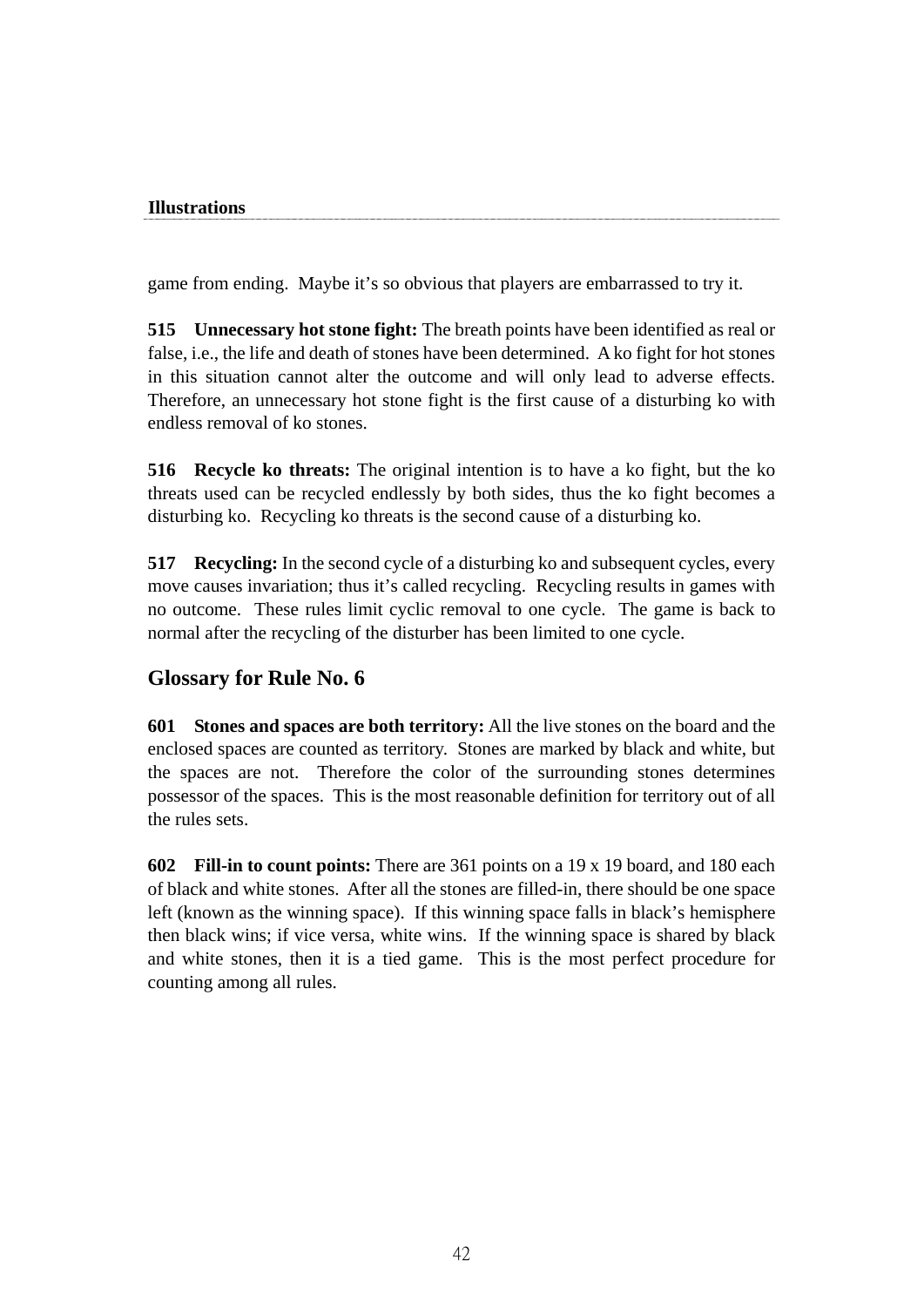game from ending.  Maybe it's so obvious that players are embarrassed to try it.

**515 Unnecessary hot stone fight:** The breath points have been identified as real or false, i.e., the life and death of stones have been determined.  A ko fight for hot stones in this situation cannot alter the outcome and will only lead to adverse effects.  Therefore, an unnecessary hot stone fight is the first cause of a disturbing ko with endless removal of ko stones.

**516 Recycle ko threats:** The original intention is to have a ko fight, but the ko threats used can be recycled endlessly by both sides, thus the ko fight becomes a disturbing ko.  Recycling ko threats is the second cause of a disturbing ko.

**517 Recycling:** In the second cycle of a disturbing ko and subsequent cycles, every move causes invariation; thus it's called recycling.  Recycling results in games with no outcome.  These rules limit cyclic removal to one cycle.  The game is back to normal after the recycling of the disturber has been limited to one cycle.

## Glossary for Rule No. 6

**601 Stones and spaces are both territory:** All the live stones on the board and the enclosed spaces are counted as territory.  Stones are marked by black and white, but the spaces are not.  Therefore the color of the surrounding stones determines possessor of the spaces.  This is the most reasonable definition for territory out of all the rules sets.

**602 Fill-in to count points:** There are 361 points on a 19 x 19 board, and 180 each of black and white stones.  After all the stones are filled-in, there should be one space left (known as the winning space).  If this winning space falls in black's hemisphere then black wins; if vice versa, white wins.  If the winning space is shared by black and white stones, then it is a tied game.  This is the most perfect procedure for counting among all rules.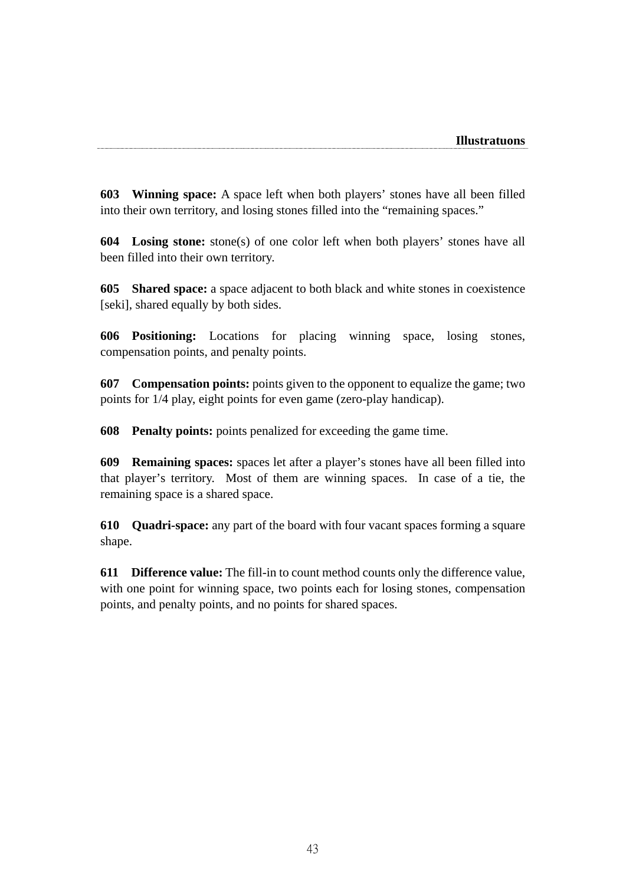**603 Winning space:** A space left when both players' stones have all been filled into their own territory, and losing stones filled into the "remaining spaces."

**604 Losing stone:** stone(s) of one color left when both players' stones have all been filled into their own territory.

**605 Shared space:** a space adjacent to both black and white stones in coexistence [seki], shared equally by both sides.

**606 Positioning:** Locations for placing winning space, losing stones, compensation points, and penalty points.

**607 Compensation points:** points given to the opponent to equalize the game; two points for 1/4 play, eight points for even game (zero-play handicap).

**608 Penalty points:** points penalized for exceeding the game time.

**609 Remaining spaces:** spaces let after a player's stones have all been filled into that player's territory. Most of them are winning spaces. In case of a tie, the remaining space is a shared space.

**610 Quadri-space:** any part of the board with four vacant spaces forming a square shape.

**611 Difference value:** The fill-in to count method counts only the difference value, with one point for winning space, two points each for losing stones, compensation points, and penalty points, and no points for shared spaces.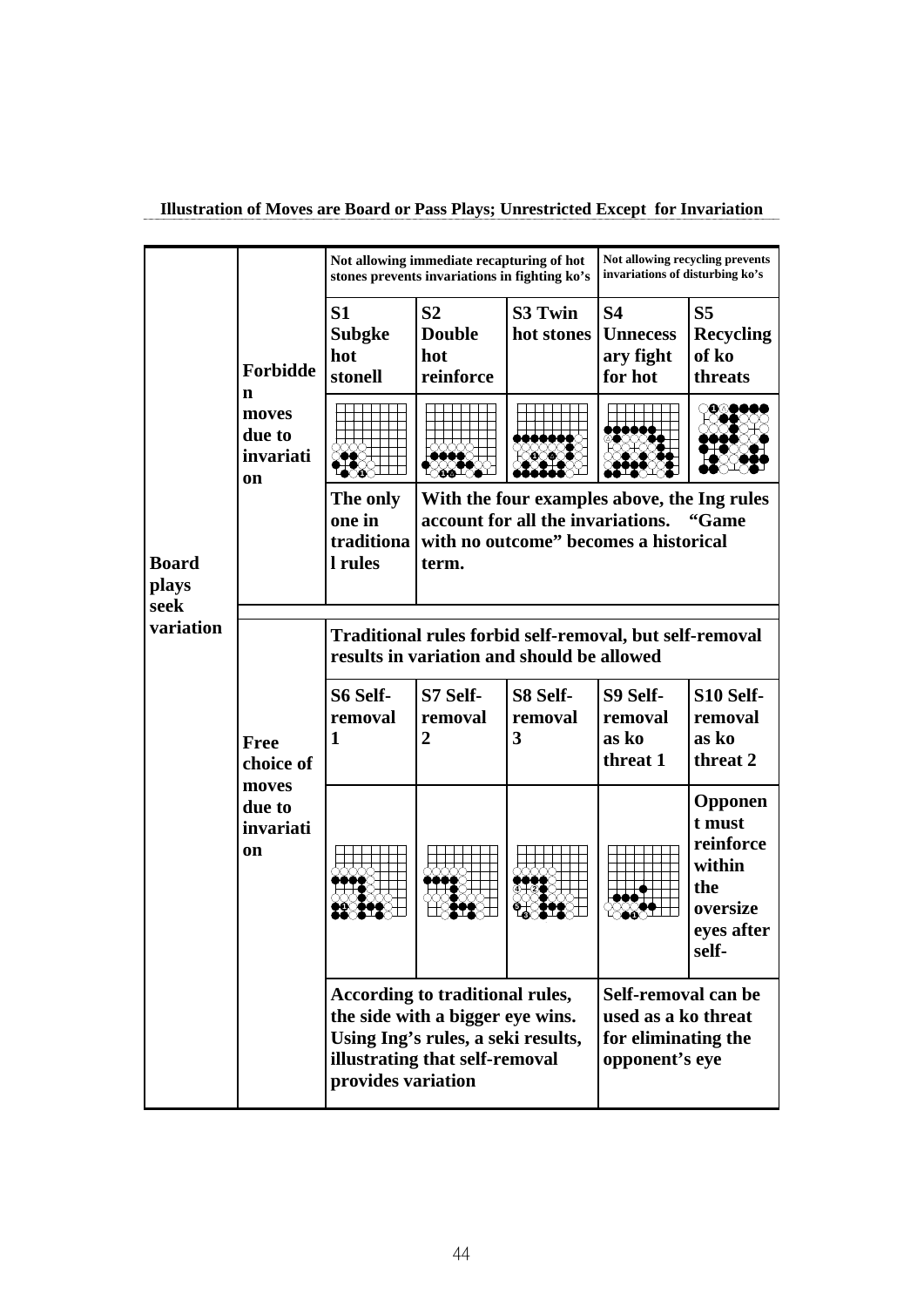**Illustration of Moves are Board or Pass Plays; Unrestricted Except for Invariation**

| | | | | | | |
|---|---|---|---|---|---|---|
| **Board plays seek variation** | **Forbidden moves due to invariation** | **Not allowing immediate recapturing of hot stones prevents invariations in fighting ko's** | | | **Not allowing recycling prevents invariations of disturbing ko's** | |
| | | **S1 Subgke hot stonell** | **S2 Double hot reinforce** | **S3 Twin hot stones** | **S4 Unnecessary fight for hot** | **S5 Recycling of ko threats** |
| | | | | | | |
| | | **The only one in traditional rules** | **With the four examples above, the Ing rules account for all the invariations. "Game with no outcome" becomes a historical term.** | | | |
| | **Free choice of moves due to invariation** | **Traditional rules forbid self-removal, but self-removal results in variation and should be allowed** | | | | |
| | | **S6 Self-removal 1** | **S7 Self-removal 2** | **S8 Self-removal 3** | **S9 Self-removal as ko threat 1** | **S10 Self-removal as ko threat 2** |
| | | | | | | **Opponent must reinforce within the oversize eyes after self-** |
| | | **According to traditional rules, the side with a bigger eye wins. Using Ing's rules, a seki results, illustrating that self-removal provides variation** | | | **Self-removal can be used as a ko threat for eliminating the opponent's eye** | |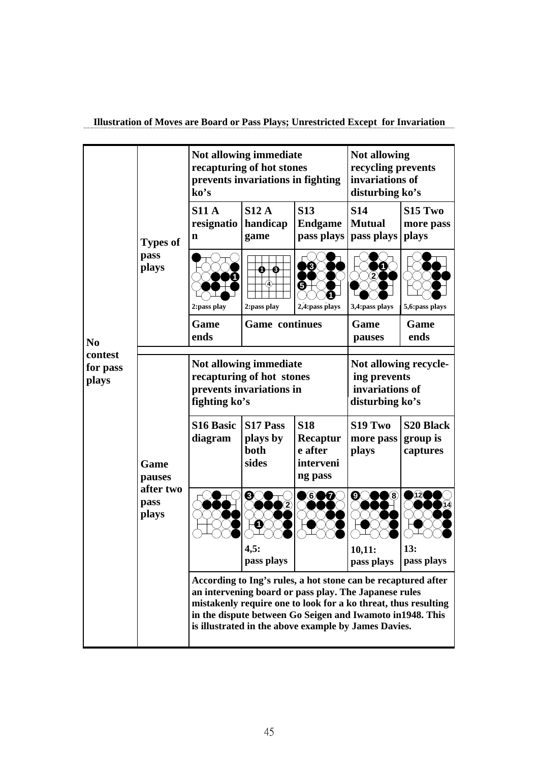**Illustration of Moves are Board or Pass Plays; Unrestricted Except for Invariation**

| | | | | | | |
|---|---|---|---|---|---|---|
| No contest for pass plays | Types of pass plays | Not allowing immediate recapturing of hot stones prevents invariations in fighting ko's | | | Not allowing recycling prevents invariations of disturbing ko's | |
| | | S11 A resignation | S12 A handicap game | S13 Endgame pass plays | S14 Mutual pass plays | S15 Two more pass plays |
| | | 2:pass play | 2:pass play | 2,4:pass plays | 3,4:pass plays | 5,6:pass plays |
| | | Game ends | Game continues | | Game pauses | Game ends |
| | Game pauses after two pass plays | Not allowing immediate recapturing of hot stones prevents invariations in fighting ko's | | | Not allowing recycle-ing prevents invariations of disturbing ko's | |
| | | S16 Basic diagram | S17 Pass plays by both sides | S18 Recapture after intervening pass | S19 Two more pass plays | S20 Black group is captures |
| | | | 4,5: pass plays | | 10,11: pass plays | 13: pass plays |
| | | According to Ing's rules, a hot stone can be recaptured after an intervening board or pass play. The Japanese rules mistakenly require one to look for a ko threat, thus resulting in the dispute between Go Seigen and Iwamoto in1948. This is illustrated in the above example by James Davies. | | | | |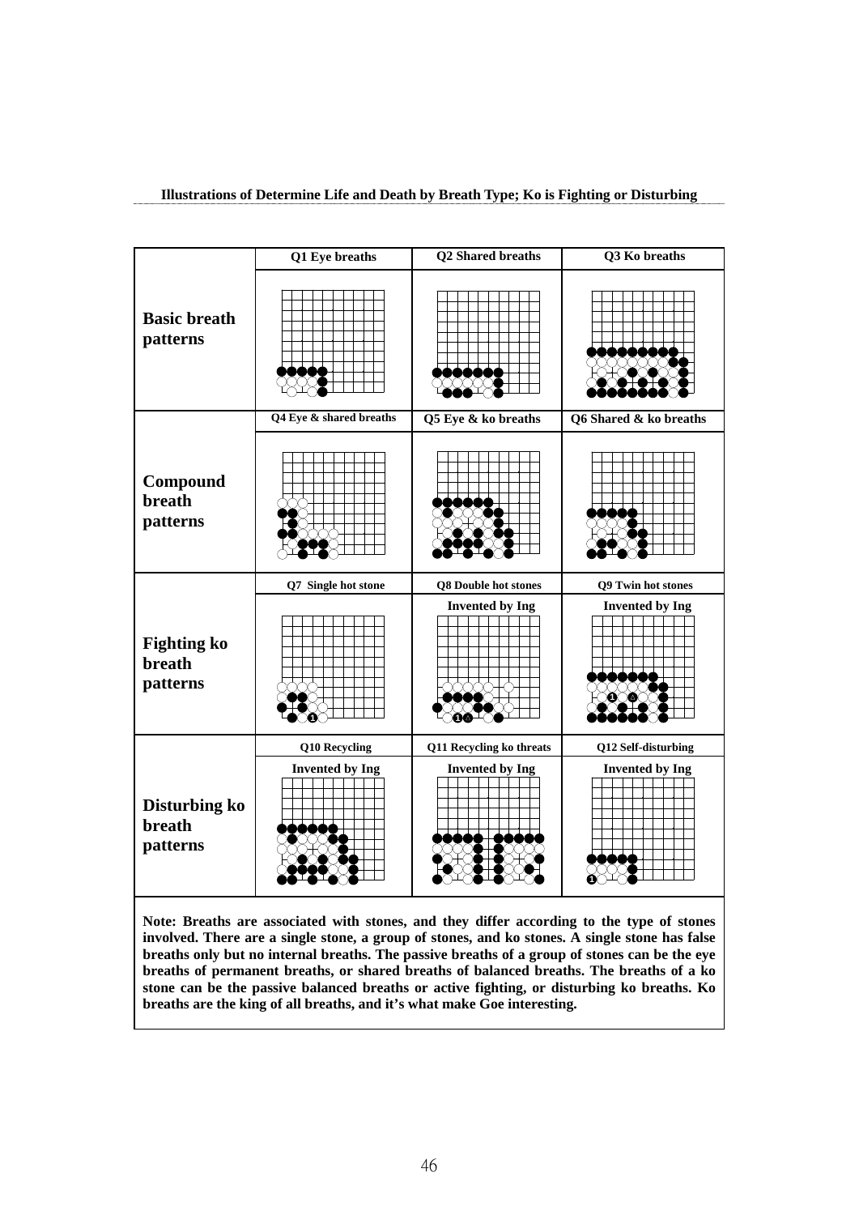**Illustrations of Determine Life and Death by Breath Type; Ko is Fighting or Disturbing**

| | | | |
|---|---|---|---|
| **Basic breath patterns** | Q1 Eye breaths | Q2 Shared breaths | Q3 Ko breaths |
| **Compound breath patterns** | Q4 Eye & shared breaths | Q5 Eye & ko breaths | Q6 Shared & ko breaths |
| **Fighting ko breath patterns** | Q7 Single hot stone | Q8 Double hot stones<br>Invented by Ing | Q9 Twin hot stones<br>Invented by Ing |
| **Disturbing ko breath patterns** | Q10 Recycling<br>Invented by Ing | Q11 Recycling ko threats<br>Invented by Ing | Q12 Self-disturbing<br>Invented by Ing |

**Note: Breaths are associated with stones, and they differ according to the type of stones involved. There are a single stone, a group of stones, and ko stones. A single stone has false breaths only but no internal breaths. The passive breaths of a group of stones can be the eye breaths of permanent breaths, or shared breaths of balanced breaths. The breaths of a ko stone can be the passive balanced breaths or active fighting, or disturbing ko breaths. Ko breaths are the king of all breaths, and it's what make Goe interesting.**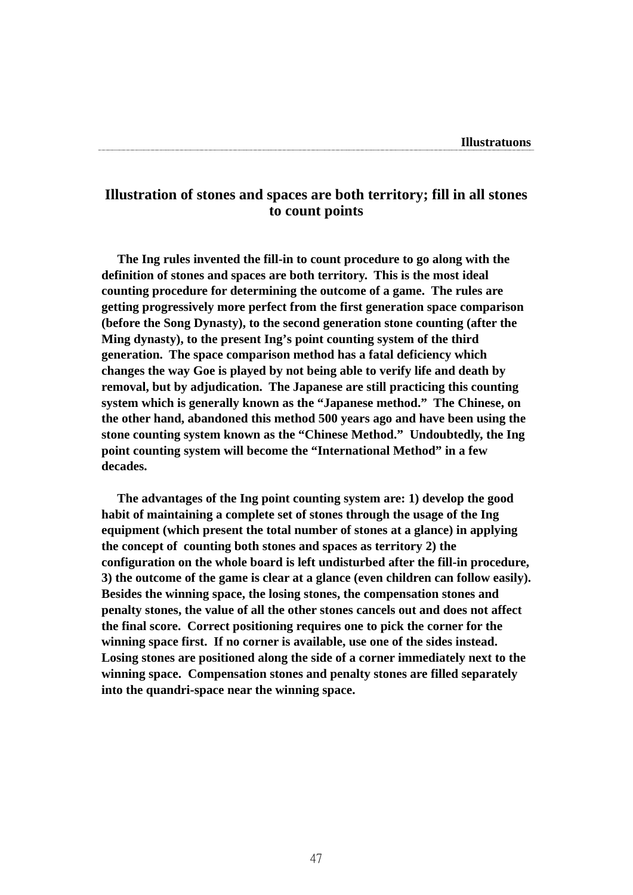## Illustration of stones and spaces are both territory; fill in all stones to count points

**The Ing rules invented the fill-in to count procedure to go along with the definition of stones and spaces are both territory. This is the most ideal counting procedure for determining the outcome of a game. The rules are getting progressively more perfect from the first generation space comparison (before the Song Dynasty), to the second generation stone counting (after the Ming dynasty), to the present Ing's point counting system of the third generation. The space comparison method has a fatal deficiency which changes the way Goe is played by not being able to verify life and death by removal, but by adjudication. The Japanese are still practicing this counting system which is generally known as the "Japanese method." The Chinese, on the other hand, abandoned this method 500 years ago and have been using the stone counting system known as the "Chinese Method." Undoubtedly, the Ing point counting system will become the "International Method" in a few decades.**

**The advantages of the Ing point counting system are: 1) develop the good habit of maintaining a complete set of stones through the usage of the Ing equipment (which present the total number of stones at a glance) in applying the concept of counting both stones and spaces as territory 2) the configuration on the whole board is left undisturbed after the fill-in procedure, 3) the outcome of the game is clear at a glance (even children can follow easily). Besides the winning space, the losing stones, the compensation stones and penalty stones, the value of all the other stones cancels out and does not affect the final score. Correct positioning requires one to pick the corner for the winning space first. If no corner is available, use one of the sides instead. Losing stones are positioned along the side of a corner immediately next to the winning space. Compensation stones and penalty stones are filled separately into the quandri-space near the winning space.**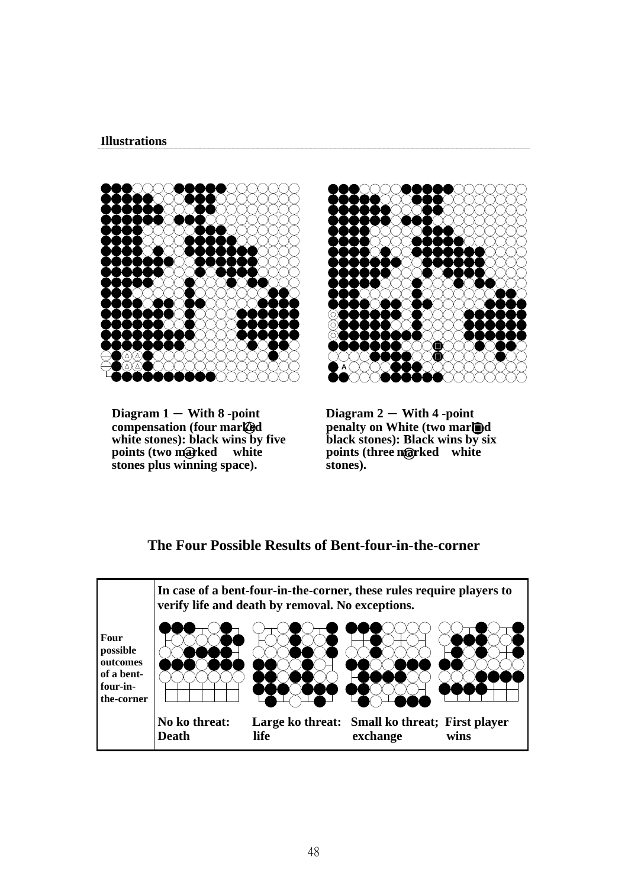**Illustrations**

Diagram 1 ─ With 8 -point compensation (four marked white stones): black wins by five points (two marked white stones plus winning space).

Diagram 2 ─ With 4 -point penalty on White (two marked black stones): Black wins by six points (three marked white stones).

## The Four Possible Results of Bent-four-in-the-corner

| | In case of a bent-four-in-the-corner, these rules require players to verify life and death by removal. No exceptions. | | | |
|---|---|---|---|---|
| **Four possible outcomes of a bent-four-in-the-corner** | | | | |
| | **No ko threat: Death** | **Large ko threat: life** | **Small ko threat; exchange** | **First player wins** |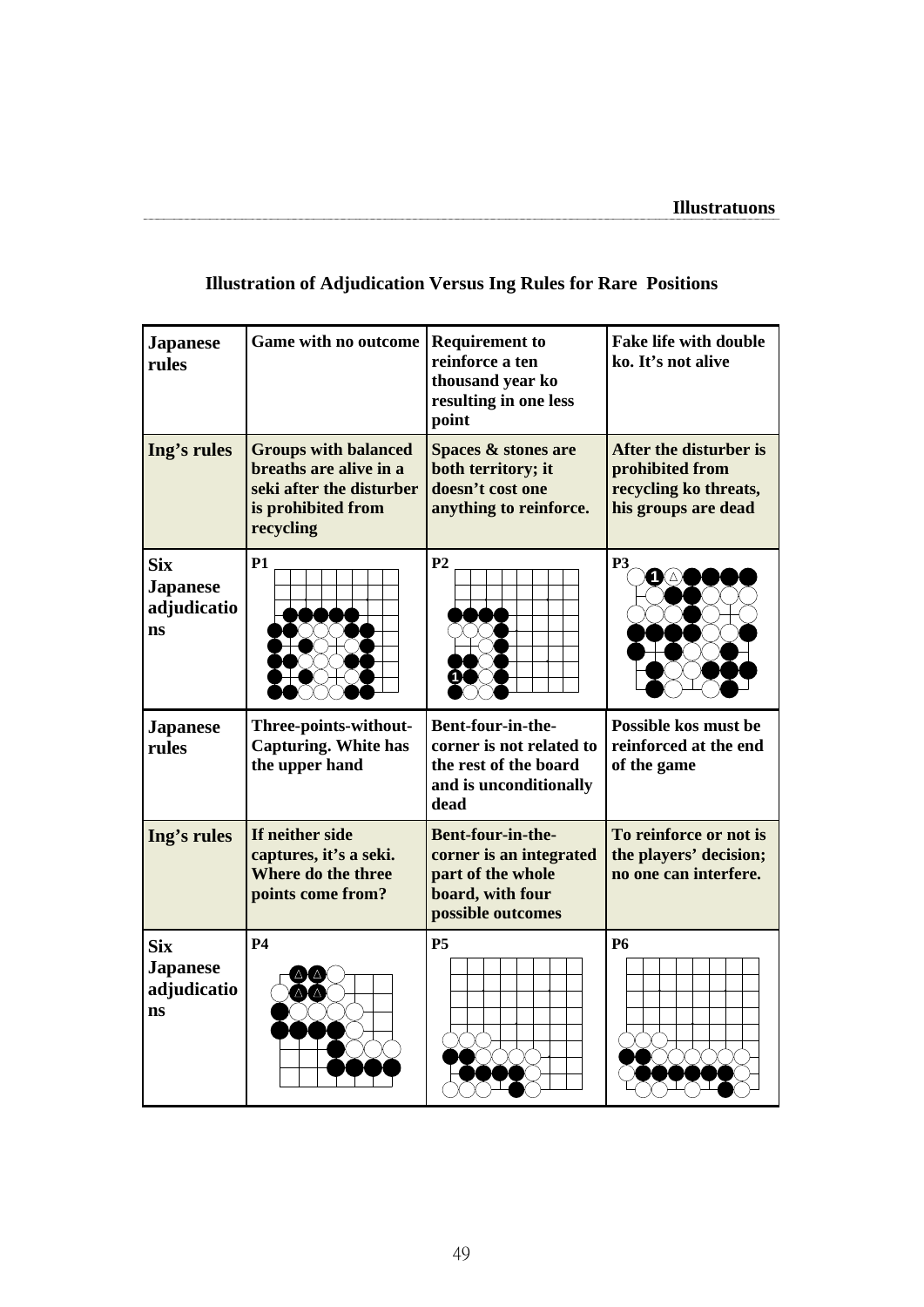## Illustration of Adjudication Versus Ing Rules for Rare Positions

| | | | |
|---|---|---|---|
| **Japanese rules** | **Game with no outcome** | **Requirement to reinforce a ten thousand year ko resulting in one less point** | **Fake life with double ko. It's not alive** |
| **Ing's rules** | **Groups with balanced breaths are alive in a seki after the disturber is prohibited from recycling** | **Spaces & stones are both territory; it doesn't cost one anything to reinforce.** | **After the disturber is prohibited from recycling ko threats, his groups are dead** |
| **Six Japanese adjudications** | **P1** | **P2** | **P3** |
| **Japanese rules** | **Three-points-without-Capturing. White has the upper hand** | **Bent-four-in-the-corner is not related to the rest of the board and is unconditionally dead** | **Possible kos must be reinforced at the end of the game** |
| **Ing's rules** | **If neither side captures, it's a seki. Where do the three points come from?** | **Bent-four-in-the-corner is an integrated part of the whole board, with four possible outcomes** | **To reinforce or not is the players' decision; no one can interfere.** |
| **Six Japanese adjudications** | **P4** | **P5** | **P6** |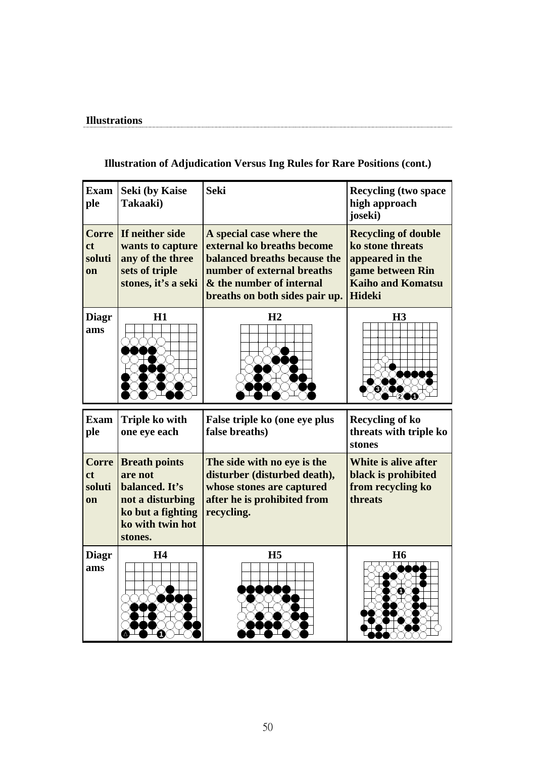**Illustrations**

**Illustration of Adjudication Versus Ing Rules for Rare Positions (cont.)**

| Example | Seki (by Kaise Takaaki) | Seki | Recycling (two space high approach joseki) |
|---|---|---|---|
| Correct solution | If neither side wants to capture any of the three sets of triple stones, it's a seki | A special case where the external ko breaths become balanced breaths because the number of external breaths & the number of internal breaths on both sides pair up. | Recycling of double ko stone threats appeared in the game between Rin Kaiho and Komatsu Hideki |
| Diagrams | H1 | H2 | H3 |

| Example | Triple ko with one eye each | False triple ko (one eye plus false breaths) | Recycling of ko threats with triple ko stones |
|---|---|---|---|
| Correct solution | Breath points are not balanced. It's not a disturbing ko but a fighting ko with twin hot stones. | The side with no eye is the disturber (disturbed death), whose stones are captured after he is prohibited from recycling. | White is alive after black is prohibited from recycling ko threats |
| Diagrams | H4 | H5 | H6 |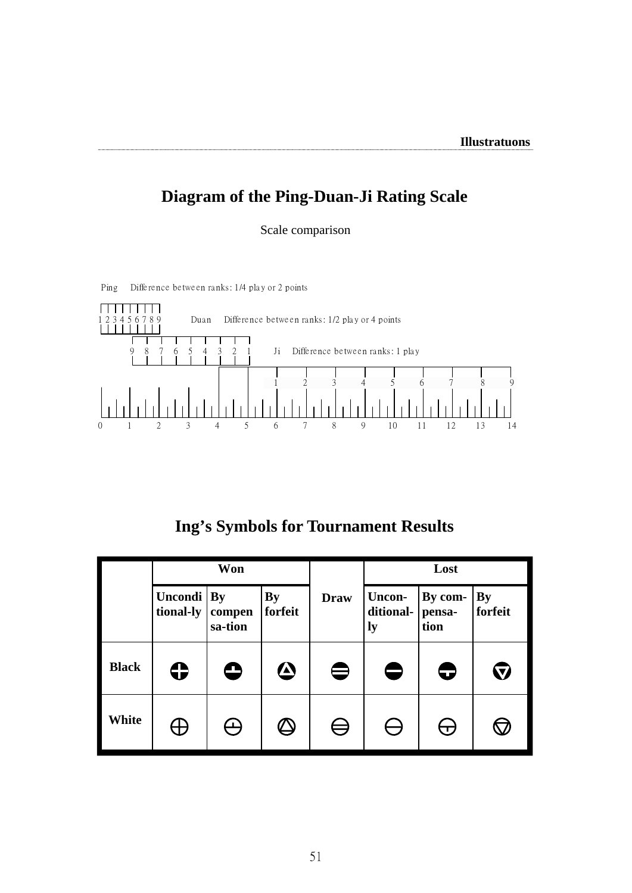# Diagram of the Ping-Duan-Ji Rating Scale

Scale comparison

Ping Difference between ranks: 1/4 play or 2 points

1 2 3 4 5 6 7 8 9

Duan Difference between ranks: 1/2 play or 4 points

9 8 7 6 5 4 3 2 1

Ji Difference between ranks: 1 play

1 2 3 4 5 6 7 8 9

0 1 2 3 4 5 6 7 8 9 10 11 12 13 14

# Ing's Symbols for Tournament Results

| | Won | | | Draw | Lost | | |
|---|---|---|---|---|---|---|---|
| | Unconditional-ly | By compensa-tion | By forfeit | | Uncon-ditional-ly | By com-pensa-tion | By forfeit |
| **Black** | ⊕ (filled) | ⊥ in filled circle | △ in filled circle | ⊜ (filled) | ⊖ (filled) | ⊤ in filled circle | ▽ in filled circle |
| **White** | ⊕ | ⊥ in circle | △ in circle | ⊜ | ⊖ | ⊤ in circle | ▽ in circle |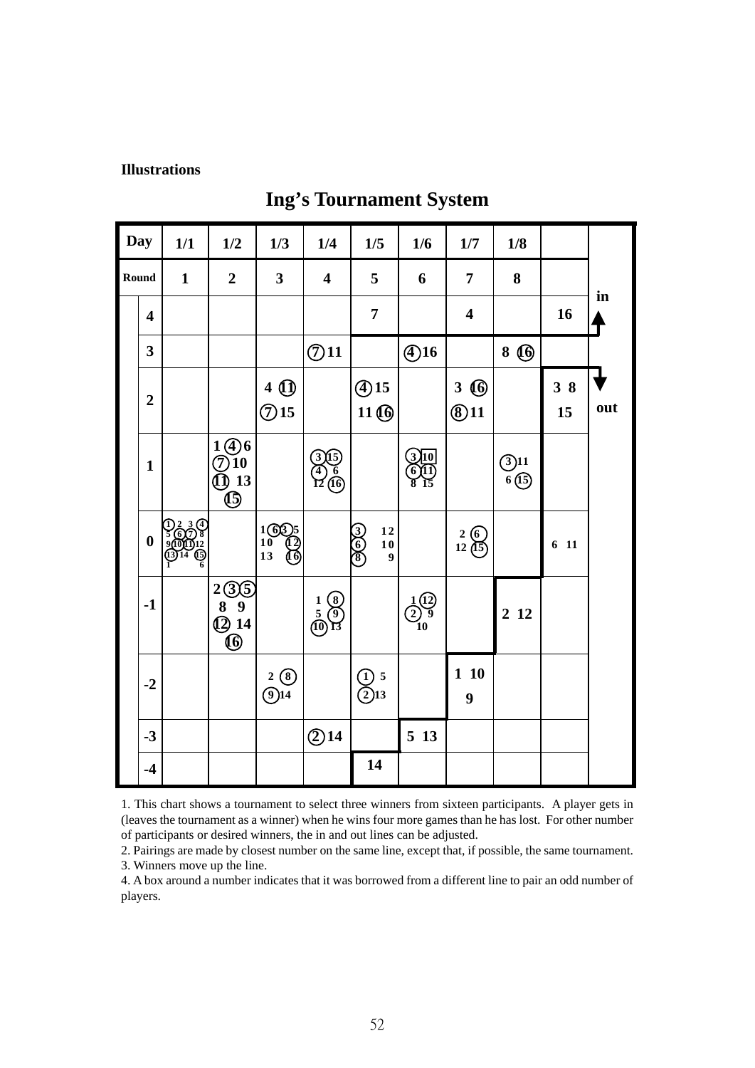**Illustrations**

## Ing's Tournament System

| Day | | 1/1 | 1/2 | 1/3 | 1/4 | 1/5 | 1/6 | 1/7 | 1/8 | | |
|---|---|---|---|---|---|---|---|---|---|---|---|
| Round | | 1 | 2 | 3 | 4 | 5 | 6 | 7 | 8 | | |
| | 4 | | | | | 7 | | 4 | | 16 | in |
| | 3 | | | | (7) 11 | | (4) 16 | | 8 (16) | | |
| | 2 | | | 4 (11) (7) 15 | | (4) 15 11 (16) | | 3 (16) (8) 11 | | 3 8 15 | out |
| | 1 | | 1 (4) 6 (7) 10 (11) 13 (15) | | (3) (15) (4) 6 12 (16) | | (3) [10] (6) (11) 8 15 | | (3) 11 6 (15) | | |
| | 0 | (1) 2 3 (4) 5 (6) (7) 8 9 (10) (11) 12 (13) 14 (15) 1 6 | | 1 (6) (3) 5 10 (12) 13 (16) | | (3) 12 (6) 10 (8) 9 | | 2 (6) 12 (15) | | 6 11 | |
| | -1 | | 2 (3) (5) 8 9 (12) 14 (16) | | 1 (8) 5 (9) (10) 13 | | 1 (12) (2) 9 10 | | 2 12 | | |
| | -2 | | | 2 (8) (9) 14 | | (1) 5 (2) 13 | | 1 10 9 | | | |
| | -3 | | | | (2) 14 | | 5 13 | | | | |
| | -4 | | | | | 14 | | | | | |

1. This chart shows a tournament to select three winners from sixteen participants. A player gets in (leaves the tournament as a winner) when he wins four more games than he has lost. For other number of participants or desired winners, the in and out lines can be adjusted.
2. Pairings are made by closest number on the same line, except that, if possible, the same tournament.
3. Winners move up the line.
4. A box around a number indicates that it was borrowed from a different line to pair an odd number of players.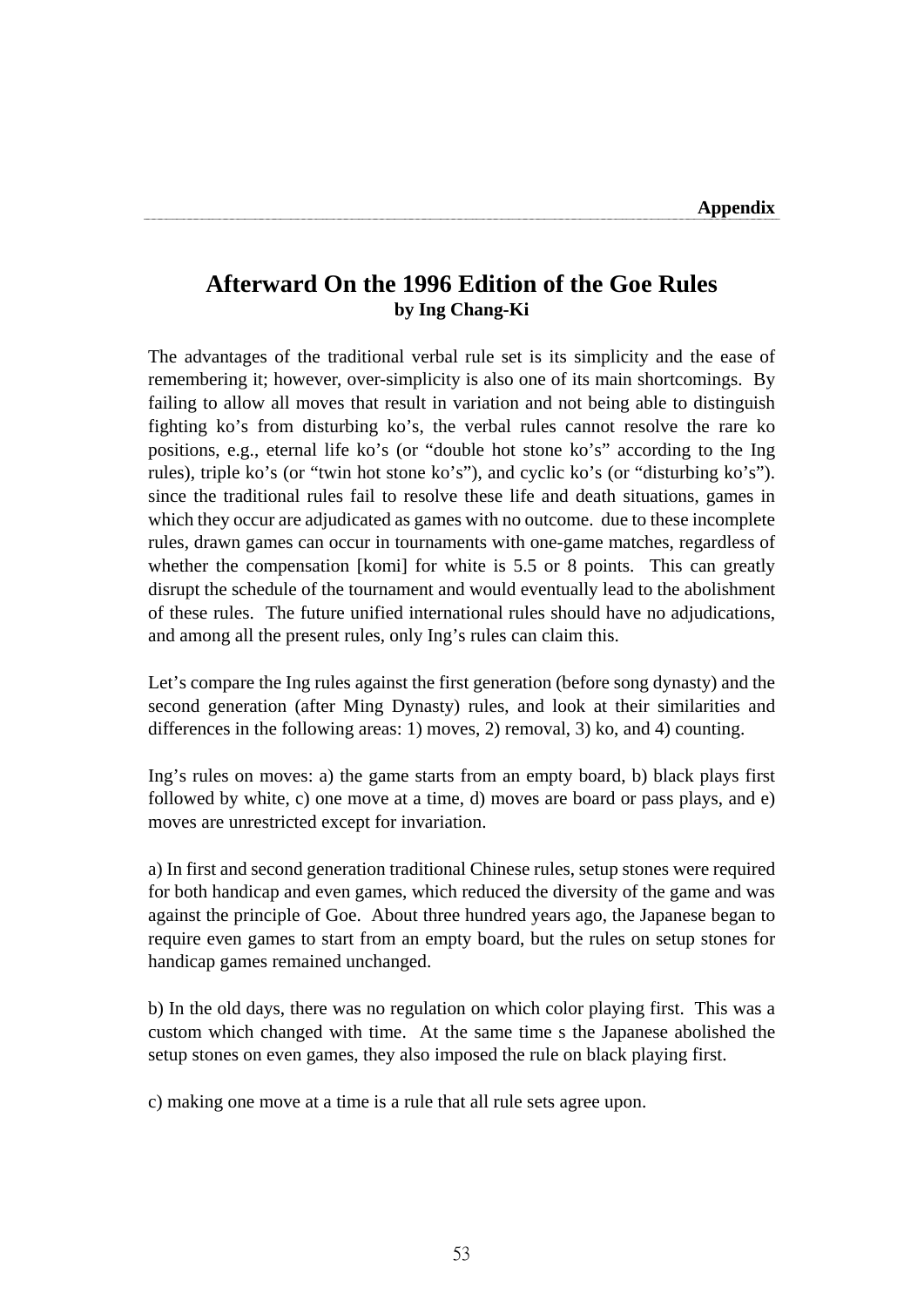# Afterward On the 1996 Edition of the Goe Rules

**by Ing Chang-Ki**

The advantages of the traditional verbal rule set is its simplicity and the ease of remembering it; however, over-simplicity is also one of its main shortcomings. By failing to allow all moves that result in variation and not being able to distinguish fighting ko's from disturbing ko's, the verbal rules cannot resolve the rare ko positions, e.g., eternal life ko's (or "double hot stone ko's" according to the Ing rules), triple ko's (or "twin hot stone ko's"), and cyclic ko's (or "disturbing ko's"). since the traditional rules fail to resolve these life and death situations, games in which they occur are adjudicated as games with no outcome. due to these incomplete rules, drawn games can occur in tournaments with one-game matches, regardless of whether the compensation [komi] for white is 5.5 or 8 points. This can greatly disrupt the schedule of the tournament and would eventually lead to the abolishment of these rules. The future unified international rules should have no adjudications, and among all the present rules, only Ing's rules can claim this.

Let's compare the Ing rules against the first generation (before song dynasty) and the second generation (after Ming Dynasty) rules, and look at their similarities and differences in the following areas: 1) moves, 2) removal, 3) ko, and 4) counting.

Ing's rules on moves: a) the game starts from an empty board, b) black plays first followed by white, c) one move at a time, d) moves are board or pass plays, and e) moves are unrestricted except for invariation.

a) In first and second generation traditional Chinese rules, setup stones were required for both handicap and even games, which reduced the diversity of the game and was against the principle of Goe. About three hundred years ago, the Japanese began to require even games to start from an empty board, but the rules on setup stones for handicap games remained unchanged.

b) In the old days, there was no regulation on which color playing first. This was a custom which changed with time. At the same time s the Japanese abolished the setup stones on even games, they also imposed the rule on black playing first.

c) making one move at a time is a rule that all rule sets agree upon.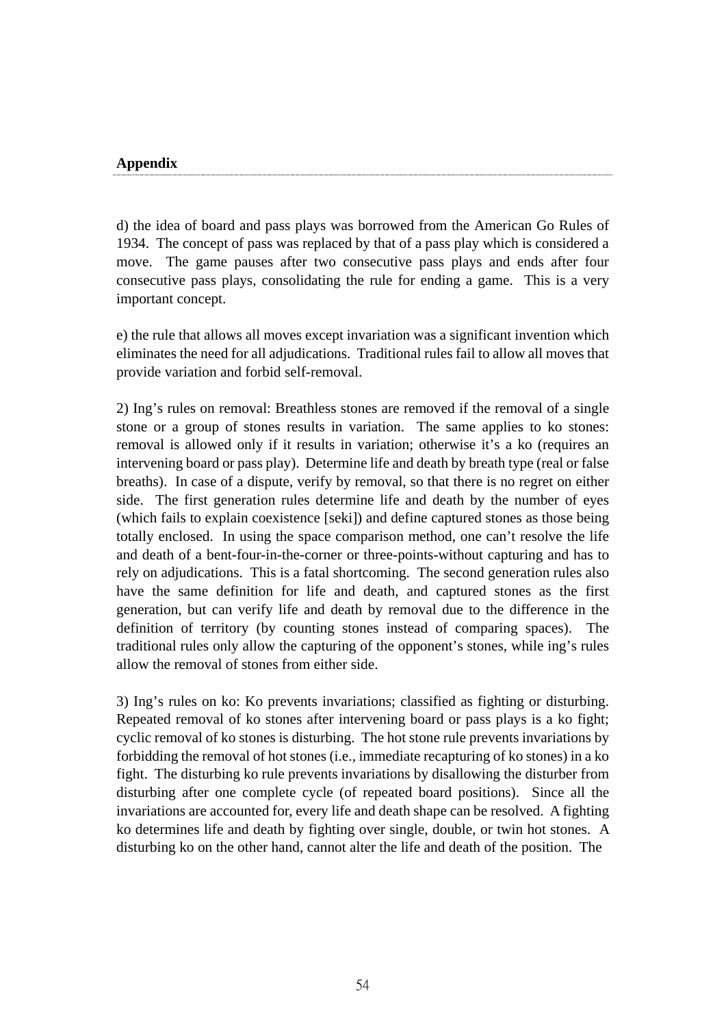**Appendix**

d) the idea of board and pass plays was borrowed from the American Go Rules of 1934. The concept of pass was replaced by that of a pass play which is considered a move. The game pauses after two consecutive pass plays and ends after four consecutive pass plays, consolidating the rule for ending a game. This is a very important concept.

e) the rule that allows all moves except invariation was a significant invention which eliminates the need for all adjudications. Traditional rules fail to allow all moves that provide variation and forbid self-removal.

2) Ing's rules on removal: Breathless stones are removed if the removal of a single stone or a group of stones results in variation. The same applies to ko stones: removal is allowed only if it results in variation; otherwise it's a ko (requires an intervening board or pass play). Determine life and death by breath type (real or false breaths). In case of a dispute, verify by removal, so that there is no regret on either side. The first generation rules determine life and death by the number of eyes (which fails to explain coexistence [seki]) and define captured stones as those being totally enclosed. In using the space comparison method, one can't resolve the life and death of a bent-four-in-the-corner or three-points-without capturing and has to rely on adjudications. This is a fatal shortcoming. The second generation rules also have the same definition for life and death, and captured stones as the first generation, but can verify life and death by removal due to the difference in the definition of territory (by counting stones instead of comparing spaces). The traditional rules only allow the capturing of the opponent's stones, while ing's rules allow the removal of stones from either side.

3) Ing's rules on ko: Ko prevents invariations; classified as fighting or disturbing. Repeated removal of ko stones after intervening board or pass plays is a ko fight; cyclic removal of ko stones is disturbing. The hot stone rule prevents invariations by forbidding the removal of hot stones (i.e., immediate recapturing of ko stones) in a ko fight. The disturbing ko rule prevents invariations by disallowing the disturber from disturbing after one complete cycle (of repeated board positions). Since all the invariations are accounted for, every life and death shape can be resolved. A fighting ko determines life and death by fighting over single, double, or twin hot stones. A disturbing ko on the other hand, cannot alter the life and death of the position. The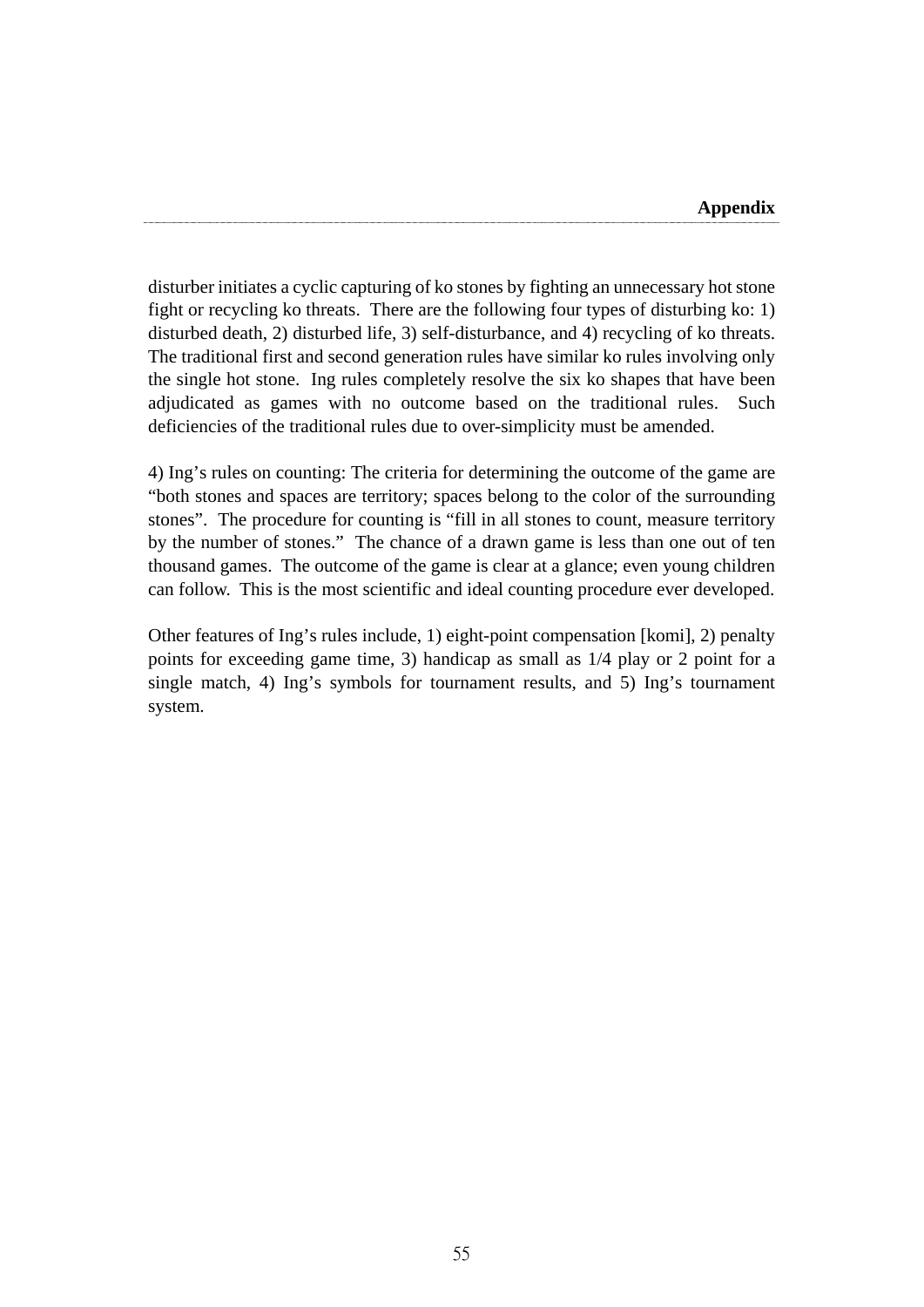disturber initiates a cyclic capturing of ko stones by fighting an unnecessary hot stone fight or recycling ko threats. There are the following four types of disturbing ko: 1) disturbed death, 2) disturbed life, 3) self-disturbance, and 4) recycling of ko threats. The traditional first and second generation rules have similar ko rules involving only the single hot stone. Ing rules completely resolve the six ko shapes that have been adjudicated as games with no outcome based on the traditional rules. Such deficiencies of the traditional rules due to over-simplicity must be amended.

4) Ing's rules on counting: The criteria for determining the outcome of the game are "both stones and spaces are territory; spaces belong to the color of the surrounding stones". The procedure for counting is "fill in all stones to count, measure territory by the number of stones." The chance of a drawn game is less than one out of ten thousand games. The outcome of the game is clear at a glance; even young children can follow. This is the most scientific and ideal counting procedure ever developed.

Other features of Ing's rules include, 1) eight-point compensation [komi], 2) penalty points for exceeding game time, 3) handicap as small as 1/4 play or 2 point for a single match, 4) Ing's symbols for tournament results, and 5) Ing's tournament system.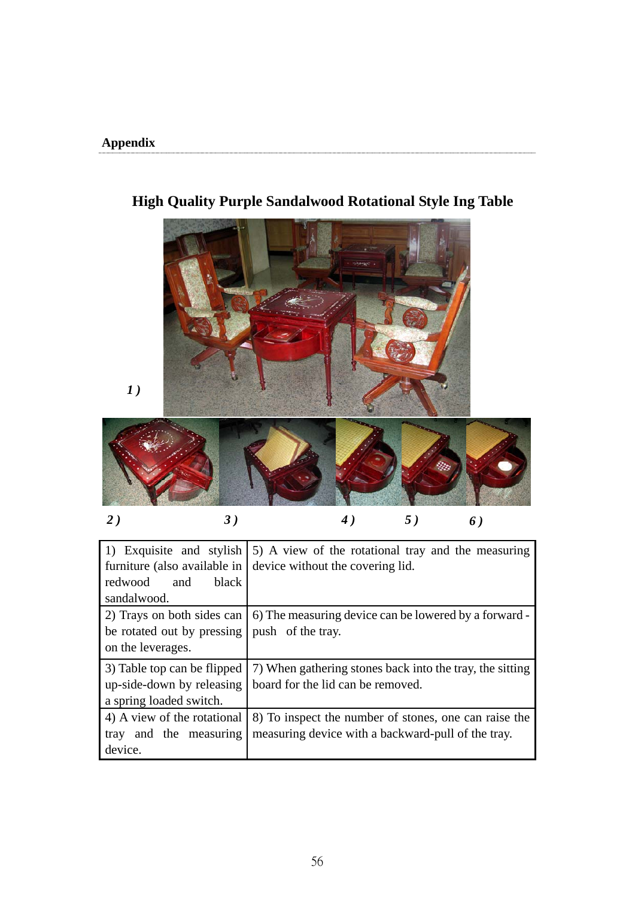**Appendix**

## High Quality Purple Sandalwood Rotational Style Ing Table

*1 )*

*2 )* *3 )* *4 )* *5 )* *6 )*

| | |
|---|---|
| 1) Exquisite and stylish furniture (also available in redwood and black sandalwood. | 5) A view of the rotational tray and the measuring device without the covering lid. |
| 2) Trays on both sides can be rotated out by pressing on the leverages. | 6) The measuring device can be lowered by a forward - push of the tray. |
| 3) Table top can be flipped up-side-down by releasing a spring loaded switch. | 7) When gathering stones back into the tray, the sitting board for the lid can be removed. |
| 4) A view of the rotational tray and the measuring device. | 8) To inspect the number of stones, one can raise the measuring device with a backward-pull of the tray. |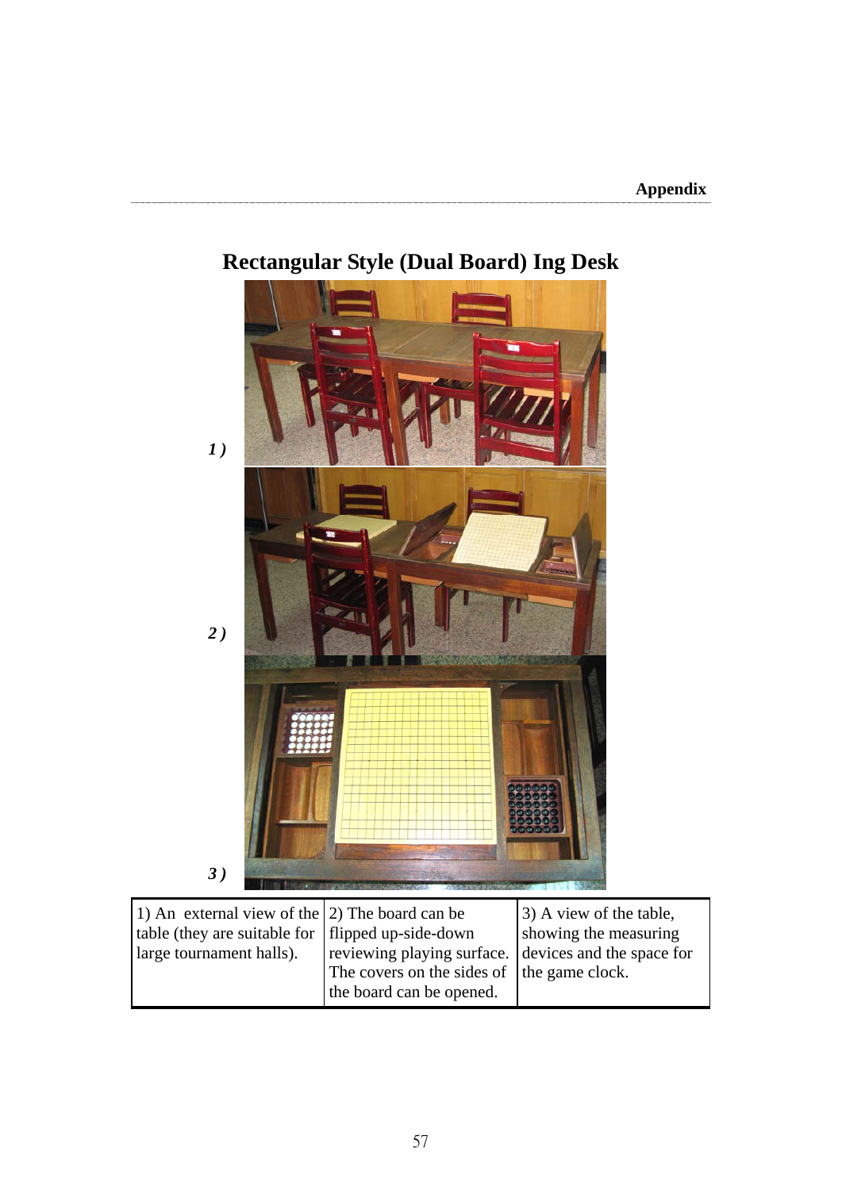# Rectangular Style (Dual Board) Ing Desk

*1 )*

*2 )*

*3 )*

| 1) An external view of the table (they are suitable for large tournament halls). | 2) The board can be flipped up-side-down reviewing playing surface. The covers on the sides of the board can be opened. | 3) A view of the table, showing the measuring devices and the space for the game clock. |
|---|---|---|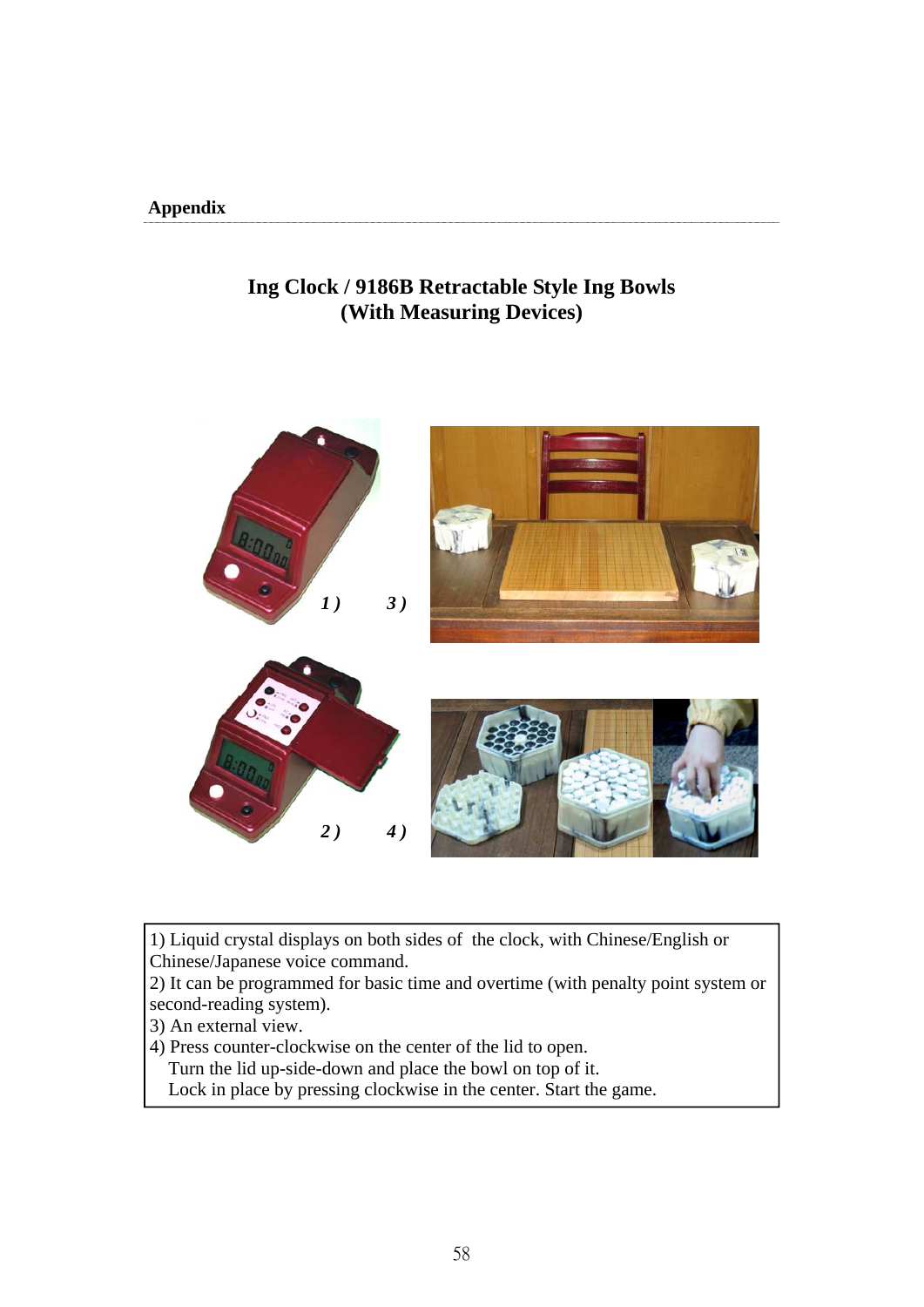**Appendix**

## Ing Clock / 9186B Retractable Style Ing Bowls (With Measuring Devices)

1) Liquid crystal displays on both sides of the clock, with Chinese/English or Chinese/Japanese voice command.
2) It can be programmed for basic time and overtime (with penalty point system or second-reading system).
3) An external view.
4) Press counter-clockwise on the center of the lid to open.
   Turn the lid up-side-down and place the bowl on top of it.
   Lock in place by pressing clockwise in the center. Start the game.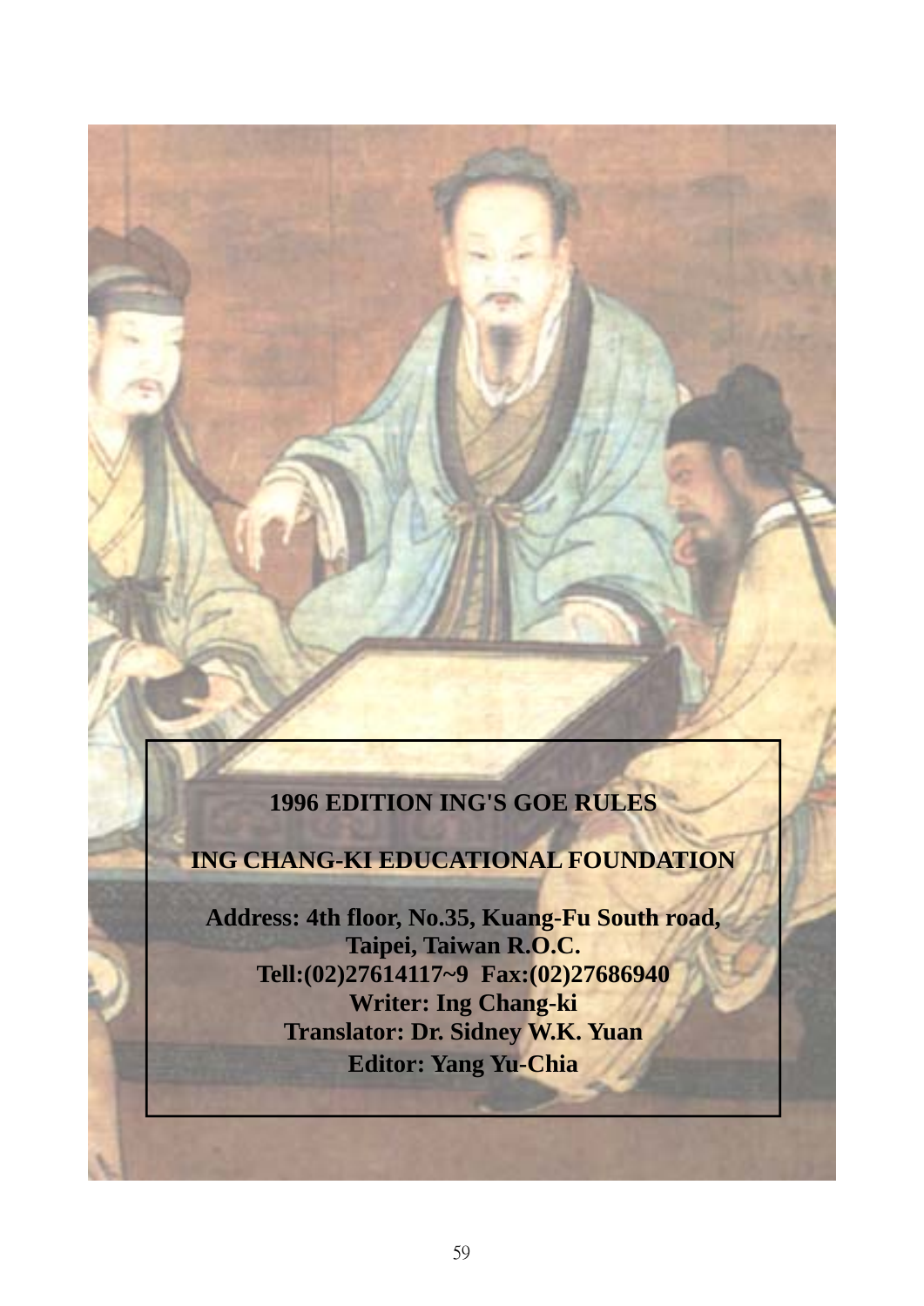**1996 EDITION ING'S GOE RULES**

**ING CHANG-KI EDUCATIONAL FOUNDATION**

**Address: 4th floor, No.35, Kuang-Fu South road,**
**Taipei, Taiwan R.O.C.**
**Tell:(02)27614117~9 Fax:(02)27686940**
**Writer: Ing Chang-ki**
**Translator: Dr. Sidney W.K. Yuan**
**Editor: Yang Yu-Chia**